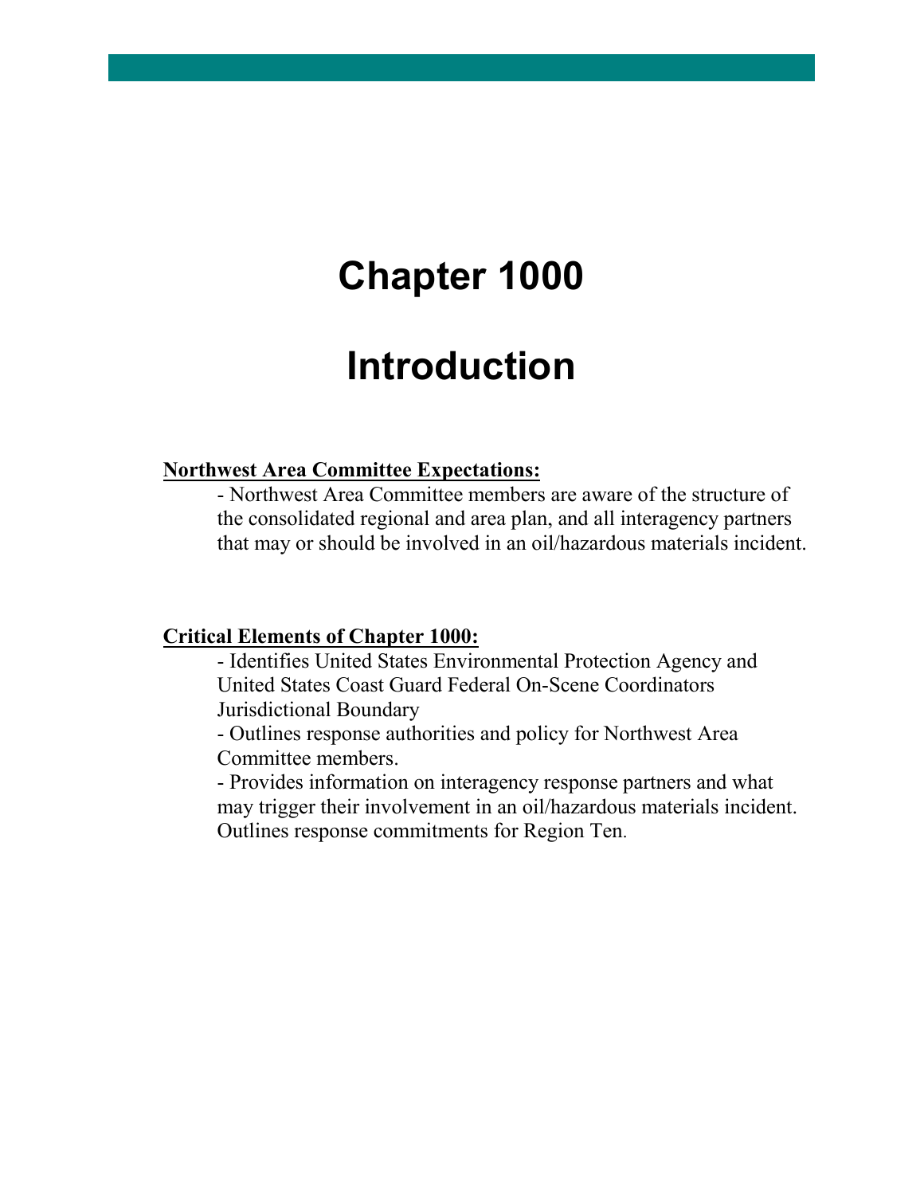# Chapter 1000

# Introduction

**Northwest Area Committee Expectations:**

- Northwest Area Committee members are aware of the structure of the consolidated regional and area plan, and all interagency partners that may or should be involved in an oil/hazardous materials incident.

**Critical Elements of Chapter 1000:**

- Identifies United States Environmental Protection Agency and United States Coast Guard Federal On-Scene Coordinators Jurisdictional Boundary
- Outlines response authorities and policy for Northwest Area Committee members.
- Provides information on interagency response partners and what may trigger their involvement in an oil/hazardous materials incident. Outlines response commitments for Region Ten.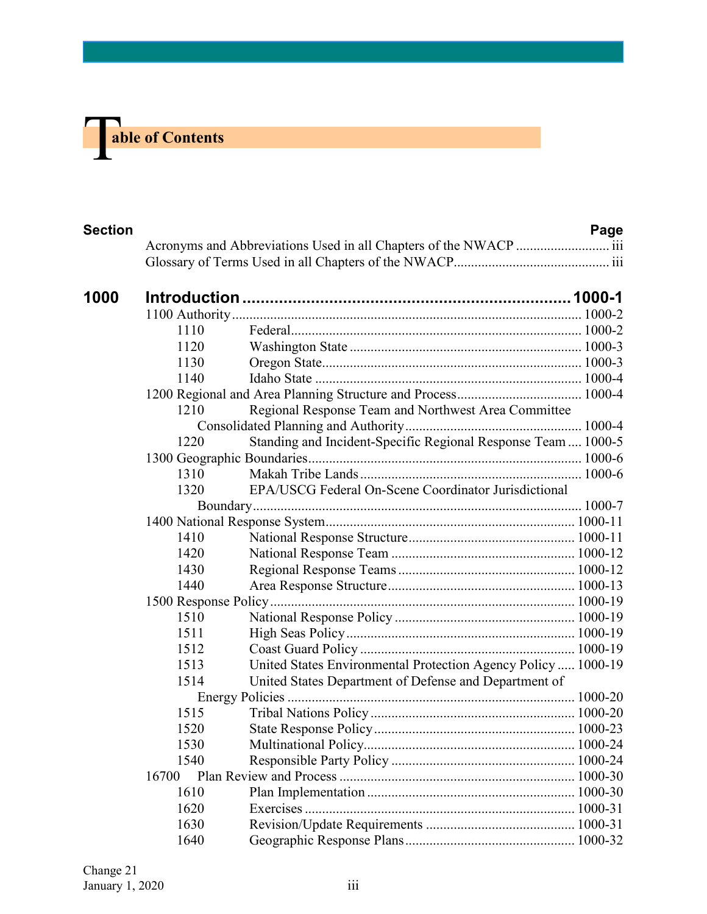# Table of Contents

| Section | | Page |
|---|---|---|
| | Acronyms and Abbreviations Used in all Chapters of the NWACP | iii |
| | Glossary of Terms Used in all Chapters of the NWACP | iii |
| **1000** | **Introduction** | **1000-1** |
| | 1100 Authority | 1000-2 |
| | 1110 Federal | 1000-2 |
| | 1120 Washington State | 1000-3 |
| | 1130 Oregon State | 1000-3 |
| | 1140 Idaho State | 1000-4 |
| | 1200 Regional and Area Planning Structure and Process | 1000-4 |
| | 1210 Regional Response Team and Northwest Area Committee Consolidated Planning and Authority | 1000-4 |
| | 1220 Standing and Incident-Specific Regional Response Team | 1000-5 |
| | 1300 Geographic Boundaries | 1000-6 |
| | 1310 Makah Tribe Lands | 1000-6 |
| | 1320 EPA/USCG Federal On-Scene Coordinator Jurisdictional Boundary | 1000-7 |
| | 1400 National Response System | 1000-11 |
| | 1410 National Response Structure | 1000-11 |
| | 1420 National Response Team | 1000-12 |
| | 1430 Regional Response Teams | 1000-12 |
| | 1440 Area Response Structure | 1000-13 |
| | 1500 Response Policy | 1000-19 |
| | 1510 National Response Policy | 1000-19 |
| | 1511 High Seas Policy | 1000-19 |
| | 1512 Coast Guard Policy | 1000-19 |
| | 1513 United States Environmental Protection Agency Policy | 1000-19 |
| | 1514 United States Department of Defense and Department of Energy Policies | 1000-20 |
| | 1515 Tribal Nations Policy | 1000-20 |
| | 1520 State Response Policy | 1000-23 |
| | 1530 Multinational Policy | 1000-24 |
| | 1540 Responsible Party Policy | 1000-24 |
| | 16700 Plan Review and Process | 1000-30 |
| | 1610 Plan Implementation | 1000-30 |
| | 1620 Exercises | 1000-31 |
| | 1630 Revision/Update Requirements | 1000-31 |
| | 1640 Geographic Response Plans | 1000-32 |

Change 21
January 1, 2020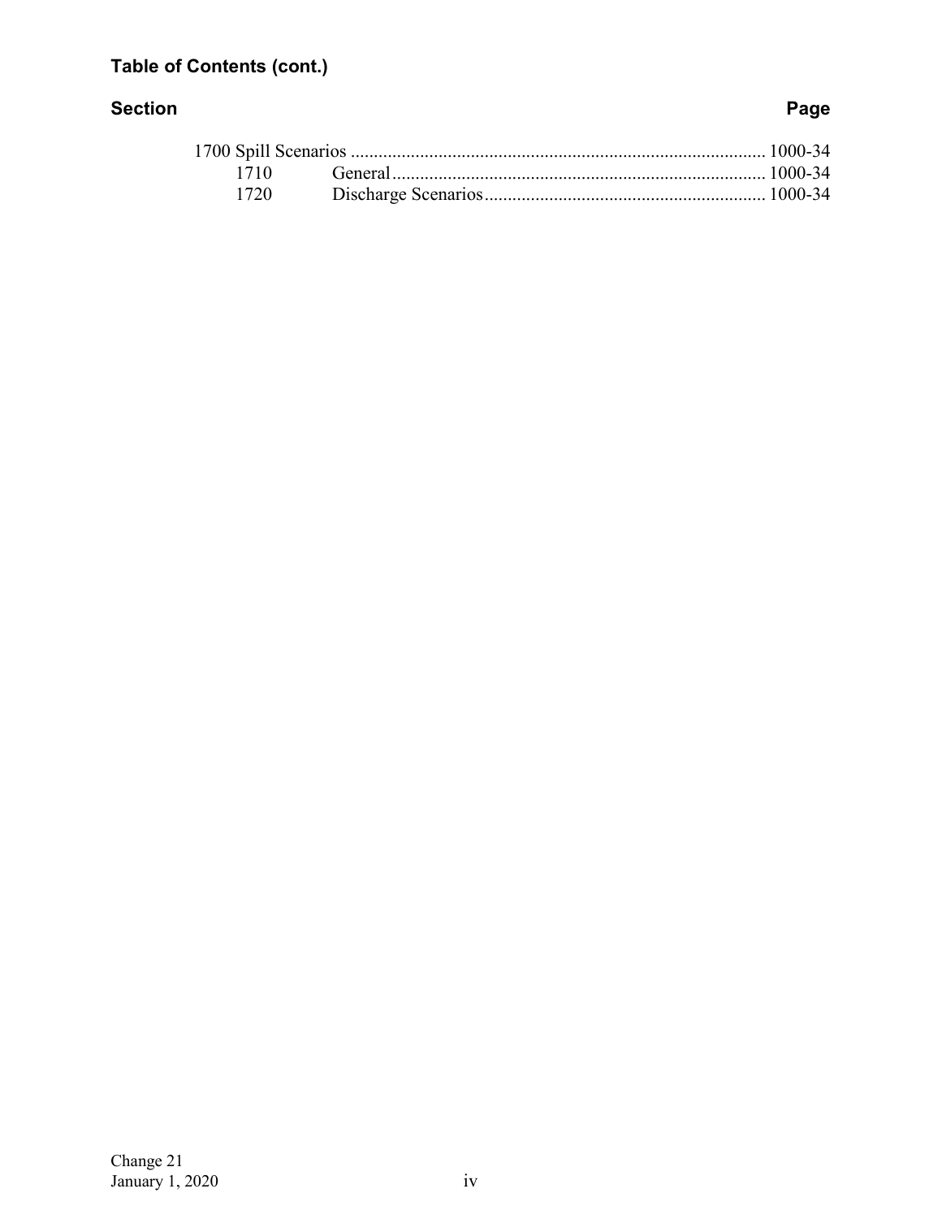**Table of Contents (cont.)**

| Section | | Page |
|---|---|---|
| 1700 Spill Scenarios | | 1000-34 |
| 1710 | General | 1000-34 |
| 1720 | Discharge Scenarios | 1000-34 |

Change 21
January 1, 2020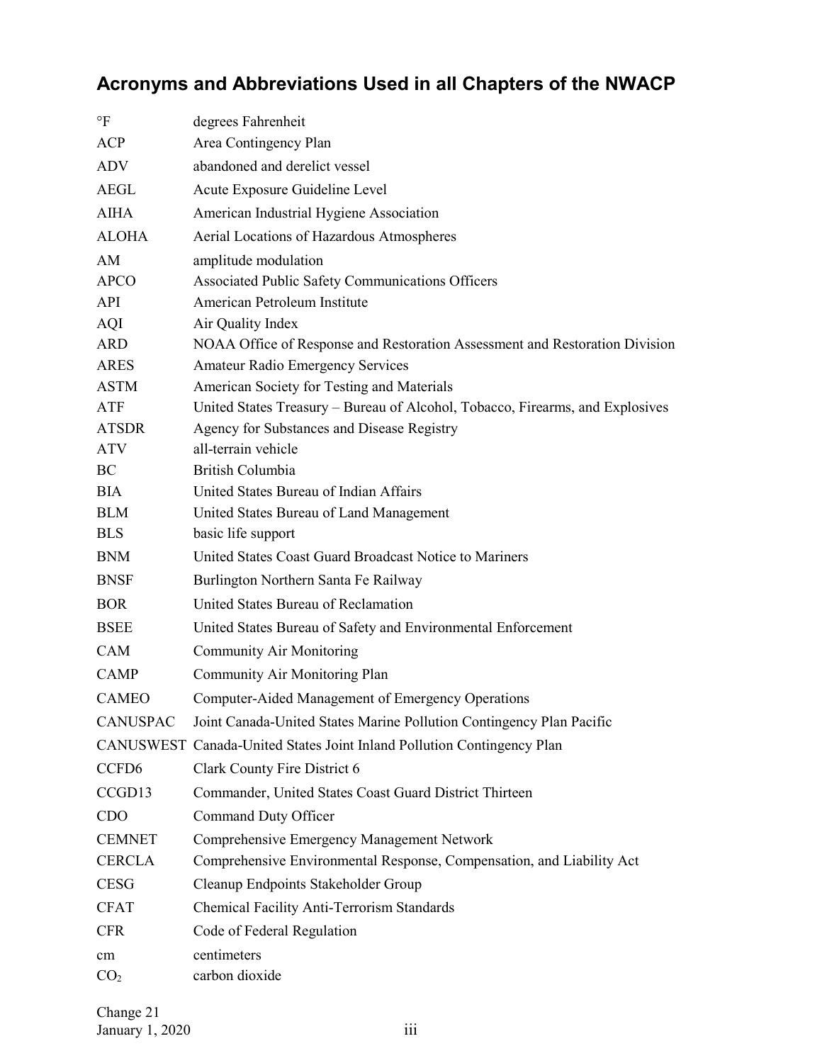## Acronyms and Abbreviations Used in all Chapters of the NWACP

| | |
|---|---|
| °F | degrees Fahrenheit |
| ACP | Area Contingency Plan |
| ADV | abandoned and derelict vessel |
| AEGL | Acute Exposure Guideline Level |
| AIHA | American Industrial Hygiene Association |
| ALOHA | Aerial Locations of Hazardous Atmospheres |
| AM | amplitude modulation |
| APCO | Associated Public Safety Communications Officers |
| API | American Petroleum Institute |
| AQI | Air Quality Index |
| ARD | NOAA Office of Response and Restoration Assessment and Restoration Division |
| ARES | Amateur Radio Emergency Services |
| ASTM | American Society for Testing and Materials |
| ATF | United States Treasury – Bureau of Alcohol, Tobacco, Firearms, and Explosives |
| ATSDR | Agency for Substances and Disease Registry |
| ATV | all-terrain vehicle |
| BC | British Columbia |
| BIA | United States Bureau of Indian Affairs |
| BLM | United States Bureau of Land Management |
| BLS | basic life support |
| BNM | United States Coast Guard Broadcast Notice to Mariners |
| BNSF | Burlington Northern Santa Fe Railway |
| BOR | United States Bureau of Reclamation |
| BSEE | United States Bureau of Safety and Environmental Enforcement |
| CAM | Community Air Monitoring |
| CAMP | Community Air Monitoring Plan |
| CAMEO | Computer-Aided Management of Emergency Operations |
| CANUSPAC | Joint Canada-United States Marine Pollution Contingency Plan Pacific |
| CANUSWEST | Canada-United States Joint Inland Pollution Contingency Plan |
| CCFD6 | Clark County Fire District 6 |
| CCGD13 | Commander, United States Coast Guard District Thirteen |
| CDO | Command Duty Officer |
| CEMNET | Comprehensive Emergency Management Network |
| CERCLA | Comprehensive Environmental Response, Compensation, and Liability Act |
| CESG | Cleanup Endpoints Stakeholder Group |
| CFAT | Chemical Facility Anti-Terrorism Standards |
| CFR | Code of Federal Regulation |
| cm | centimeters |
| $CO_2$ | carbon dioxide |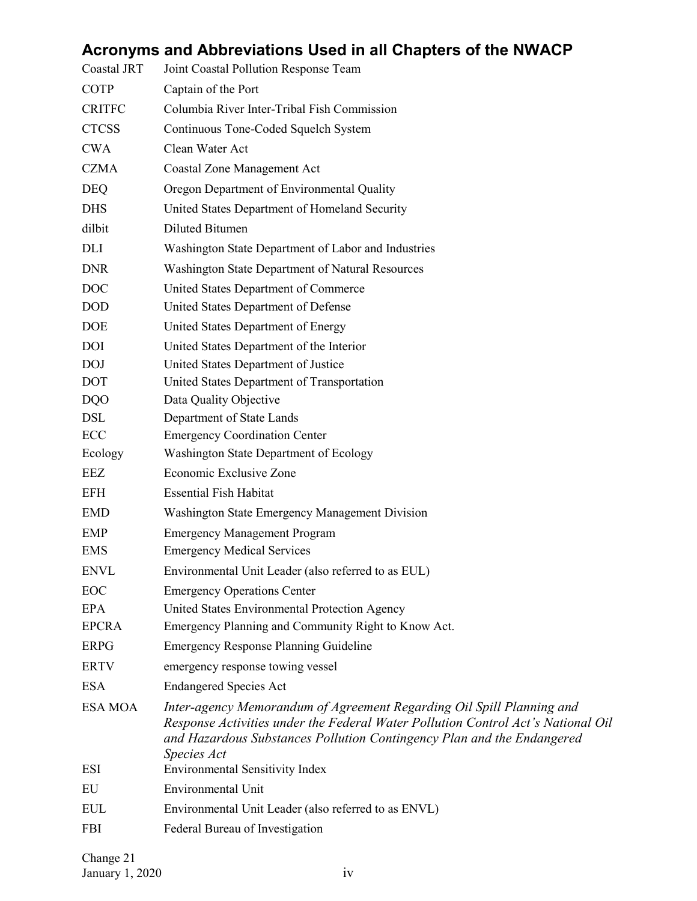## Acronyms and Abbreviations Used in all Chapters of the NWACP

| | |
|---|---|
| Coastal JRT | Joint Coastal Pollution Response Team |
| COTP | Captain of the Port |
| CRITFC | Columbia River Inter-Tribal Fish Commission |
| CTCSS | Continuous Tone-Coded Squelch System |
| CWA | Clean Water Act |
| CZMA | Coastal Zone Management Act |
| DEQ | Oregon Department of Environmental Quality |
| DHS | United States Department of Homeland Security |
| dilbit | Diluted Bitumen |
| DLI | Washington State Department of Labor and Industries |
| DNR | Washington State Department of Natural Resources |
| DOC | United States Department of Commerce |
| DOD | United States Department of Defense |
| DOE | United States Department of Energy |
| DOI | United States Department of the Interior |
| DOJ | United States Department of Justice |
| DOT | United States Department of Transportation |
| DQO | Data Quality Objective |
| DSL | Department of State Lands |
| ECC | Emergency Coordination Center |
| Ecology | Washington State Department of Ecology |
| EEZ | Economic Exclusive Zone |
| EFH | Essential Fish Habitat |
| EMD | Washington State Emergency Management Division |
| EMP | Emergency Management Program |
| EMS | Emergency Medical Services |
| ENVL | Environmental Unit Leader (also referred to as EUL) |
| EOC | Emergency Operations Center |
| EPA | United States Environmental Protection Agency |
| EPCRA | Emergency Planning and Community Right to Know Act. |
| ERPG | Emergency Response Planning Guideline |
| ERTV | emergency response towing vessel |
| ESA | Endangered Species Act |
| ESA MOA | *Inter-agency Memorandum of Agreement Regarding Oil Spill Planning and Response Activities under the Federal Water Pollution Control Act's National Oil and Hazardous Substances Pollution Contingency Plan and the Endangered Species Act* |
| ESI | Environmental Sensitivity Index |
| EU | Environmental Unit |
| EUL | Environmental Unit Leader (also referred to as ENVL) |
| FBI | Federal Bureau of Investigation |

Change 21
January 1, 2020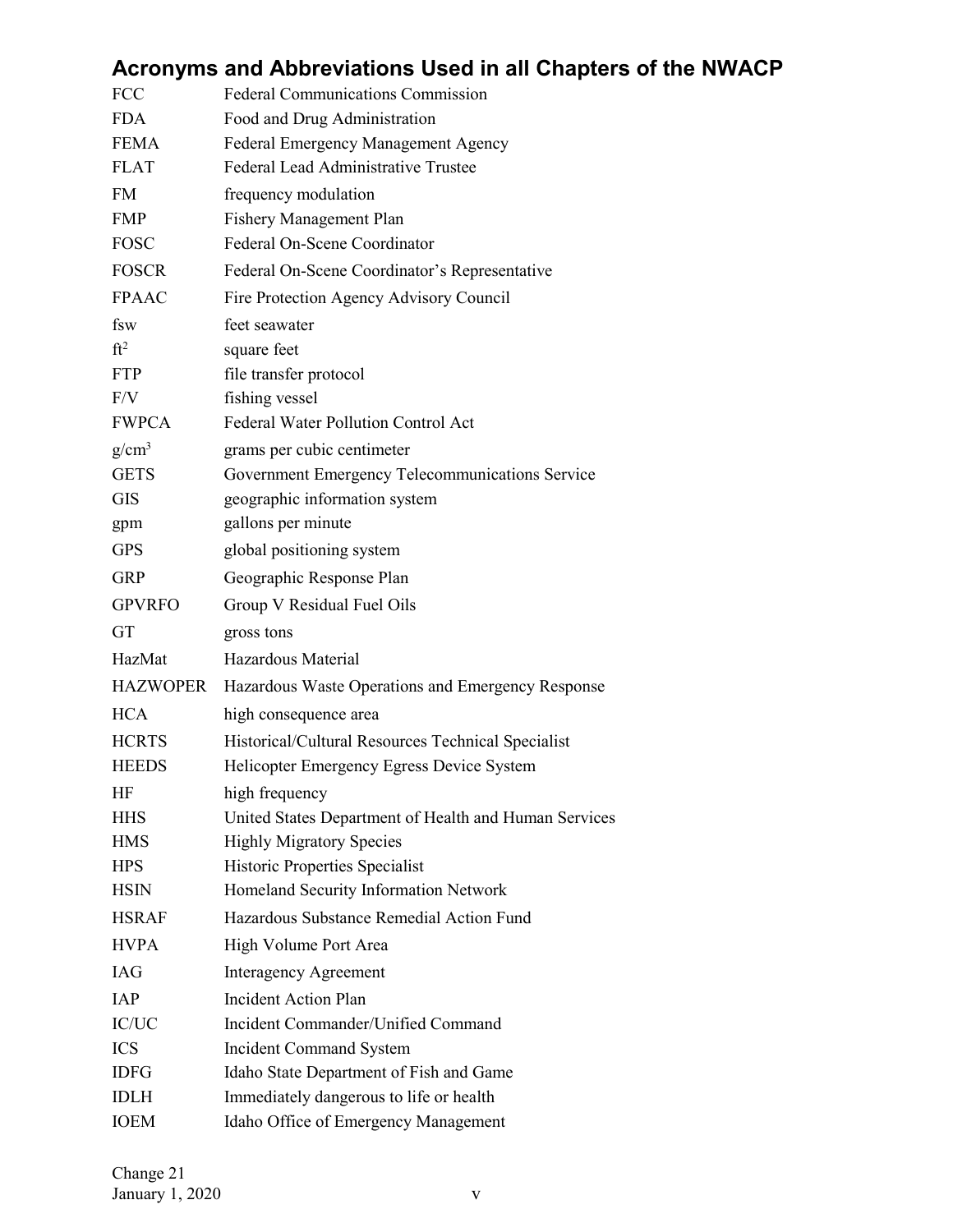## Acronyms and Abbreviations Used in all Chapters of the NWACP

| | |
|---|---|
| FCC | Federal Communications Commission |
| FDA | Food and Drug Administration |
| FEMA | Federal Emergency Management Agency |
| FLAT | Federal Lead Administrative Trustee |
| FM | frequency modulation |
| FMP | Fishery Management Plan |
| FOSC | Federal On-Scene Coordinator |
| FOSCR | Federal On-Scene Coordinator's Representative |
| FPAAC | Fire Protection Agency Advisory Council |
| fsw | feet seawater |
| $ft^2$ | square feet |
| FTP | file transfer protocol |
| F/V | fishing vessel |
| FWPCA | Federal Water Pollution Control Act |
| $g/cm^3$ | grams per cubic centimeter |
| GETS | Government Emergency Telecommunications Service |
| GIS | geographic information system |
| gpm | gallons per minute |
| GPS | global positioning system |
| GRP | Geographic Response Plan |
| GPVRFO | Group V Residual Fuel Oils |
| GT | gross tons |
| HazMat | Hazardous Material |
| HAZWOPER | Hazardous Waste Operations and Emergency Response |
| HCA | high consequence area |
| HCRTS | Historical/Cultural Resources Technical Specialist |
| HEEDS | Helicopter Emergency Egress Device System |
| HF | high frequency |
| HHS | United States Department of Health and Human Services |
| HMS | Highly Migratory Species |
| HPS | Historic Properties Specialist |
| HSIN | Homeland Security Information Network |
| HSRAF | Hazardous Substance Remedial Action Fund |
| HVPA | High Volume Port Area |
| IAG | Interagency Agreement |
| IAP | Incident Action Plan |
| IC/UC | Incident Commander/Unified Command |
| ICS | Incident Command System |
| IDFG | Idaho State Department of Fish and Game |
| IDLH | Immediately dangerous to life or health |
| IOEM | Idaho Office of Emergency Management |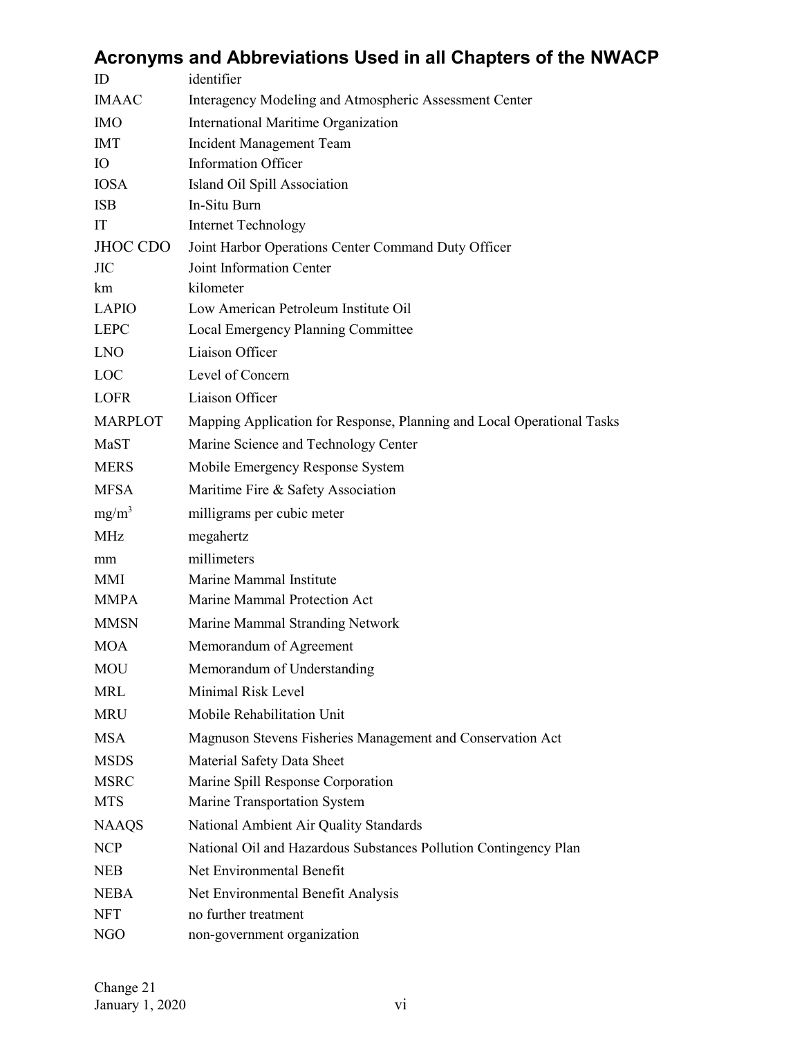## Acronyms and Abbreviations Used in all Chapters of the NWACP

| | |
|---|---|
| ID | identifier |
| IMAAC | Interagency Modeling and Atmospheric Assessment Center |
| IMO | International Maritime Organization |
| IMT | Incident Management Team |
| IO | Information Officer |
| IOSA | Island Oil Spill Association |
| ISB | In-Situ Burn |
| IT | Internet Technology |
| JHOC CDO | Joint Harbor Operations Center Command Duty Officer |
| JIC | Joint Information Center |
| km | kilometer |
| LAPIO | Low American Petroleum Institute Oil |
| LEPC | Local Emergency Planning Committee |
| LNO | Liaison Officer |
| LOC | Level of Concern |
| LOFR | Liaison Officer |
| MARPLOT | Mapping Application for Response, Planning and Local Operational Tasks |
| MaST | Marine Science and Technology Center |
| MERS | Mobile Emergency Response System |
| MFSA | Maritime Fire & Safety Association |
| $mg/m^3$ | milligrams per cubic meter |
| MHz | megahertz |
| mm | millimeters |
| MMI | Marine Mammal Institute |
| MMPA | Marine Mammal Protection Act |
| MMSN | Marine Mammal Stranding Network |
| MOA | Memorandum of Agreement |
| MOU | Memorandum of Understanding |
| MRL | Minimal Risk Level |
| MRU | Mobile Rehabilitation Unit |
| MSA | Magnuson Stevens Fisheries Management and Conservation Act |
| MSDS | Material Safety Data Sheet |
| MSRC | Marine Spill Response Corporation |
| MTS | Marine Transportation System |
| NAAQS | National Ambient Air Quality Standards |
| NCP | National Oil and Hazardous Substances Pollution Contingency Plan |
| NEB | Net Environmental Benefit |
| NEBA | Net Environmental Benefit Analysis |
| NFT | no further treatment |
| NGO | non-government organization |

Change 21
January 1, 2020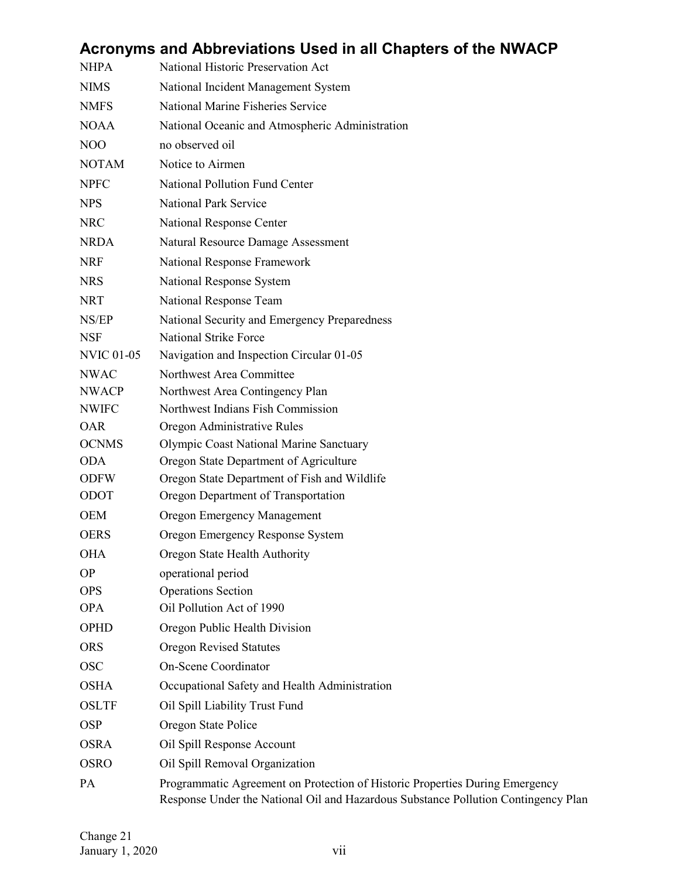## Acronyms and Abbreviations Used in all Chapters of the NWACP

| | |
|---|---|
| NHPA | National Historic Preservation Act |
| NIMS | National Incident Management System |
| NMFS | National Marine Fisheries Service |
| NOAA | National Oceanic and Atmospheric Administration |
| NOO | no observed oil |
| NOTAM | Notice to Airmen |
| NPFC | National Pollution Fund Center |
| NPS | National Park Service |
| NRC | National Response Center |
| NRDA | Natural Resource Damage Assessment |
| NRF | National Response Framework |
| NRS | National Response System |
| NRT | National Response Team |
| NS/EP | National Security and Emergency Preparedness |
| NSF | National Strike Force |
| NVIC 01-05 | Navigation and Inspection Circular 01-05 |
| NWAC | Northwest Area Committee |
| NWACP | Northwest Area Contingency Plan |
| NWIFC | Northwest Indians Fish Commission |
| OAR | Oregon Administrative Rules |
| OCNMS | Olympic Coast National Marine Sanctuary |
| ODA | Oregon State Department of Agriculture |
| ODFW | Oregon State Department of Fish and Wildlife |
| ODOT | Oregon Department of Transportation |
| OEM | Oregon Emergency Management |
| OERS | Oregon Emergency Response System |
| OHA | Oregon State Health Authority |
| OP | operational period |
| OPS | Operations Section |
| OPA | Oil Pollution Act of 1990 |
| OPHD | Oregon Public Health Division |
| ORS | Oregon Revised Statutes |
| OSC | On-Scene Coordinator |
| OSHA | Occupational Safety and Health Administration |
| OSLTF | Oil Spill Liability Trust Fund |
| OSP | Oregon State Police |
| OSRA | Oil Spill Response Account |
| OSRO | Oil Spill Removal Organization |
| PA | Programmatic Agreement on Protection of Historic Properties During Emergency Response Under the National Oil and Hazardous Substance Pollution Contingency Plan |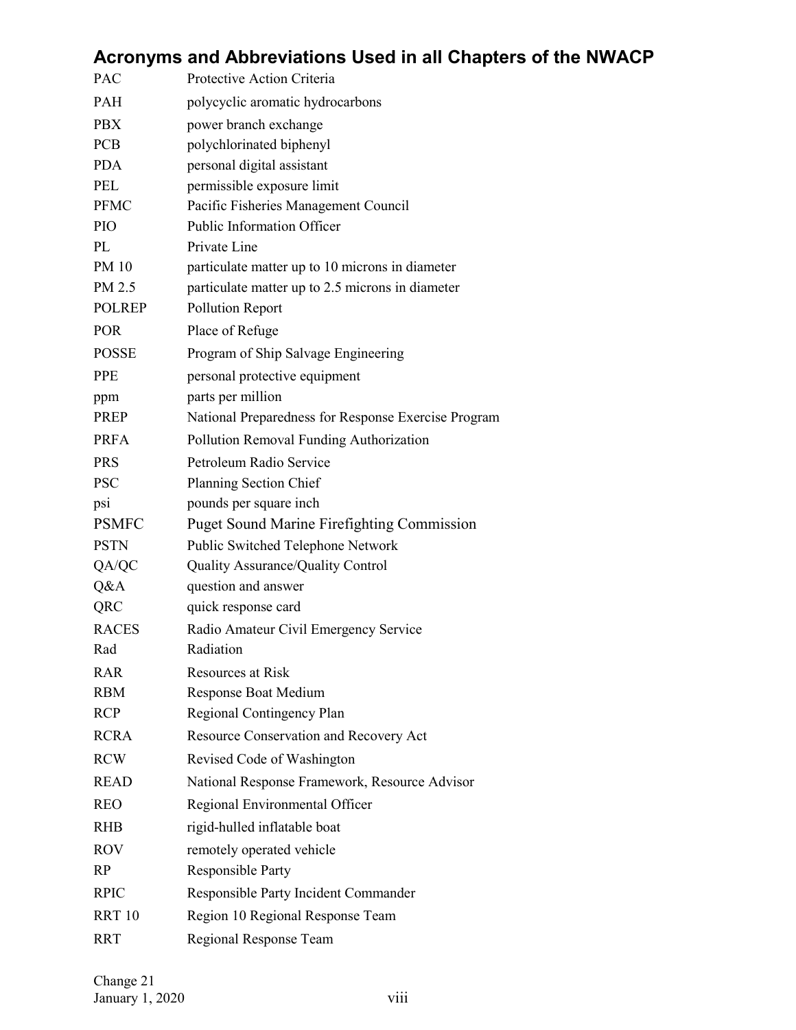## Acronyms and Abbreviations Used in all Chapters of the NWACP

| | |
|---|---|
| PAC | Protective Action Criteria |
| PAH | polycyclic aromatic hydrocarbons |
| PBX | power branch exchange |
| PCB | polychlorinated biphenyl |
| PDA | personal digital assistant |
| PEL | permissible exposure limit |
| PFMC | Pacific Fisheries Management Council |
| PIO | Public Information Officer |
| PL | Private Line |
| PM 10 | particulate matter up to 10 microns in diameter |
| PM 2.5 | particulate matter up to 2.5 microns in diameter |
| POLREP | Pollution Report |
| POR | Place of Refuge |
| POSSE | Program of Ship Salvage Engineering |
| PPE | personal protective equipment |
| ppm | parts per million |
| PREP | National Preparedness for Response Exercise Program |
| PRFA | Pollution Removal Funding Authorization |
| PRS | Petroleum Radio Service |
| PSC | Planning Section Chief |
| psi | pounds per square inch |
| PSMFC | Puget Sound Marine Firefighting Commission |
| PSTN | Public Switched Telephone Network |
| QA/QC | Quality Assurance/Quality Control |
| Q&A | question and answer |
| QRC | quick response card |
| RACES | Radio Amateur Civil Emergency Service |
| Rad | Radiation |
| RAR | Resources at Risk |
| RBM | Response Boat Medium |
| RCP | Regional Contingency Plan |
| RCRA | Resource Conservation and Recovery Act |
| RCW | Revised Code of Washington |
| READ | National Response Framework, Resource Advisor |
| REO | Regional Environmental Officer |
| RHB | rigid-hulled inflatable boat |
| ROV | remotely operated vehicle |
| RP | Responsible Party |
| RPIC | Responsible Party Incident Commander |
| RRT 10 | Region 10 Regional Response Team |
| RRT | Regional Response Team |

Change 21
January 1, 2020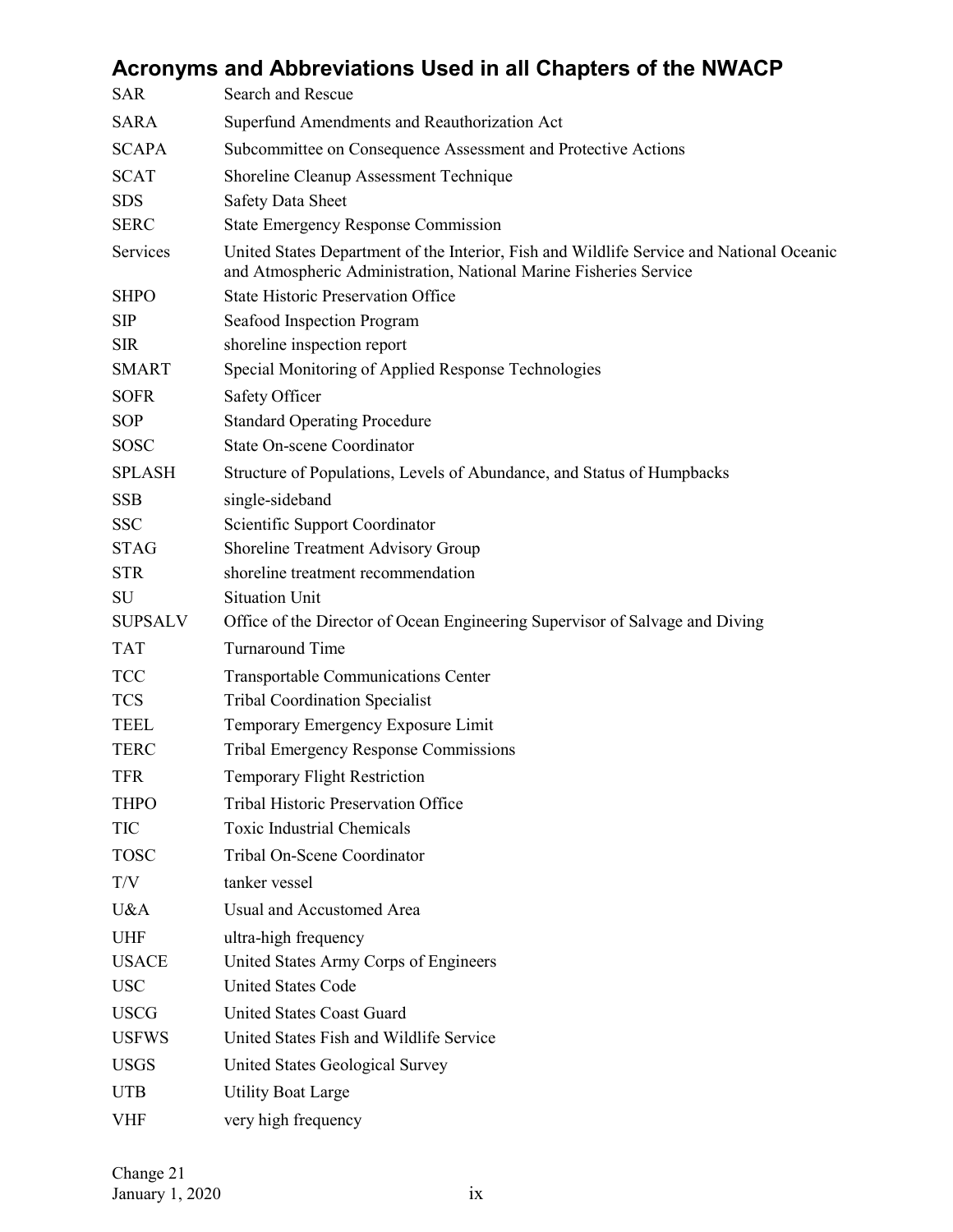## Acronyms and Abbreviations Used in all Chapters of the NWACP

| | |
|---|---|
| SAR | Search and Rescue |
| SARA | Superfund Amendments and Reauthorization Act |
| SCAPA | Subcommittee on Consequence Assessment and Protective Actions |
| SCAT | Shoreline Cleanup Assessment Technique |
| SDS | Safety Data Sheet |
| SERC | State Emergency Response Commission |
| Services | United States Department of the Interior, Fish and Wildlife Service and National Oceanic and Atmospheric Administration, National Marine Fisheries Service |
| SHPO | State Historic Preservation Office |
| SIP | Seafood Inspection Program |
| SIR | shoreline inspection report |
| SMART | Special Monitoring of Applied Response Technologies |
| SOFR | Safety Officer |
| SOP | Standard Operating Procedure |
| SOSC | State On-scene Coordinator |
| SPLASH | Structure of Populations, Levels of Abundance, and Status of Humpbacks |
| SSB | single-sideband |
| SSC | Scientific Support Coordinator |
| STAG | Shoreline Treatment Advisory Group |
| STR | shoreline treatment recommendation |
| SU | Situation Unit |
| SUPSALV | Office of the Director of Ocean Engineering Supervisor of Salvage and Diving |
| TAT | Turnaround Time |
| TCC | Transportable Communications Center |
| TCS | Tribal Coordination Specialist |
| TEEL | Temporary Emergency Exposure Limit |
| TERC | Tribal Emergency Response Commissions |
| TFR | Temporary Flight Restriction |
| THPO | Tribal Historic Preservation Office |
| TIC | Toxic Industrial Chemicals |
| TOSC | Tribal On-Scene Coordinator |
| T/V | tanker vessel |
| U&A | Usual and Accustomed Area |
| UHF | ultra-high frequency |
| USACE | United States Army Corps of Engineers |
| USC | United States Code |
| USCG | United States Coast Guard |
| USFWS | United States Fish and Wildlife Service |
| USGS | United States Geological Survey |
| UTB | Utility Boat Large |
| VHF | very high frequency |

Change 21
January 1, 2020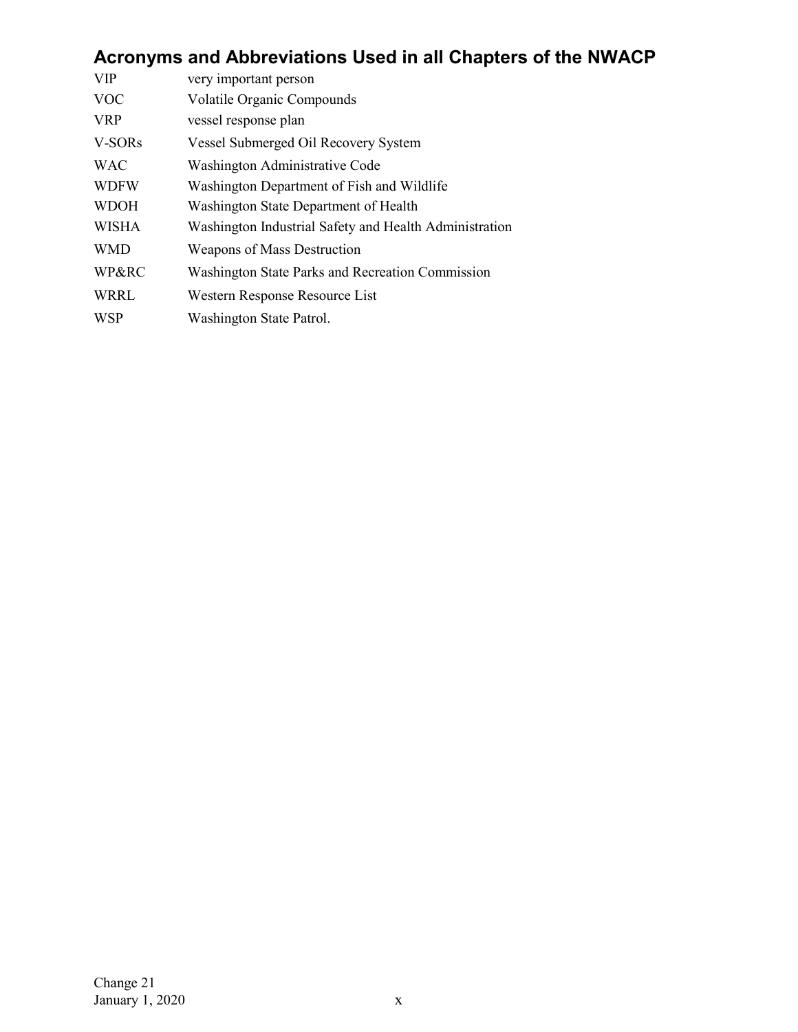## Acronyms and Abbreviations Used in all Chapters of the NWACP

| | |
|---|---|
| VIP | very important person |
| VOC | Volatile Organic Compounds |
| VRP | vessel response plan |
| V-SORs | Vessel Submerged Oil Recovery System |
| WAC | Washington Administrative Code |
| WDFW | Washington Department of Fish and Wildlife |
| WDOH | Washington State Department of Health |
| WISHA | Washington Industrial Safety and Health Administration |
| WMD | Weapons of Mass Destruction |
| WP&RC | Washington State Parks and Recreation Commission |
| WRRL | Western Response Resource List |
| WSP | Washington State Patrol. |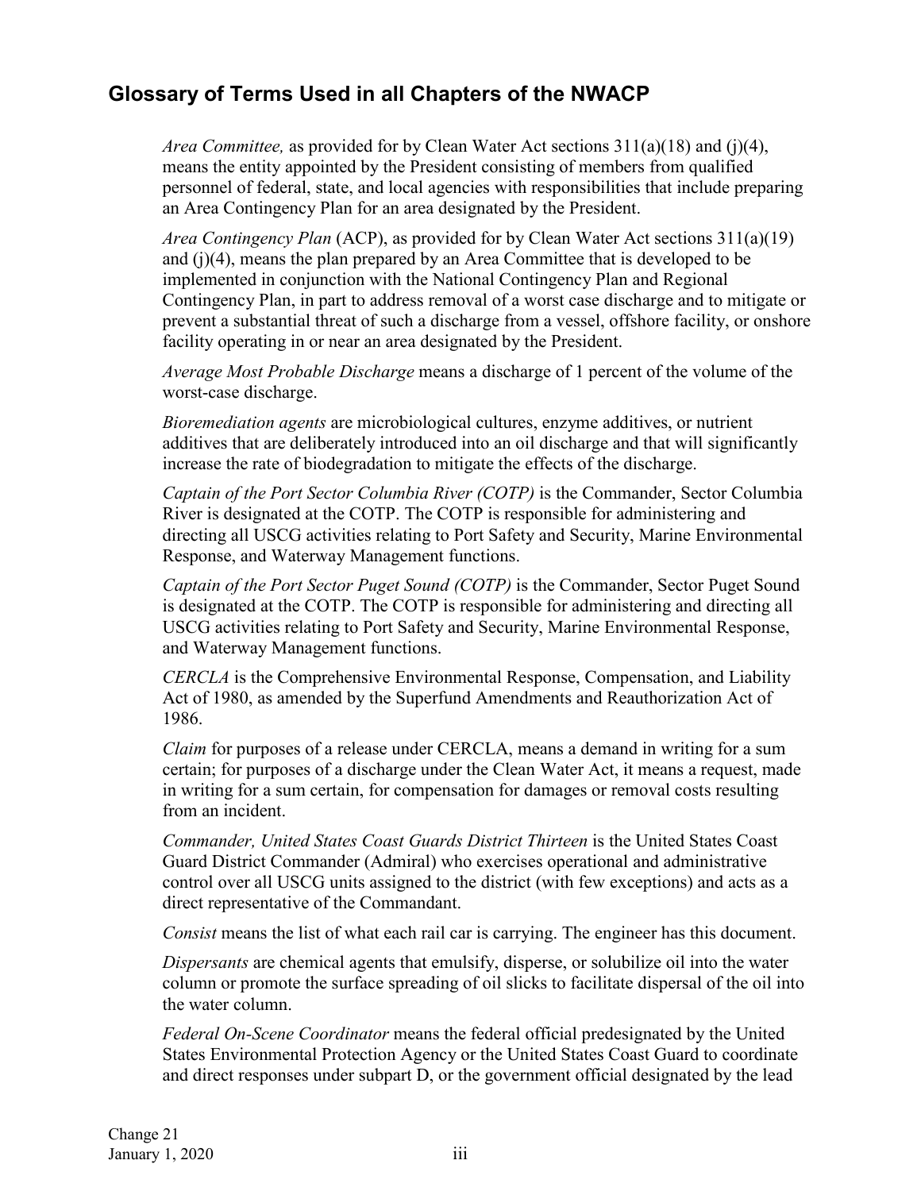## Glossary of Terms Used in all Chapters of the NWACP

*Area Committee,* as provided for by Clean Water Act sections 311(a)(18) and (j)(4), means the entity appointed by the President consisting of members from qualified personnel of federal, state, and local agencies with responsibilities that include preparing an Area Contingency Plan for an area designated by the President.

*Area Contingency Plan* (ACP), as provided for by Clean Water Act sections 311(a)(19) and (j)(4), means the plan prepared by an Area Committee that is developed to be implemented in conjunction with the National Contingency Plan and Regional Contingency Plan, in part to address removal of a worst case discharge and to mitigate or prevent a substantial threat of such a discharge from a vessel, offshore facility, or onshore facility operating in or near an area designated by the President.

*Average Most Probable Discharge* means a discharge of 1 percent of the volume of the worst-case discharge.

*Bioremediation agents* are microbiological cultures, enzyme additives, or nutrient additives that are deliberately introduced into an oil discharge and that will significantly increase the rate of biodegradation to mitigate the effects of the discharge.

*Captain of the Port Sector Columbia River (COTP)* is the Commander, Sector Columbia River is designated at the COTP. The COTP is responsible for administering and directing all USCG activities relating to Port Safety and Security, Marine Environmental Response, and Waterway Management functions.

*Captain of the Port Sector Puget Sound (COTP)* is the Commander, Sector Puget Sound is designated at the COTP. The COTP is responsible for administering and directing all USCG activities relating to Port Safety and Security, Marine Environmental Response, and Waterway Management functions.

*CERCLA* is the Comprehensive Environmental Response, Compensation, and Liability Act of 1980, as amended by the Superfund Amendments and Reauthorization Act of 1986.

*Claim* for purposes of a release under CERCLA, means a demand in writing for a sum certain; for purposes of a discharge under the Clean Water Act, it means a request, made in writing for a sum certain, for compensation for damages or removal costs resulting from an incident.

*Commander, United States Coast Guards District Thirteen* is the United States Coast Guard District Commander (Admiral) who exercises operational and administrative control over all USCG units assigned to the district (with few exceptions) and acts as a direct representative of the Commandant.

*Consist* means the list of what each rail car is carrying. The engineer has this document.

*Dispersants* are chemical agents that emulsify, disperse, or solubilize oil into the water column or promote the surface spreading of oil slicks to facilitate dispersal of the oil into the water column.

*Federal On-Scene Coordinator* means the federal official predesignated by the United States Environmental Protection Agency or the United States Coast Guard to coordinate and direct responses under subpart D, or the government official designated by the lead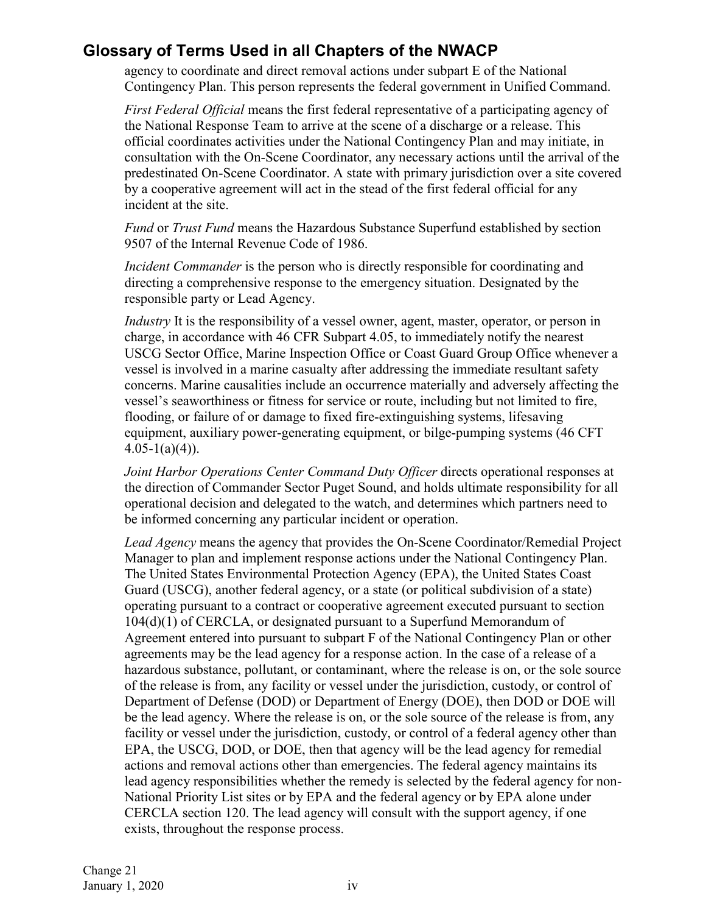# Glossary of Terms Used in all Chapters of the NWACP

agency to coordinate and direct removal actions under subpart E of the National Contingency Plan. This person represents the federal government in Unified Command.

*First Federal Official* means the first federal representative of a participating agency of the National Response Team to arrive at the scene of a discharge or a release. This official coordinates activities under the National Contingency Plan and may initiate, in consultation with the On-Scene Coordinator, any necessary actions until the arrival of the predestinated On-Scene Coordinator. A state with primary jurisdiction over a site covered by a cooperative agreement will act in the stead of the first federal official for any incident at the site.

*Fund* or *Trust Fund* means the Hazardous Substance Superfund established by section 9507 of the Internal Revenue Code of 1986.

*Incident Commander* is the person who is directly responsible for coordinating and directing a comprehensive response to the emergency situation. Designated by the responsible party or Lead Agency.

*Industry* It is the responsibility of a vessel owner, agent, master, operator, or person in charge, in accordance with 46 CFR Subpart 4.05, to immediately notify the nearest USCG Sector Office, Marine Inspection Office or Coast Guard Group Office whenever a vessel is involved in a marine casualty after addressing the immediate resultant safety concerns. Marine causalities include an occurrence materially and adversely affecting the vessel's seaworthiness or fitness for service or route, including but not limited to fire, flooding, or failure of or damage to fixed fire-extinguishing systems, lifesaving equipment, auxiliary power-generating equipment, or bilge-pumping systems (46 CFT 4.05-1(a)(4)).

*Joint Harbor Operations Center Command Duty Officer* directs operational responses at the direction of Commander Sector Puget Sound, and holds ultimate responsibility for all operational decision and delegated to the watch, and determines which partners need to be informed concerning any particular incident or operation.

*Lead Agency* means the agency that provides the On-Scene Coordinator/Remedial Project Manager to plan and implement response actions under the National Contingency Plan. The United States Environmental Protection Agency (EPA), the United States Coast Guard (USCG), another federal agency, or a state (or political subdivision of a state) operating pursuant to a contract or cooperative agreement executed pursuant to section 104(d)(1) of CERCLA, or designated pursuant to a Superfund Memorandum of Agreement entered into pursuant to subpart F of the National Contingency Plan or other agreements may be the lead agency for a response action. In the case of a release of a hazardous substance, pollutant, or contaminant, where the release is on, or the sole source of the release is from, any facility or vessel under the jurisdiction, custody, or control of Department of Defense (DOD) or Department of Energy (DOE), then DOD or DOE will be the lead agency. Where the release is on, or the sole source of the release is from, any facility or vessel under the jurisdiction, custody, or control of a federal agency other than EPA, the USCG, DOD, or DOE, then that agency will be the lead agency for remedial actions and removal actions other than emergencies. The federal agency maintains its lead agency responsibilities whether the remedy is selected by the federal agency for non-National Priority List sites or by EPA and the federal agency or by EPA alone under CERCLA section 120. The lead agency will consult with the support agency, if one exists, throughout the response process.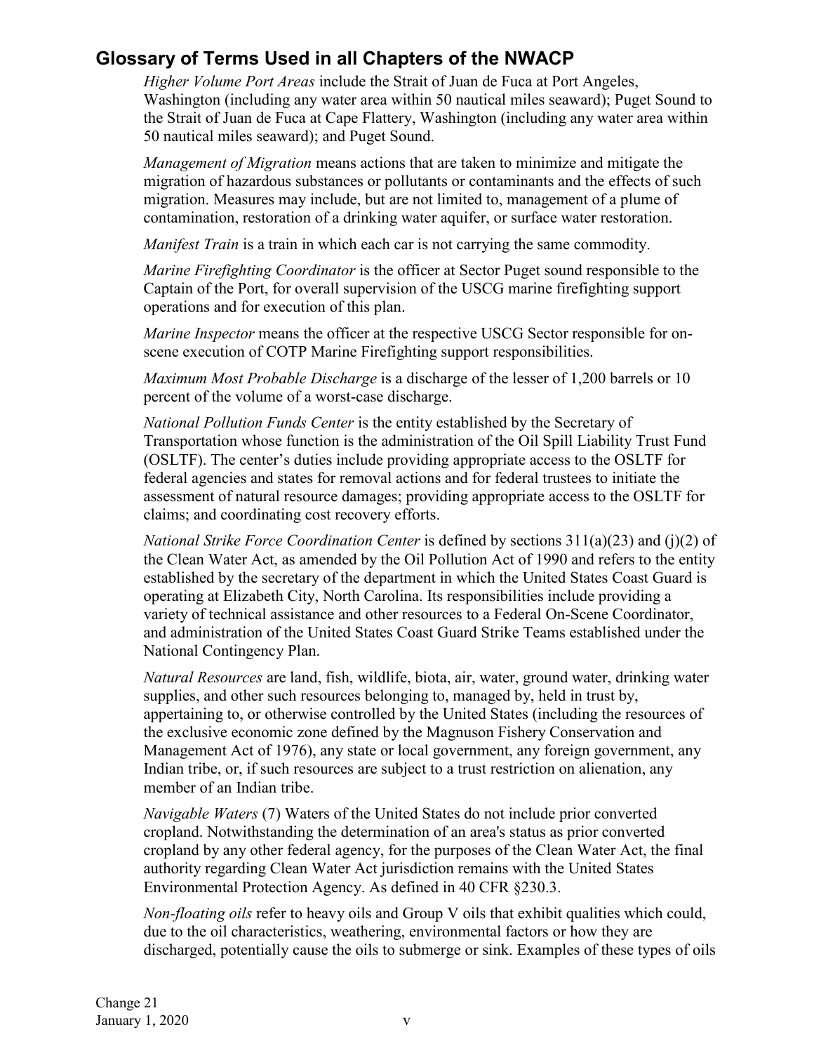## Glossary of Terms Used in all Chapters of the NWACP

*Higher Volume Port Areas* include the Strait of Juan de Fuca at Port Angeles, Washington (including any water area within 50 nautical miles seaward); Puget Sound to the Strait of Juan de Fuca at Cape Flattery, Washington (including any water area within 50 nautical miles seaward); and Puget Sound.

*Management of Migration* means actions that are taken to minimize and mitigate the migration of hazardous substances or pollutants or contaminants and the effects of such migration. Measures may include, but are not limited to, management of a plume of contamination, restoration of a drinking water aquifer, or surface water restoration.

*Manifest Train* is a train in which each car is not carrying the same commodity.

*Marine Firefighting Coordinator* is the officer at Sector Puget sound responsible to the Captain of the Port, for overall supervision of the USCG marine firefighting support operations and for execution of this plan.

*Marine Inspector* means the officer at the respective USCG Sector responsible for on-scene execution of COTP Marine Firefighting support responsibilities.

*Maximum Most Probable Discharge* is a discharge of the lesser of 1,200 barrels or 10 percent of the volume of a worst-case discharge.

*National Pollution Funds Center* is the entity established by the Secretary of Transportation whose function is the administration of the Oil Spill Liability Trust Fund (OSLTF). The center's duties include providing appropriate access to the OSLTF for federal agencies and states for removal actions and for federal trustees to initiate the assessment of natural resource damages; providing appropriate access to the OSLTF for claims; and coordinating cost recovery efforts.

*National Strike Force Coordination Center* is defined by sections 311(a)(23) and (j)(2) of the Clean Water Act, as amended by the Oil Pollution Act of 1990 and refers to the entity established by the secretary of the department in which the United States Coast Guard is operating at Elizabeth City, North Carolina. Its responsibilities include providing a variety of technical assistance and other resources to a Federal On-Scene Coordinator, and administration of the United States Coast Guard Strike Teams established under the National Contingency Plan.

*Natural Resources* are land, fish, wildlife, biota, air, water, ground water, drinking water supplies, and other such resources belonging to, managed by, held in trust by, appertaining to, or otherwise controlled by the United States (including the resources of the exclusive economic zone defined by the Magnuson Fishery Conservation and Management Act of 1976), any state or local government, any foreign government, any Indian tribe, or, if such resources are subject to a trust restriction on alienation, any member of an Indian tribe.

*Navigable Waters* (7) Waters of the United States do not include prior converted cropland. Notwithstanding the determination of an area's status as prior converted cropland by any other federal agency, for the purposes of the Clean Water Act, the final authority regarding Clean Water Act jurisdiction remains with the United States Environmental Protection Agency. As defined in 40 CFR §230.3.

*Non-floating oils* refer to heavy oils and Group V oils that exhibit qualities which could, due to the oil characteristics, weathering, environmental factors or how they are discharged, potentially cause the oils to submerge or sink. Examples of these types of oils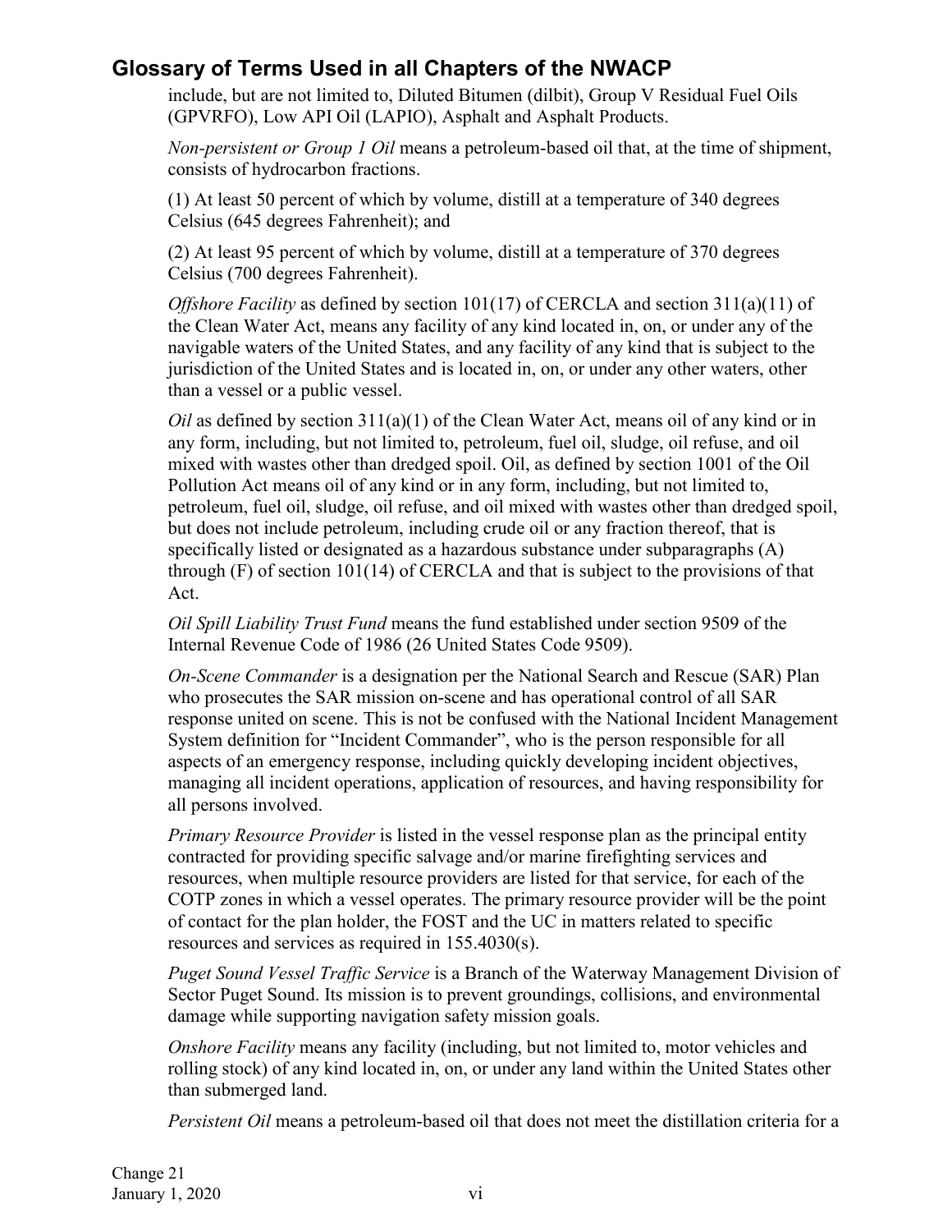include, but are not limited to, Diluted Bitumen (dilbit), Group V Residual Fuel Oils (GPVRFO), Low API Oil (LAPIO), Asphalt and Asphalt Products.

*Non-persistent or Group 1 Oil* means a petroleum-based oil that, at the time of shipment, consists of hydrocarbon fractions.

(1) At least 50 percent of which by volume, distill at a temperature of 340 degrees Celsius (645 degrees Fahrenheit); and

(2) At least 95 percent of which by volume, distill at a temperature of 370 degrees Celsius (700 degrees Fahrenheit).

*Offshore Facility* as defined by section 101(17) of CERCLA and section 311(a)(11) of the Clean Water Act, means any facility of any kind located in, on, or under any of the navigable waters of the United States, and any facility of any kind that is subject to the jurisdiction of the United States and is located in, on, or under any other waters, other than a vessel or a public vessel.

*Oil* as defined by section 311(a)(1) of the Clean Water Act, means oil of any kind or in any form, including, but not limited to, petroleum, fuel oil, sludge, oil refuse, and oil mixed with wastes other than dredged spoil. Oil, as defined by section 1001 of the Oil Pollution Act means oil of any kind or in any form, including, but not limited to, petroleum, fuel oil, sludge, oil refuse, and oil mixed with wastes other than dredged spoil, but does not include petroleum, including crude oil or any fraction thereof, that is specifically listed or designated as a hazardous substance under subparagraphs (A) through (F) of section 101(14) of CERCLA and that is subject to the provisions of that Act.

*Oil Spill Liability Trust Fund* means the fund established under section 9509 of the Internal Revenue Code of 1986 (26 United States Code 9509).

*On-Scene Commander* is a designation per the National Search and Rescue (SAR) Plan who prosecutes the SAR mission on-scene and has operational control of all SAR response united on scene. This is not be confused with the National Incident Management System definition for "Incident Commander", who is the person responsible for all aspects of an emergency response, including quickly developing incident objectives, managing all incident operations, application of resources, and having responsibility for all persons involved.

*Primary Resource Provider* is listed in the vessel response plan as the principal entity contracted for providing specific salvage and/or marine firefighting services and resources, when multiple resource providers are listed for that service, for each of the COTP zones in which a vessel operates. The primary resource provider will be the point of contact for the plan holder, the FOST and the UC in matters related to specific resources and services as required in 155.4030(s).

*Puget Sound Vessel Traffic Service* is a Branch of the Waterway Management Division of Sector Puget Sound. Its mission is to prevent groundings, collisions, and environmental damage while supporting navigation safety mission goals.

*Onshore Facility* means any facility (including, but not limited to, motor vehicles and rolling stock) of any kind located in, on, or under any land within the United States other than submerged land.

*Persistent Oil* means a petroleum-based oil that does not meet the distillation criteria for a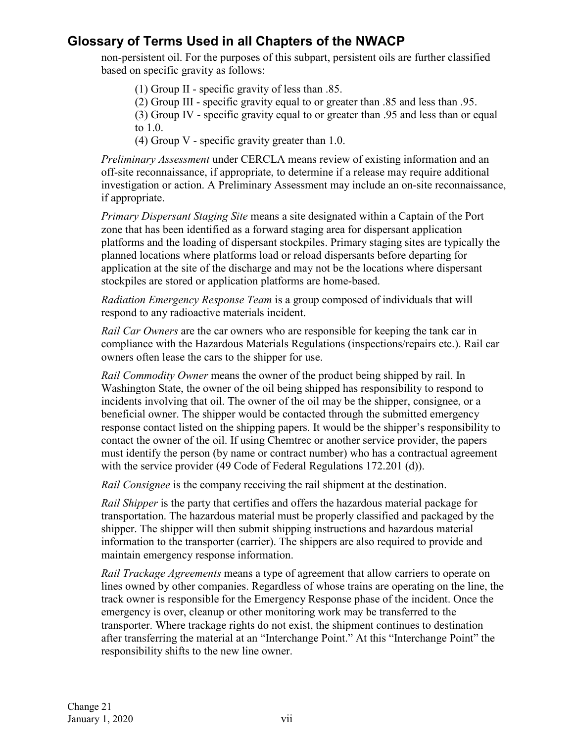non-persistent oil. For the purposes of this subpart, persistent oils are further classified based on specific gravity as follows:

(1) Group II - specific gravity of less than .85.
(2) Group III - specific gravity equal to or greater than .85 and less than .95.
(3) Group IV - specific gravity equal to or greater than .95 and less than or equal to 1.0.
(4) Group V - specific gravity greater than 1.0.

*Preliminary Assessment* under CERCLA means review of existing information and an off-site reconnaissance, if appropriate, to determine if a release may require additional investigation or action. A Preliminary Assessment may include an on-site reconnaissance, if appropriate.

*Primary Dispersant Staging Site* means a site designated within a Captain of the Port zone that has been identified as a forward staging area for dispersant application platforms and the loading of dispersant stockpiles. Primary staging sites are typically the planned locations where platforms load or reload dispersants before departing for application at the site of the discharge and may not be the locations where dispersant stockpiles are stored or application platforms are home-based.

*Radiation Emergency Response Team* is a group composed of individuals that will respond to any radioactive materials incident.

*Rail Car Owners* are the car owners who are responsible for keeping the tank car in compliance with the Hazardous Materials Regulations (inspections/repairs etc.). Rail car owners often lease the cars to the shipper for use.

*Rail Commodity Owner* means the owner of the product being shipped by rail. In Washington State, the owner of the oil being shipped has responsibility to respond to incidents involving that oil. The owner of the oil may be the shipper, consignee, or a beneficial owner. The shipper would be contacted through the submitted emergency response contact listed on the shipping papers. It would be the shipper's responsibility to contact the owner of the oil. If using Chemtrec or another service provider, the papers must identify the person (by name or contract number) who has a contractual agreement with the service provider (49 Code of Federal Regulations 172.201 (d)).

*Rail Consignee* is the company receiving the rail shipment at the destination.

*Rail Shipper* is the party that certifies and offers the hazardous material package for transportation. The hazardous material must be properly classified and packaged by the shipper. The shipper will then submit shipping instructions and hazardous material information to the transporter (carrier). The shippers are also required to provide and maintain emergency response information.

*Rail Trackage Agreements* means a type of agreement that allow carriers to operate on lines owned by other companies. Regardless of whose trains are operating on the line, the track owner is responsible for the Emergency Response phase of the incident. Once the emergency is over, cleanup or other monitoring work may be transferred to the transporter. Where trackage rights do not exist, the shipment continues to destination after transferring the material at an "Interchange Point." At this "Interchange Point" the responsibility shifts to the new line owner.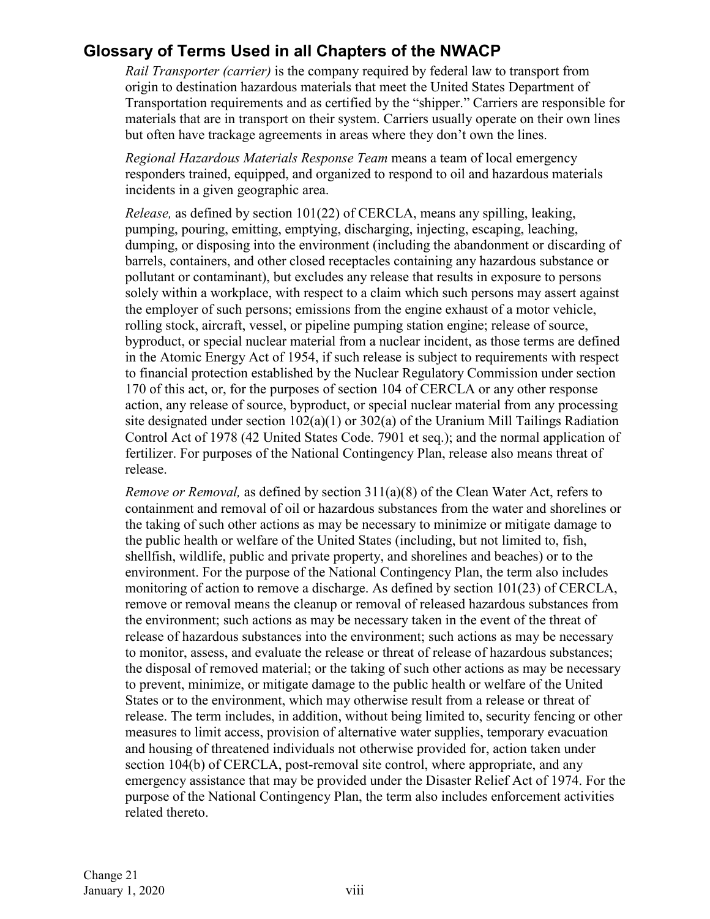## Glossary of Terms Used in all Chapters of the NWACP

*Rail Transporter (carrier)* is the company required by federal law to transport from origin to destination hazardous materials that meet the United States Department of Transportation requirements and as certified by the "shipper." Carriers are responsible for materials that are in transport on their system. Carriers usually operate on their own lines but often have trackage agreements in areas where they don't own the lines.

*Regional Hazardous Materials Response Team* means a team of local emergency responders trained, equipped, and organized to respond to oil and hazardous materials incidents in a given geographic area.

*Release,* as defined by section 101(22) of CERCLA, means any spilling, leaking, pumping, pouring, emitting, emptying, discharging, injecting, escaping, leaching, dumping, or disposing into the environment (including the abandonment or discarding of barrels, containers, and other closed receptacles containing any hazardous substance or pollutant or contaminant), but excludes any release that results in exposure to persons solely within a workplace, with respect to a claim which such persons may assert against the employer of such persons; emissions from the engine exhaust of a motor vehicle, rolling stock, aircraft, vessel, or pipeline pumping station engine; release of source, byproduct, or special nuclear material from a nuclear incident, as those terms are defined in the Atomic Energy Act of 1954, if such release is subject to requirements with respect to financial protection established by the Nuclear Regulatory Commission under section 170 of this act, or, for the purposes of section 104 of CERCLA or any other response action, any release of source, byproduct, or special nuclear material from any processing site designated under section 102(a)(1) or 302(a) of the Uranium Mill Tailings Radiation Control Act of 1978 (42 United States Code. 7901 et seq.); and the normal application of fertilizer. For purposes of the National Contingency Plan, release also means threat of release.

*Remove or Removal,* as defined by section 311(a)(8) of the Clean Water Act, refers to containment and removal of oil or hazardous substances from the water and shorelines or the taking of such other actions as may be necessary to minimize or mitigate damage to the public health or welfare of the United States (including, but not limited to, fish, shellfish, wildlife, public and private property, and shorelines and beaches) or to the environment. For the purpose of the National Contingency Plan, the term also includes monitoring of action to remove a discharge. As defined by section 101(23) of CERCLA, remove or removal means the cleanup or removal of released hazardous substances from the environment; such actions as may be necessary taken in the event of the threat of release of hazardous substances into the environment; such actions as may be necessary to monitor, assess, and evaluate the release or threat of release of hazardous substances; the disposal of removed material; or the taking of such other actions as may be necessary to prevent, minimize, or mitigate damage to the public health or welfare of the United States or to the environment, which may otherwise result from a release or threat of release. The term includes, in addition, without being limited to, security fencing or other measures to limit access, provision of alternative water supplies, temporary evacuation and housing of threatened individuals not otherwise provided for, action taken under section 104(b) of CERCLA, post-removal site control, where appropriate, and any emergency assistance that may be provided under the Disaster Relief Act of 1974. For the purpose of the National Contingency Plan, the term also includes enforcement activities related thereto.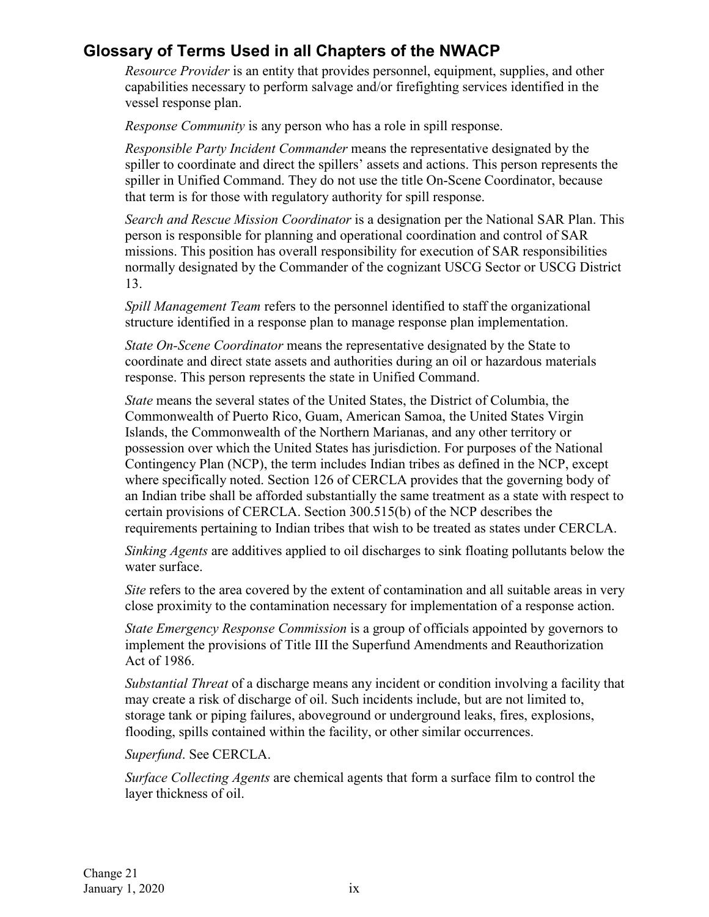## Glossary of Terms Used in all Chapters of the NWACP

*Resource Provider* is an entity that provides personnel, equipment, supplies, and other capabilities necessary to perform salvage and/or firefighting services identified in the vessel response plan.

*Response Community* is any person who has a role in spill response.

*Responsible Party Incident Commander* means the representative designated by the spiller to coordinate and direct the spillers' assets and actions. This person represents the spiller in Unified Command. They do not use the title On-Scene Coordinator, because that term is for those with regulatory authority for spill response.

*Search and Rescue Mission Coordinator* is a designation per the National SAR Plan. This person is responsible for planning and operational coordination and control of SAR missions. This position has overall responsibility for execution of SAR responsibilities normally designated by the Commander of the cognizant USCG Sector or USCG District 13.

*Spill Management Team* refers to the personnel identified to staff the organizational structure identified in a response plan to manage response plan implementation.

*State On-Scene Coordinator* means the representative designated by the State to coordinate and direct state assets and authorities during an oil or hazardous materials response. This person represents the state in Unified Command.

*State* means the several states of the United States, the District of Columbia, the Commonwealth of Puerto Rico, Guam, American Samoa, the United States Virgin Islands, the Commonwealth of the Northern Marianas, and any other territory or possession over which the United States has jurisdiction. For purposes of the National Contingency Plan (NCP), the term includes Indian tribes as defined in the NCP, except where specifically noted. Section 126 of CERCLA provides that the governing body of an Indian tribe shall be afforded substantially the same treatment as a state with respect to certain provisions of CERCLA. Section 300.515(b) of the NCP describes the requirements pertaining to Indian tribes that wish to be treated as states under CERCLA.

*Sinking Agents* are additives applied to oil discharges to sink floating pollutants below the water surface.

*Site* refers to the area covered by the extent of contamination and all suitable areas in very close proximity to the contamination necessary for implementation of a response action.

*State Emergency Response Commission* is a group of officials appointed by governors to implement the provisions of Title III the Superfund Amendments and Reauthorization Act of 1986.

*Substantial Threat* of a discharge means any incident or condition involving a facility that may create a risk of discharge of oil. Such incidents include, but are not limited to, storage tank or piping failures, aboveground or underground leaks, fires, explosions, flooding, spills contained within the facility, or other similar occurrences.

*Superfund*. See CERCLA.

*Surface Collecting Agents* are chemical agents that form a surface film to control the layer thickness of oil.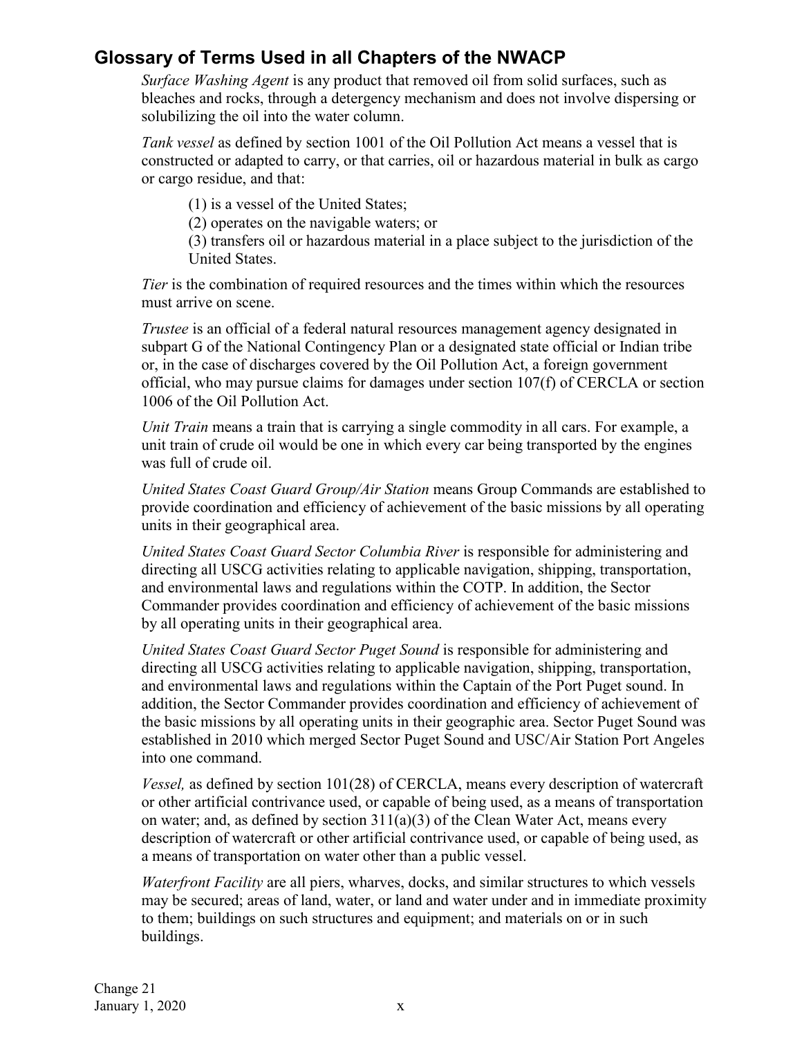## Glossary of Terms Used in all Chapters of the NWACP

*Surface Washing Agent* is any product that removed oil from solid surfaces, such as bleaches and rocks, through a detergency mechanism and does not involve dispersing or solubilizing the oil into the water column.

*Tank vessel* as defined by section 1001 of the Oil Pollution Act means a vessel that is constructed or adapted to carry, or that carries, oil or hazardous material in bulk as cargo or cargo residue, and that:

(1) is a vessel of the United States;
(2) operates on the navigable waters; or
(3) transfers oil or hazardous material in a place subject to the jurisdiction of the United States.

*Tier* is the combination of required resources and the times within which the resources must arrive on scene.

*Trustee* is an official of a federal natural resources management agency designated in subpart G of the National Contingency Plan or a designated state official or Indian tribe or, in the case of discharges covered by the Oil Pollution Act, a foreign government official, who may pursue claims for damages under section 107(f) of CERCLA or section 1006 of the Oil Pollution Act.

*Unit Train* means a train that is carrying a single commodity in all cars. For example, a unit train of crude oil would be one in which every car being transported by the engines was full of crude oil.

*United States Coast Guard Group/Air Station* means Group Commands are established to provide coordination and efficiency of achievement of the basic missions by all operating units in their geographical area.

*United States Coast Guard Sector Columbia River* is responsible for administering and directing all USCG activities relating to applicable navigation, shipping, transportation, and environmental laws and regulations within the COTP. In addition, the Sector Commander provides coordination and efficiency of achievement of the basic missions by all operating units in their geographical area.

*United States Coast Guard Sector Puget Sound* is responsible for administering and directing all USCG activities relating to applicable navigation, shipping, transportation, and environmental laws and regulations within the Captain of the Port Puget sound. In addition, the Sector Commander provides coordination and efficiency of achievement of the basic missions by all operating units in their geographic area. Sector Puget Sound was established in 2010 which merged Sector Puget Sound and USC/Air Station Port Angeles into one command.

*Vessel,* as defined by section 101(28) of CERCLA, means every description of watercraft or other artificial contrivance used, or capable of being used, as a means of transportation on water; and, as defined by section 311(a)(3) of the Clean Water Act, means every description of watercraft or other artificial contrivance used, or capable of being used, as a means of transportation on water other than a public vessel.

*Waterfront Facility* are all piers, wharves, docks, and similar structures to which vessels may be secured; areas of land, water, or land and water under and in immediate proximity to them; buildings on such structures and equipment; and materials on or in such buildings.

Change 21
January 1, 2020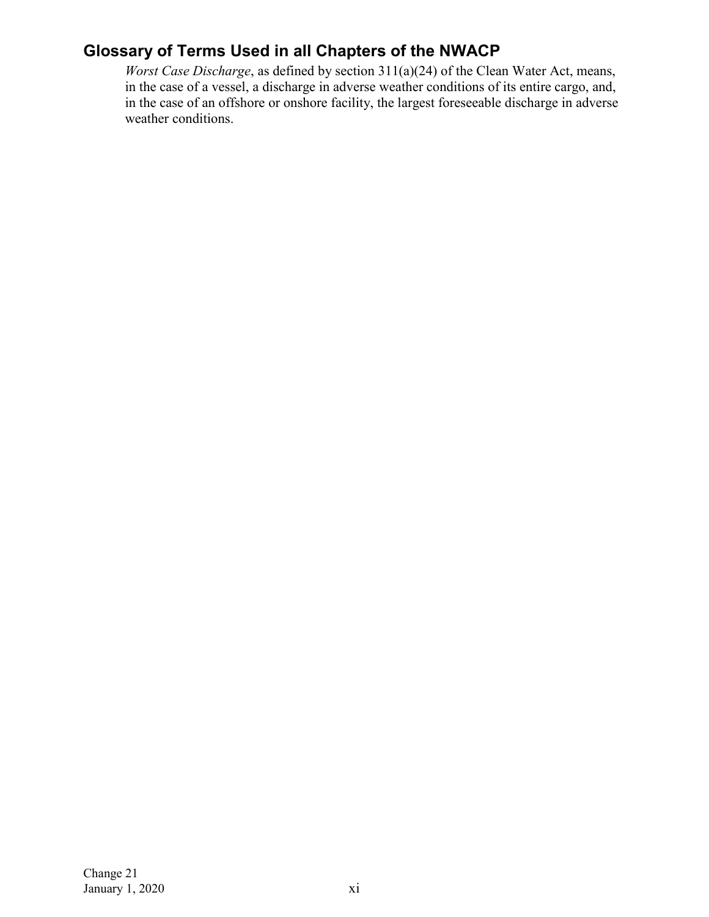## Glossary of Terms Used in all Chapters of the NWACP

*Worst Case Discharge*, as defined by section 311(a)(24) of the Clean Water Act, means, in the case of a vessel, a discharge in adverse weather conditions of its entire cargo, and, in the case of an offshore or onshore facility, the largest foreseeable discharge in adverse weather conditions.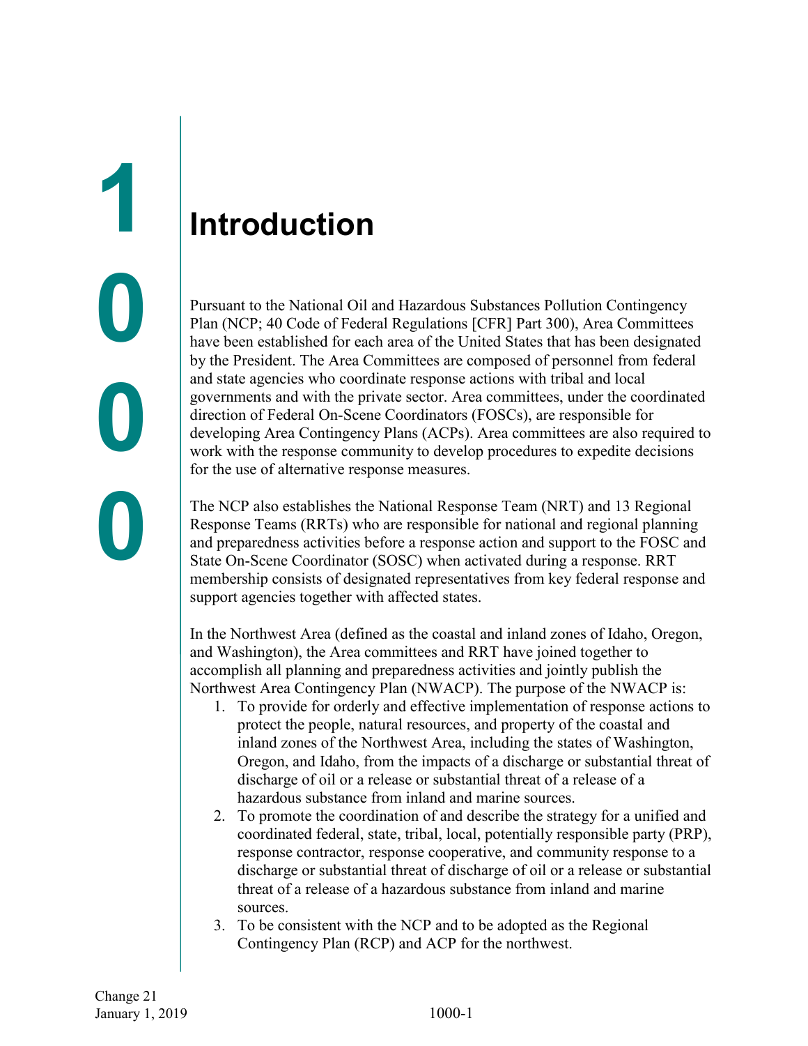# 1000 Introduction

Pursuant to the National Oil and Hazardous Substances Pollution Contingency Plan (NCP; 40 Code of Federal Regulations [CFR] Part 300), Area Committees have been established for each area of the United States that has been designated by the President. The Area Committees are composed of personnel from federal and state agencies who coordinate response actions with tribal and local governments and with the private sector. Area committees, under the coordinated direction of Federal On-Scene Coordinators (FOSCs), are responsible for developing Area Contingency Plans (ACPs). Area committees are also required to work with the response community to develop procedures to expedite decisions for the use of alternative response measures.

The NCP also establishes the National Response Team (NRT) and 13 Regional Response Teams (RRTs) who are responsible for national and regional planning and preparedness activities before a response action and support to the FOSC and State On-Scene Coordinator (SOSC) when activated during a response. RRT membership consists of designated representatives from key federal response and support agencies together with affected states.

In the Northwest Area (defined as the coastal and inland zones of Idaho, Oregon, and Washington), the Area committees and RRT have joined together to accomplish all planning and preparedness activities and jointly publish the Northwest Area Contingency Plan (NWACP). The purpose of the NWACP is:

1. To provide for orderly and effective implementation of response actions to protect the people, natural resources, and property of the coastal and inland zones of the Northwest Area, including the states of Washington, Oregon, and Idaho, from the impacts of a discharge or substantial threat of discharge of oil or a release or substantial threat of a release of a hazardous substance from inland and marine sources.
2. To promote the coordination of and describe the strategy for a unified and coordinated federal, state, tribal, local, potentially responsible party (PRP), response contractor, response cooperative, and community response to a discharge or substantial threat of discharge of oil or a release or substantial threat of a release of a hazardous substance from inland and marine sources.
3. To be consistent with the NCP and to be adopted as the Regional Contingency Plan (RCP) and ACP for the northwest.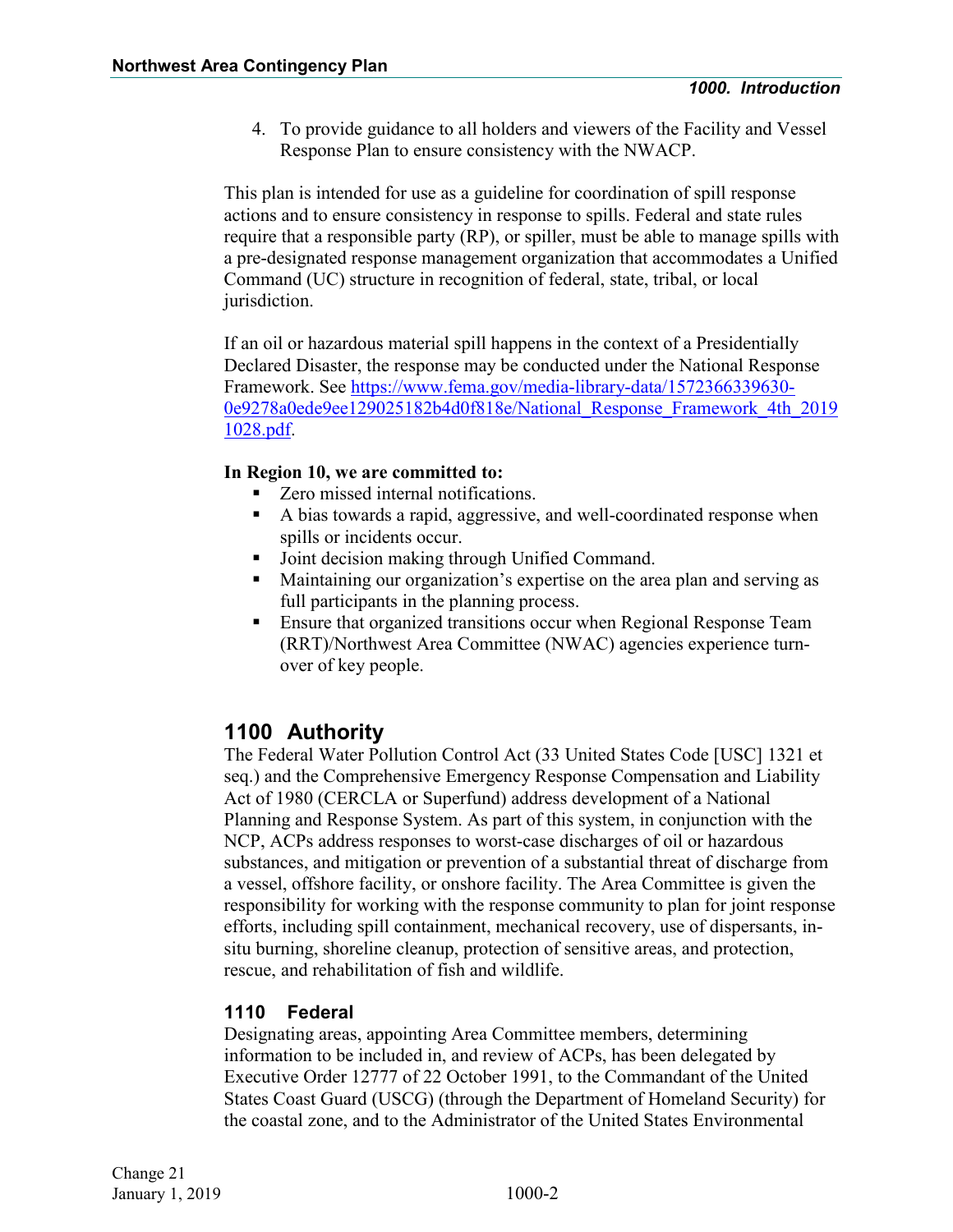4. To provide guidance to all holders and viewers of the Facility and Vessel Response Plan to ensure consistency with the NWACP.

This plan is intended for use as a guideline for coordination of spill response actions and to ensure consistency in response to spills. Federal and state rules require that a responsible party (RP), or spiller, must be able to manage spills with a pre-designated response management organization that accommodates a Unified Command (UC) structure in recognition of federal, state, tribal, or local jurisdiction.

If an oil or hazardous material spill happens in the context of a Presidentially Declared Disaster, the response may be conducted under the National Response Framework. See [https://www.fema.gov/media-library-data/1572366339630-0e9278a0ede9ee129025182b4d0f818e/National_Response_Framework_4th_20191028.pdf](https://www.fema.gov/media-library-data/1572366339630-0e9278a0ede9ee129025182b4d0f818e/National_Response_Framework_4th_20191028.pdf).

**In Region 10, we are committed to:**

- Zero missed internal notifications.
- A bias towards a rapid, aggressive, and well-coordinated response when spills or incidents occur.
- Joint decision making through Unified Command.
- Maintaining our organization's expertise on the area plan and serving as full participants in the planning process.
- Ensure that organized transitions occur when Regional Response Team (RRT)/Northwest Area Committee (NWAC) agencies experience turn-over of key people.

## 1100 Authority

The Federal Water Pollution Control Act (33 United States Code [USC] 1321 et seq.) and the Comprehensive Emergency Response Compensation and Liability Act of 1980 (CERCLA or Superfund) address development of a National Planning and Response System. As part of this system, in conjunction with the NCP, ACPs address responses to worst-case discharges of oil or hazardous substances, and mitigation or prevention of a substantial threat of discharge from a vessel, offshore facility, or onshore facility. The Area Committee is given the responsibility for working with the response community to plan for joint response efforts, including spill containment, mechanical recovery, use of dispersants, in-situ burning, shoreline cleanup, protection of sensitive areas, and protection, rescue, and rehabilitation of fish and wildlife.

### 1110 Federal

Designating areas, appointing Area Committee members, determining information to be included in, and review of ACPs, has been delegated by Executive Order 12777 of 22 October 1991, to the Commandant of the United States Coast Guard (USCG) (through the Department of Homeland Security) for the coastal zone, and to the Administrator of the United States Environmental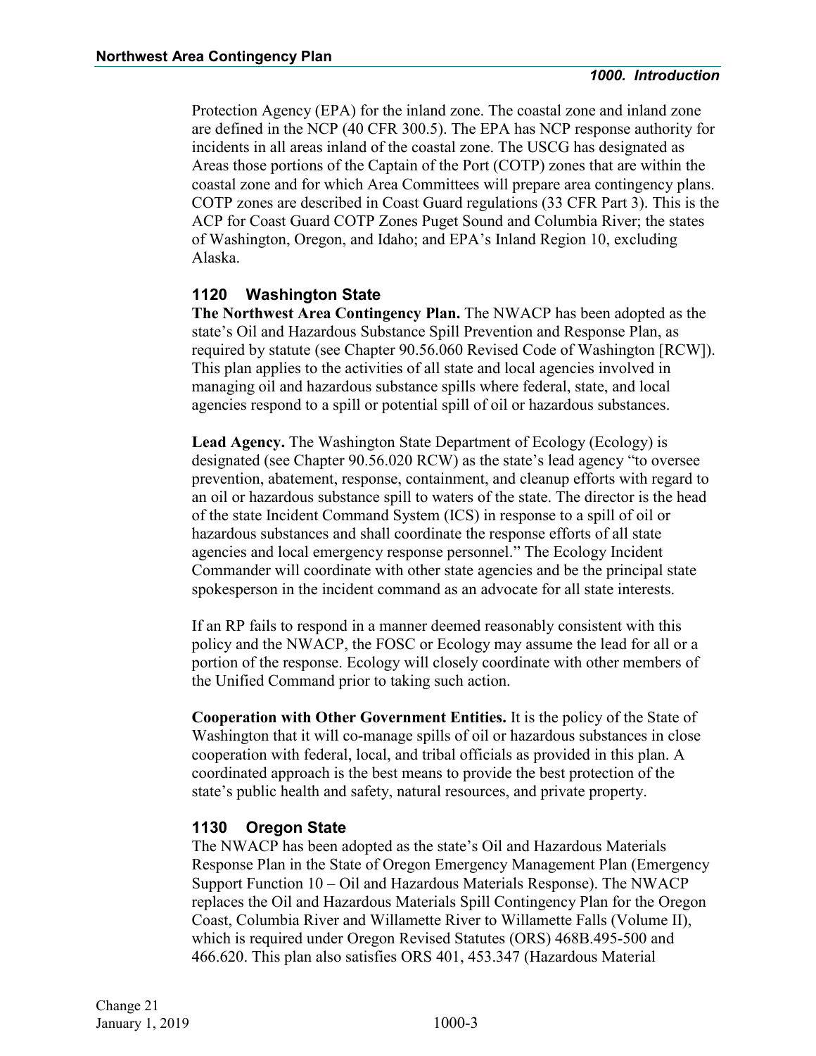Protection Agency (EPA) for the inland zone. The coastal zone and inland zone are defined in the NCP (40 CFR 300.5). The EPA has NCP response authority for incidents in all areas inland of the coastal zone. The USCG has designated as Areas those portions of the Captain of the Port (COTP) zones that are within the coastal zone and for which Area Committees will prepare area contingency plans. COTP zones are described in Coast Guard regulations (33 CFR Part 3). This is the ACP for Coast Guard COTP Zones Puget Sound and Columbia River; the states of Washington, Oregon, and Idaho; and EPA's Inland Region 10, excluding Alaska.

### 1120 Washington State

**The Northwest Area Contingency Plan.** The NWACP has been adopted as the state's Oil and Hazardous Substance Spill Prevention and Response Plan, as required by statute (see Chapter 90.56.060 Revised Code of Washington [RCW]). This plan applies to the activities of all state and local agencies involved in managing oil and hazardous substance spills where federal, state, and local agencies respond to a spill or potential spill of oil or hazardous substances.

**Lead Agency.** The Washington State Department of Ecology (Ecology) is designated (see Chapter 90.56.020 RCW) as the state's lead agency "to oversee prevention, abatement, response, containment, and cleanup efforts with regard to an oil or hazardous substance spill to waters of the state. The director is the head of the state Incident Command System (ICS) in response to a spill of oil or hazardous substances and shall coordinate the response efforts of all state agencies and local emergency response personnel." The Ecology Incident Commander will coordinate with other state agencies and be the principal state spokesperson in the incident command as an advocate for all state interests.

If an RP fails to respond in a manner deemed reasonably consistent with this policy and the NWACP, the FOSC or Ecology may assume the lead for all or a portion of the response. Ecology will closely coordinate with other members of the Unified Command prior to taking such action.

**Cooperation with Other Government Entities.** It is the policy of the State of Washington that it will co-manage spills of oil or hazardous substances in close cooperation with federal, local, and tribal officials as provided in this plan. A coordinated approach is the best means to provide the best protection of the state's public health and safety, natural resources, and private property.

### 1130 Oregon State

The NWACP has been adopted as the state's Oil and Hazardous Materials Response Plan in the State of Oregon Emergency Management Plan (Emergency Support Function 10 – Oil and Hazardous Materials Response). The NWACP replaces the Oil and Hazardous Materials Spill Contingency Plan for the Oregon Coast, Columbia River and Willamette River to Willamette Falls (Volume II), which is required under Oregon Revised Statutes (ORS) 468B.495-500 and 466.620. This plan also satisfies ORS 401, 453.347 (Hazardous Material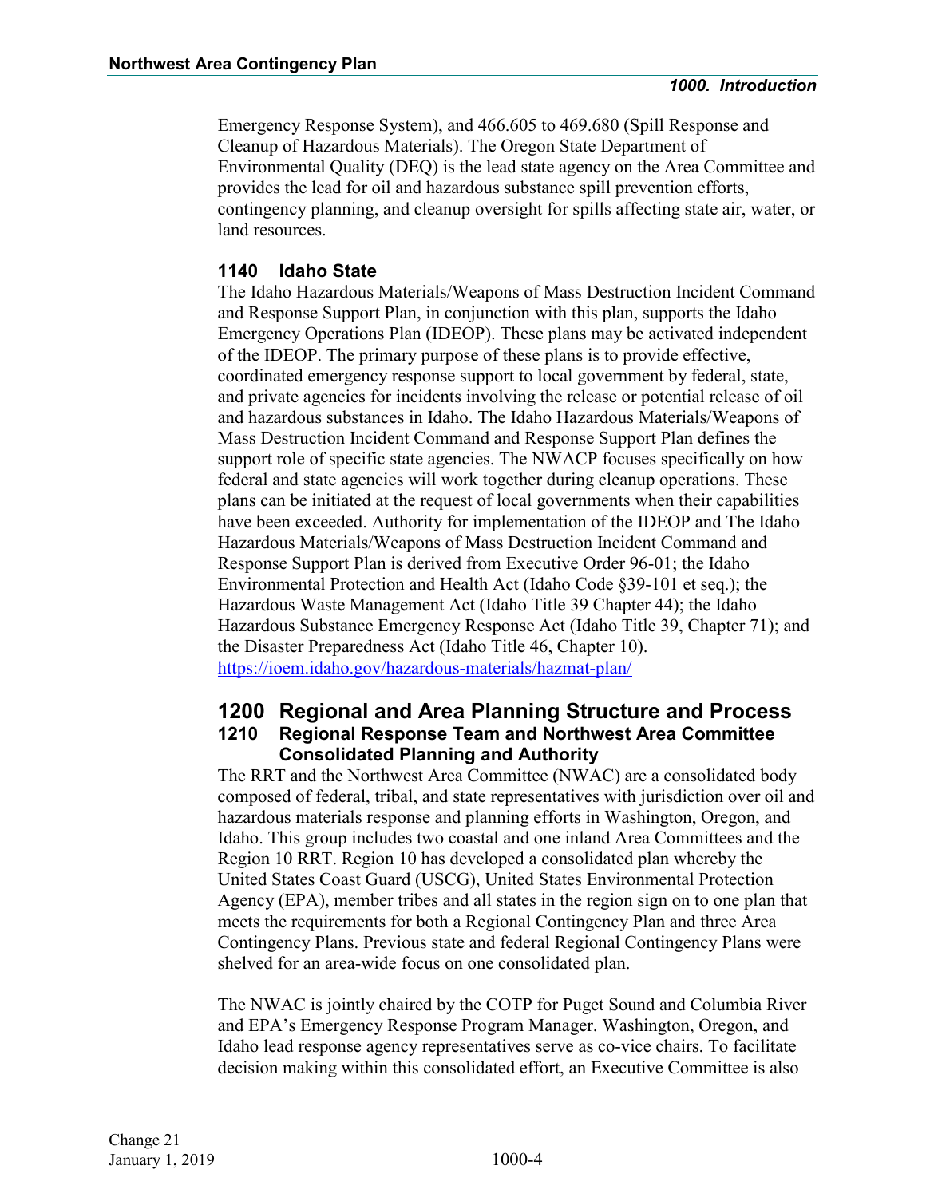Emergency Response System), and 466.605 to 469.680 (Spill Response and Cleanup of Hazardous Materials). The Oregon State Department of Environmental Quality (DEQ) is the lead state agency on the Area Committee and provides the lead for oil and hazardous substance spill prevention efforts, contingency planning, and cleanup oversight for spills affecting state air, water, or land resources.

### 1140 Idaho State

The Idaho Hazardous Materials/Weapons of Mass Destruction Incident Command and Response Support Plan, in conjunction with this plan, supports the Idaho Emergency Operations Plan (IDEOP). These plans may be activated independent of the IDEOP. The primary purpose of these plans is to provide effective, coordinated emergency response support to local government by federal, state, and private agencies for incidents involving the release or potential release of oil and hazardous substances in Idaho. The Idaho Hazardous Materials/Weapons of Mass Destruction Incident Command and Response Support Plan defines the support role of specific state agencies. The NWACP focuses specifically on how federal and state agencies will work together during cleanup operations. These plans can be initiated at the request of local governments when their capabilities have been exceeded. Authority for implementation of the IDEOP and The Idaho Hazardous Materials/Weapons of Mass Destruction Incident Command and Response Support Plan is derived from Executive Order 96-01; the Idaho Environmental Protection and Health Act (Idaho Code §39-101 et seq.); the Hazardous Waste Management Act (Idaho Title 39 Chapter 44); the Idaho Hazardous Substance Emergency Response Act (Idaho Title 39, Chapter 71); and the Disaster Preparedness Act (Idaho Title 46, Chapter 10).
https://ioem.idaho.gov/hazardous-materials/hazmat-plan/

## 1200 Regional and Area Planning Structure and Process

### 1210 Regional Response Team and Northwest Area Committee Consolidated Planning and Authority

The RRT and the Northwest Area Committee (NWAC) are a consolidated body composed of federal, tribal, and state representatives with jurisdiction over oil and hazardous materials response and planning efforts in Washington, Oregon, and Idaho. This group includes two coastal and one inland Area Committees and the Region 10 RRT. Region 10 has developed a consolidated plan whereby the United States Coast Guard (USCG), United States Environmental Protection Agency (EPA), member tribes and all states in the region sign on to one plan that meets the requirements for both a Regional Contingency Plan and three Area Contingency Plans. Previous state and federal Regional Contingency Plans were shelved for an area-wide focus on one consolidated plan.

The NWAC is jointly chaired by the COTP for Puget Sound and Columbia River and EPA's Emergency Response Program Manager. Washington, Oregon, and Idaho lead response agency representatives serve as co-vice chairs. To facilitate decision making within this consolidated effort, an Executive Committee is also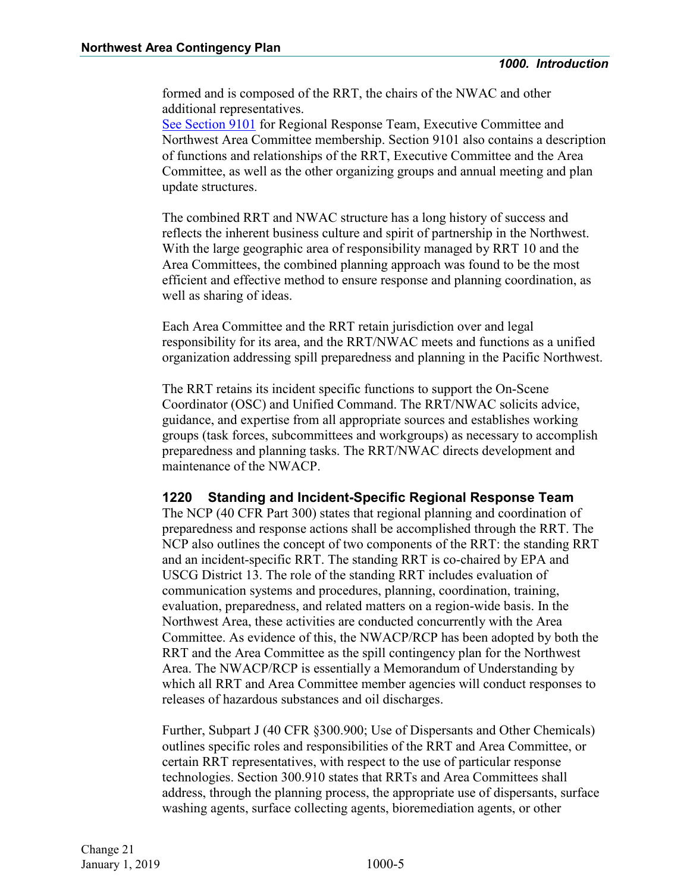formed and is composed of the RRT, the chairs of the NWAC and other additional representatives.
[See Section 9101](#) for Regional Response Team, Executive Committee and Northwest Area Committee membership. Section 9101 also contains a description of functions and relationships of the RRT, Executive Committee and the Area Committee, as well as the other organizing groups and annual meeting and plan update structures.

The combined RRT and NWAC structure has a long history of success and reflects the inherent business culture and spirit of partnership in the Northwest. With the large geographic area of responsibility managed by RRT 10 and the Area Committees, the combined planning approach was found to be the most efficient and effective method to ensure response and planning coordination, as well as sharing of ideas.

Each Area Committee and the RRT retain jurisdiction over and legal responsibility for its area, and the RRT/NWAC meets and functions as a unified organization addressing spill preparedness and planning in the Pacific Northwest.

The RRT retains its incident specific functions to support the On-Scene Coordinator (OSC) and Unified Command. The RRT/NWAC solicits advice, guidance, and expertise from all appropriate sources and establishes working groups (task forces, subcommittees and workgroups) as necessary to accomplish preparedness and planning tasks. The RRT/NWAC directs development and maintenance of the NWACP.

### 1220 Standing and Incident-Specific Regional Response Team

The NCP (40 CFR Part 300) states that regional planning and coordination of preparedness and response actions shall be accomplished through the RRT. The NCP also outlines the concept of two components of the RRT: the standing RRT and an incident-specific RRT. The standing RRT is co-chaired by EPA and USCG District 13. The role of the standing RRT includes evaluation of communication systems and procedures, planning, coordination, training, evaluation, preparedness, and related matters on a region-wide basis. In the Northwest Area, these activities are conducted concurrently with the Area Committee. As evidence of this, the NWACP/RCP has been adopted by both the RRT and the Area Committee as the spill contingency plan for the Northwest Area. The NWACP/RCP is essentially a Memorandum of Understanding by which all RRT and Area Committee member agencies will conduct responses to releases of hazardous substances and oil discharges.

Further, Subpart J (40 CFR §300.900; Use of Dispersants and Other Chemicals) outlines specific roles and responsibilities of the RRT and Area Committee, or certain RRT representatives, with respect to the use of particular response technologies. Section 300.910 states that RRTs and Area Committees shall address, through the planning process, the appropriate use of dispersants, surface washing agents, surface collecting agents, bioremediation agents, or other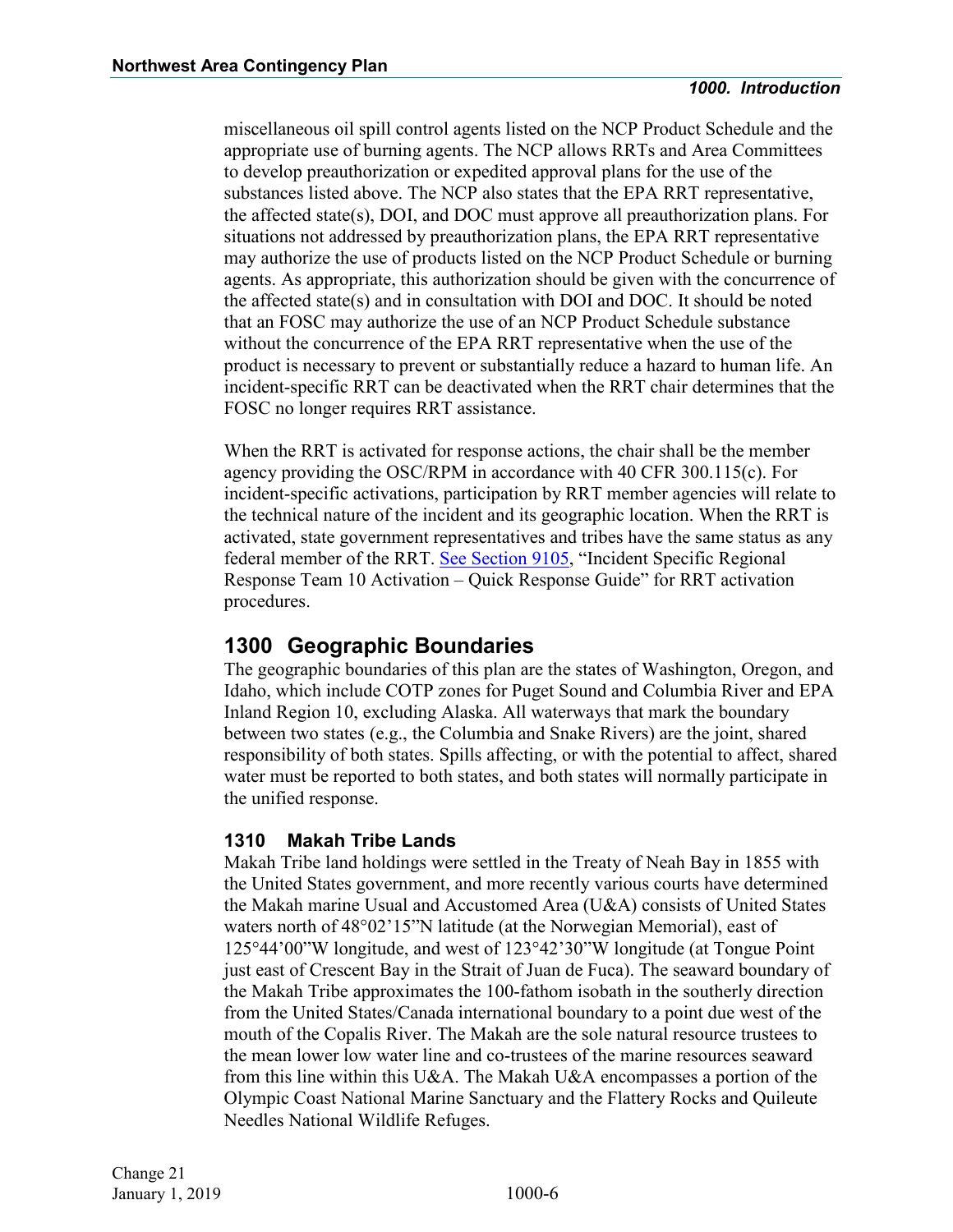miscellaneous oil spill control agents listed on the NCP Product Schedule and the appropriate use of burning agents. The NCP allows RRTs and Area Committees to develop preauthorization or expedited approval plans for the use of the substances listed above. The NCP also states that the EPA RRT representative, the affected state(s), DOI, and DOC must approve all preauthorization plans. For situations not addressed by preauthorization plans, the EPA RRT representative may authorize the use of products listed on the NCP Product Schedule or burning agents. As appropriate, this authorization should be given with the concurrence of the affected state(s) and in consultation with DOI and DOC. It should be noted that an FOSC may authorize the use of an NCP Product Schedule substance without the concurrence of the EPA RRT representative when the use of the product is necessary to prevent or substantially reduce a hazard to human life. An incident-specific RRT can be deactivated when the RRT chair determines that the FOSC no longer requires RRT assistance.

When the RRT is activated for response actions, the chair shall be the member agency providing the OSC/RPM in accordance with 40 CFR 300.115(c). For incident-specific activations, participation by RRT member agencies will relate to the technical nature of the incident and its geographic location. When the RRT is activated, state government representatives and tribes have the same status as any federal member of the RRT. See Section 9105, "Incident Specific Regional Response Team 10 Activation – Quick Response Guide" for RRT activation procedures.

## 1300 Geographic Boundaries

The geographic boundaries of this plan are the states of Washington, Oregon, and Idaho, which include COTP zones for Puget Sound and Columbia River and EPA Inland Region 10, excluding Alaska. All waterways that mark the boundary between two states (e.g., the Columbia and Snake Rivers) are the joint, shared responsibility of both states. Spills affecting, or with the potential to affect, shared water must be reported to both states, and both states will normally participate in the unified response.

### 1310 Makah Tribe Lands

Makah Tribe land holdings were settled in the Treaty of Neah Bay in 1855 with the United States government, and more recently various courts have determined the Makah marine Usual and Accustomed Area (U&A) consists of United States waters north of 48°02'15"N latitude (at the Norwegian Memorial), east of 125°44'00"W longitude, and west of 123°42'30"W longitude (at Tongue Point just east of Crescent Bay in the Strait of Juan de Fuca). The seaward boundary of the Makah Tribe approximates the 100-fathom isobath in the southerly direction from the United States/Canada international boundary to a point due west of the mouth of the Copalis River. The Makah are the sole natural resource trustees to the mean lower low water line and co-trustees of the marine resources seaward from this line within this U&A. The Makah U&A encompasses a portion of the Olympic Coast National Marine Sanctuary and the Flattery Rocks and Quileute Needles National Wildlife Refuges.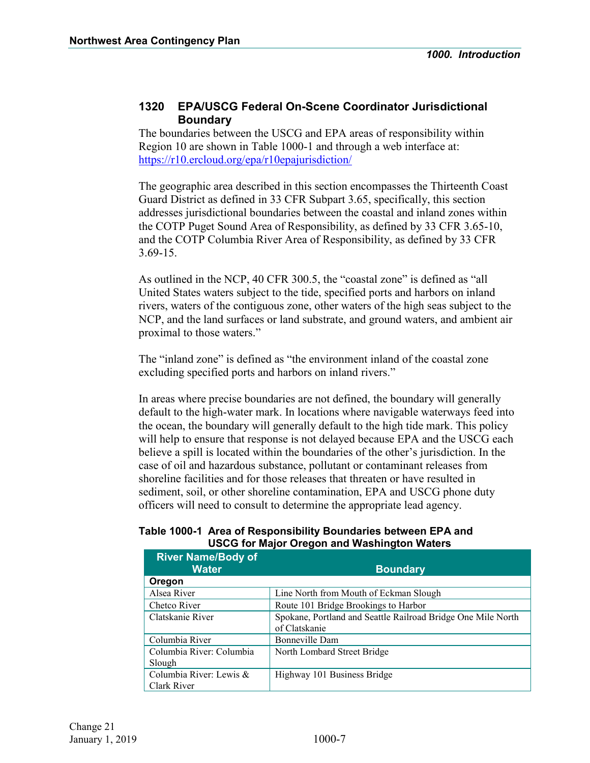### 1320 EPA/USCG Federal On-Scene Coordinator Jurisdictional Boundary

The boundaries between the USCG and EPA areas of responsibility within Region 10 are shown in Table 1000-1 and through a web interface at: https://r10.ercloud.org/epa/r10epajurisdiction/

The geographic area described in this section encompasses the Thirteenth Coast Guard District as defined in 33 CFR Subpart 3.65, specifically, this section addresses jurisdictional boundaries between the coastal and inland zones within the COTP Puget Sound Area of Responsibility, as defined by 33 CFR 3.65-10, and the COTP Columbia River Area of Responsibility, as defined by 33 CFR 3.69-15.

As outlined in the NCP, 40 CFR 300.5, the "coastal zone" is defined as "all United States waters subject to the tide, specified ports and harbors on inland rivers, waters of the contiguous zone, other waters of the high seas subject to the NCP, and the land surfaces or land substrate, and ground waters, and ambient air proximal to those waters."

The "inland zone" is defined as "the environment inland of the coastal zone excluding specified ports and harbors on inland rivers."

In areas where precise boundaries are not defined, the boundary will generally default to the high-water mark. In locations where navigable waterways feed into the ocean, the boundary will generally default to the high tide mark. This policy will help to ensure that response is not delayed because EPA and the USCG each believe a spill is located within the boundaries of the other's jurisdiction. In the case of oil and hazardous substance, pollutant or contaminant releases from shoreline facilities and for those releases that threaten or have resulted in sediment, soil, or other shoreline contamination, EPA and USCG phone duty officers will need to consult to determine the appropriate lead agency.

**Table 1000-1 Area of Responsibility Boundaries between EPA and USCG for Major Oregon and Washington Waters**

| River Name/Body of Water | Boundary |
|---|---|
| **Oregon** | |
| Alsea River | Line North from Mouth of Eckman Slough |
| Chetco River | Route 101 Bridge Brookings to Harbor |
| Clatskanie River | Spokane, Portland and Seattle Railroad Bridge One Mile North of Clatskanie |
| Columbia River | Bonneville Dam |
| Columbia River: Columbia Slough | North Lombard Street Bridge |
| Columbia River: Lewis & Clark River | Highway 101 Business Bridge |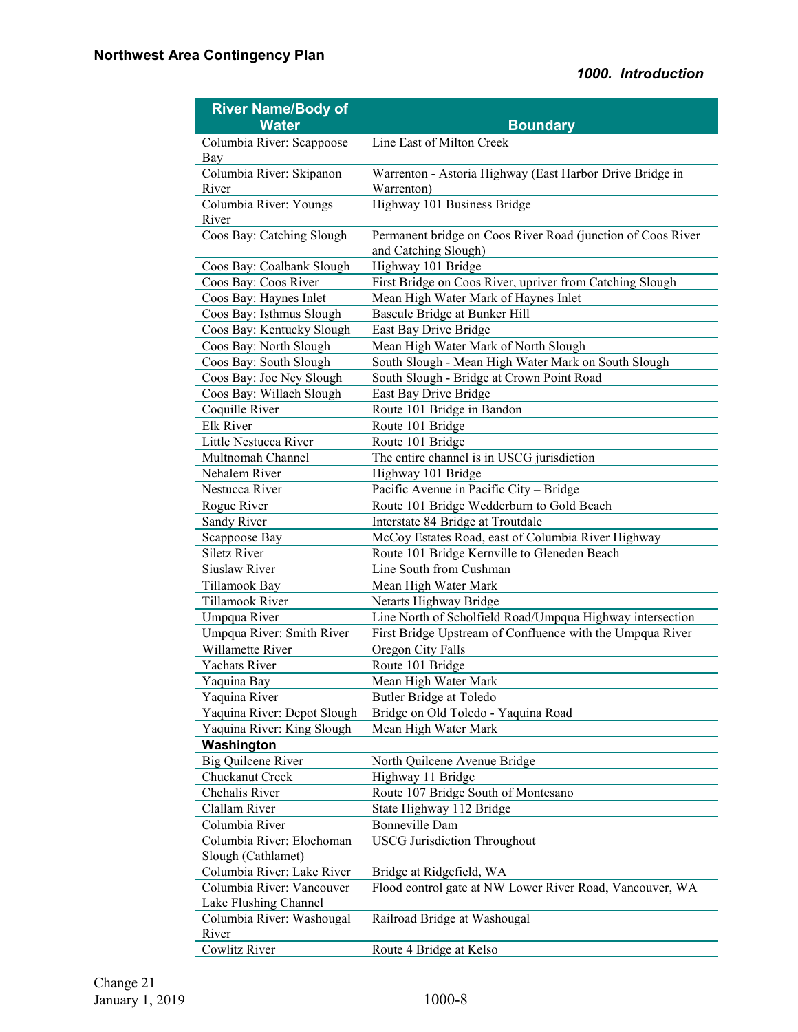| River Name/Body of Water | Boundary |
|---|---|
| Columbia River: Scappoose Bay | Line East of Milton Creek |
| Columbia River: Skipanon River | Warrenton - Astoria Highway (East Harbor Drive Bridge in Warrenton) |
| Columbia River: Youngs River | Highway 101 Business Bridge |
| Coos Bay: Catching Slough | Permanent bridge on Coos River Road (junction of Coos River and Catching Slough) |
| Coos Bay: Coalbank Slough | Highway 101 Bridge |
| Coos Bay: Coos River | First Bridge on Coos River, upriver from Catching Slough |
| Coos Bay: Haynes Inlet | Mean High Water Mark of Haynes Inlet |
| Coos Bay: Isthmus Slough | Bascule Bridge at Bunker Hill |
| Coos Bay: Kentucky Slough | East Bay Drive Bridge |
| Coos Bay: North Slough | Mean High Water Mark of North Slough |
| Coos Bay: South Slough | South Slough - Mean High Water Mark on South Slough |
| Coos Bay: Joe Ney Slough | South Slough - Bridge at Crown Point Road |
| Coos Bay: Willach Slough | East Bay Drive Bridge |
| Coquille River | Route 101 Bridge in Bandon |
| Elk River | Route 101 Bridge |
| Little Nestucca River | Route 101 Bridge |
| Multnomah Channel | The entire channel is in USCG jurisdiction |
| Nehalem River | Highway 101 Bridge |
| Nestucca River | Pacific Avenue in Pacific City – Bridge |
| Rogue River | Route 101 Bridge Wedderburn to Gold Beach |
| Sandy River | Interstate 84 Bridge at Troutdale |
| Scappoose Bay | McCoy Estates Road, east of Columbia River Highway |
| Siletz River | Route 101 Bridge Kernville to Gleneden Beach |
| Siuslaw River | Line South from Cushman |
| Tillamook Bay | Mean High Water Mark |
| Tillamook River | Netarts Highway Bridge |
| Umpqua River | Line North of Scholfield Road/Umpqua Highway intersection |
| Umpqua River: Smith River | First Bridge Upstream of Confluence with the Umpqua River |
| Willamette River | Oregon City Falls |
| Yachats River | Route 101 Bridge |
| Yaquina Bay | Mean High Water Mark |
| Yaquina River | Butler Bridge at Toledo |
| Yaquina River: Depot Slough | Bridge on Old Toledo - Yaquina Road |
| Yaquina River: King Slough | Mean High Water Mark |
| **Washington** | |
| Big Quilcene River | North Quilcene Avenue Bridge |
| Chuckanut Creek | Highway 11 Bridge |
| Chehalis River | Route 107 Bridge South of Montesano |
| Clallam River | State Highway 112 Bridge |
| Columbia River | Bonneville Dam |
| Columbia River: Elochoman Slough (Cathlamet) | USCG Jurisdiction Throughout |
| Columbia River: Lake River | Bridge at Ridgefield, WA |
| Columbia River: Vancouver Lake Flushing Channel | Flood control gate at NW Lower River Road, Vancouver, WA |
| Columbia River: Washougal River | Railroad Bridge at Washougal |
| Cowlitz River | Route 4 Bridge at Kelso |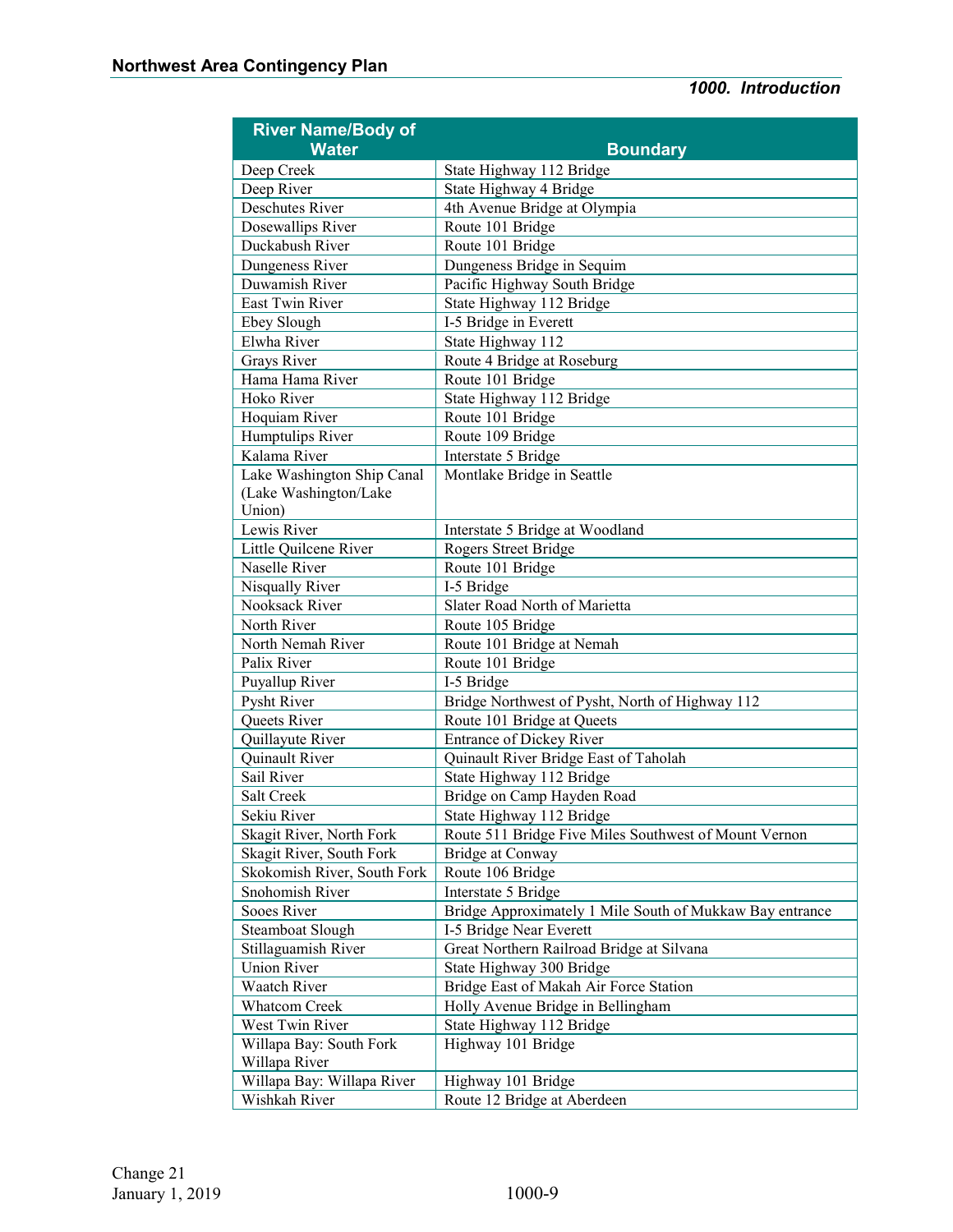| River Name/Body of Water | Boundary |
|---|---|
| Deep Creek | State Highway 112 Bridge |
| Deep River | State Highway 4 Bridge |
| Deschutes River | 4th Avenue Bridge at Olympia |
| Dosewallips River | Route 101 Bridge |
| Duckabush River | Route 101 Bridge |
| Dungeness River | Dungeness Bridge in Sequim |
| Duwamish River | Pacific Highway South Bridge |
| East Twin River | State Highway 112 Bridge |
| Ebey Slough | I-5 Bridge in Everett |
| Elwha River | State Highway 112 |
| Grays River | Route 4 Bridge at Roseburg |
| Hama Hama River | Route 101 Bridge |
| Hoko River | State Highway 112 Bridge |
| Hoquiam River | Route 101 Bridge |
| Humptulips River | Route 109 Bridge |
| Kalama River | Interstate 5 Bridge |
| Lake Washington Ship Canal (Lake Washington/Lake Union) | Montlake Bridge in Seattle |
| Lewis River | Interstate 5 Bridge at Woodland |
| Little Quilcene River | Rogers Street Bridge |
| Naselle River | Route 101 Bridge |
| Nisqually River | I-5 Bridge |
| Nooksack River | Slater Road North of Marietta |
| North River | Route 105 Bridge |
| North Nemah River | Route 101 Bridge at Nemah |
| Palix River | Route 101 Bridge |
| Puyallup River | I-5 Bridge |
| Pysht River | Bridge Northwest of Pysht, North of Highway 112 |
| Queets River | Route 101 Bridge at Queets |
| Quillayute River | Entrance of Dickey River |
| Quinault River | Quinault River Bridge East of Taholah |
| Sail River | State Highway 112 Bridge |
| Salt Creek | Bridge on Camp Hayden Road |
| Sekiu River | State Highway 112 Bridge |
| Skagit River, North Fork | Route 511 Bridge Five Miles Southwest of Mount Vernon |
| Skagit River, South Fork | Bridge at Conway |
| Skokomish River, South Fork | Route 106 Bridge |
| Snohomish River | Interstate 5 Bridge |
| Sooes River | Bridge Approximately 1 Mile South of Mukkaw Bay entrance |
| Steamboat Slough | I-5 Bridge Near Everett |
| Stillaguamish River | Great Northern Railroad Bridge at Silvana |
| Union River | State Highway 300 Bridge |
| Waatch River | Bridge East of Makah Air Force Station |
| Whatcom Creek | Holly Avenue Bridge in Bellingham |
| West Twin River | State Highway 112 Bridge |
| Willapa Bay: South Fork Willapa River | Highway 101 Bridge |
| Willapa Bay: Willapa River | Highway 101 Bridge |
| Wishkah River | Route 12 Bridge at Aberdeen |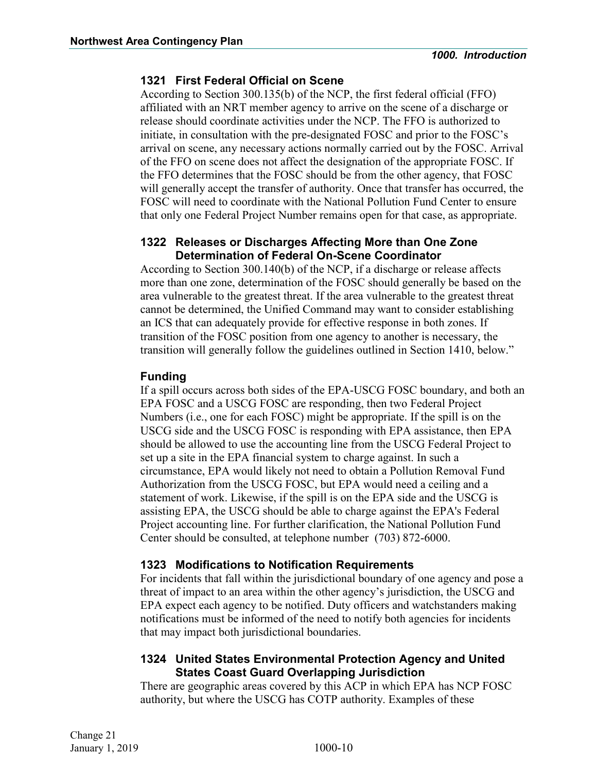### 1321 First Federal Official on Scene

According to Section 300.135(b) of the NCP, the first federal official (FFO) affiliated with an NRT member agency to arrive on the scene of a discharge or release should coordinate activities under the NCP. The FFO is authorized to initiate, in consultation with the pre-designated FOSC and prior to the FOSC's arrival on scene, any necessary actions normally carried out by the FOSC. Arrival of the FFO on scene does not affect the designation of the appropriate FOSC. If the FFO determines that the FOSC should be from the other agency, that FOSC will generally accept the transfer of authority. Once that transfer has occurred, the FOSC will need to coordinate with the National Pollution Fund Center to ensure that only one Federal Project Number remains open for that case, as appropriate.

### 1322 Releases or Discharges Affecting More than One Zone Determination of Federal On-Scene Coordinator

According to Section 300.140(b) of the NCP, if a discharge or release affects more than one zone, determination of the FOSC should generally be based on the area vulnerable to the greatest threat. If the area vulnerable to the greatest threat cannot be determined, the Unified Command may want to consider establishing an ICS that can adequately provide for effective response in both zones. If transition of the FOSC position from one agency to another is necessary, the transition will generally follow the guidelines outlined in Section 1410, below."

#### Funding

If a spill occurs across both sides of the EPA-USCG FOSC boundary, and both an EPA FOSC and a USCG FOSC are responding, then two Federal Project Numbers (i.e., one for each FOSC) might be appropriate. If the spill is on the USCG side and the USCG FOSC is responding with EPA assistance, then EPA should be allowed to use the accounting line from the USCG Federal Project to set up a site in the EPA financial system to charge against. In such a circumstance, EPA would likely not need to obtain a Pollution Removal Fund Authorization from the USCG FOSC, but EPA would need a ceiling and a statement of work. Likewise, if the spill is on the EPA side and the USCG is assisting EPA, the USCG should be able to charge against the EPA's Federal Project accounting line. For further clarification, the National Pollution Fund Center should be consulted, at telephone number (703) 872-6000.

### 1323 Modifications to Notification Requirements

For incidents that fall within the jurisdictional boundary of one agency and pose a threat of impact to an area within the other agency's jurisdiction, the USCG and EPA expect each agency to be notified. Duty officers and watchstanders making notifications must be informed of the need to notify both agencies for incidents that may impact both jurisdictional boundaries.

### 1324 United States Environmental Protection Agency and United States Coast Guard Overlapping Jurisdiction

There are geographic areas covered by this ACP in which EPA has NCP FOSC authority, but where the USCG has COTP authority. Examples of these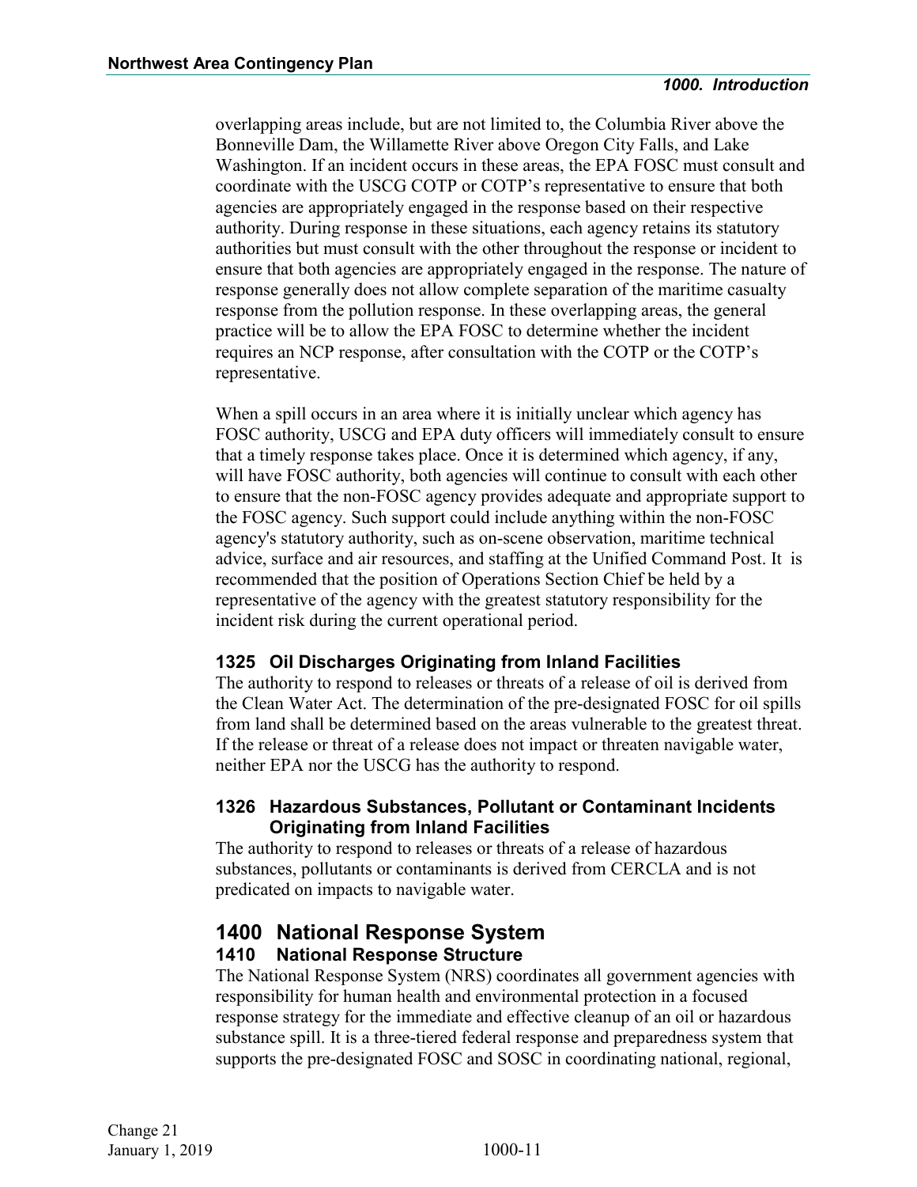overlapping areas include, but are not limited to, the Columbia River above the Bonneville Dam, the Willamette River above Oregon City Falls, and Lake Washington. If an incident occurs in these areas, the EPA FOSC must consult and coordinate with the USCG COTP or COTP's representative to ensure that both agencies are appropriately engaged in the response based on their respective authority. During response in these situations, each agency retains its statutory authorities but must consult with the other throughout the response or incident to ensure that both agencies are appropriately engaged in the response. The nature of response generally does not allow complete separation of the maritime casualty response from the pollution response. In these overlapping areas, the general practice will be to allow the EPA FOSC to determine whether the incident requires an NCP response, after consultation with the COTP or the COTP's representative.

When a spill occurs in an area where it is initially unclear which agency has FOSC authority, USCG and EPA duty officers will immediately consult to ensure that a timely response takes place. Once it is determined which agency, if any, will have FOSC authority, both agencies will continue to consult with each other to ensure that the non-FOSC agency provides adequate and appropriate support to the FOSC agency. Such support could include anything within the non-FOSC agency's statutory authority, such as on-scene observation, maritime technical advice, surface and air resources, and staffing at the Unified Command Post. It is recommended that the position of Operations Section Chief be held by a representative of the agency with the greatest statutory responsibility for the incident risk during the current operational period.

### 1325 Oil Discharges Originating from Inland Facilities

The authority to respond to releases or threats of a release of oil is derived from the Clean Water Act. The determination of the pre-designated FOSC for oil spills from land shall be determined based on the areas vulnerable to the greatest threat. If the release or threat of a release does not impact or threaten navigable water, neither EPA nor the USCG has the authority to respond.

### 1326 Hazardous Substances, Pollutant or Contaminant Incidents Originating from Inland Facilities

The authority to respond to releases or threats of a release of hazardous substances, pollutants or contaminants is derived from CERCLA and is not predicated on impacts to navigable water.

## 1400 National Response System

### 1410 National Response Structure

The National Response System (NRS) coordinates all government agencies with responsibility for human health and environmental protection in a focused response strategy for the immediate and effective cleanup of an oil or hazardous substance spill. It is a three-tiered federal response and preparedness system that supports the pre-designated FOSC and SOSC in coordinating national, regional,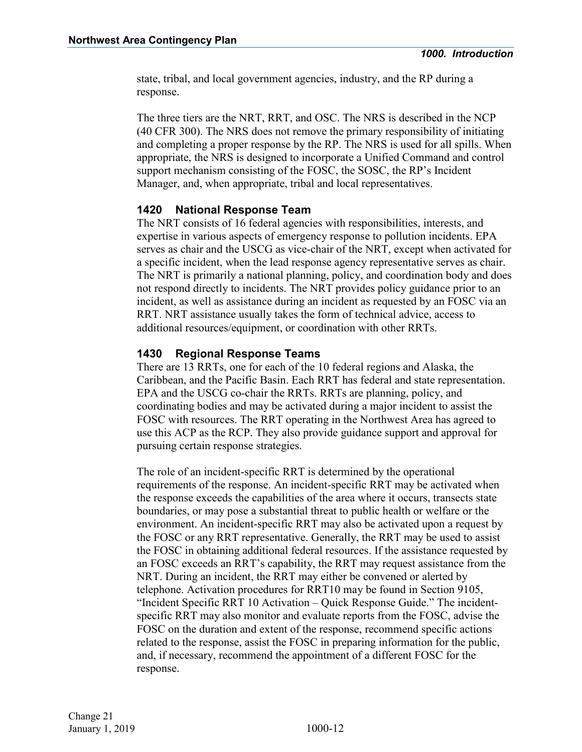state, tribal, and local government agencies, industry, and the RP during a response.

The three tiers are the NRT, RRT, and OSC. The NRS is described in the NCP (40 CFR 300). The NRS does not remove the primary responsibility of initiating and completing a proper response by the RP. The NRS is used for all spills. When appropriate, the NRS is designed to incorporate a Unified Command and control support mechanism consisting of the FOSC, the SOSC, the RP's Incident Manager, and, when appropriate, tribal and local representatives.

### 1420 National Response Team

The NRT consists of 16 federal agencies with responsibilities, interests, and expertise in various aspects of emergency response to pollution incidents. EPA serves as chair and the USCG as vice-chair of the NRT, except when activated for a specific incident, when the lead response agency representative serves as chair. The NRT is primarily a national planning, policy, and coordination body and does not respond directly to incidents. The NRT provides policy guidance prior to an incident, as well as assistance during an incident as requested by an FOSC via an RRT. NRT assistance usually takes the form of technical advice, access to additional resources/equipment, or coordination with other RRTs.

### 1430 Regional Response Teams

There are 13 RRTs, one for each of the 10 federal regions and Alaska, the Caribbean, and the Pacific Basin. Each RRT has federal and state representation. EPA and the USCG co-chair the RRTs. RRTs are planning, policy, and coordinating bodies and may be activated during a major incident to assist the FOSC with resources. The RRT operating in the Northwest Area has agreed to use this ACP as the RCP. They also provide guidance support and approval for pursuing certain response strategies.

The role of an incident-specific RRT is determined by the operational requirements of the response. An incident-specific RRT may be activated when the response exceeds the capabilities of the area where it occurs, transects state boundaries, or may pose a substantial threat to public health or welfare or the environment. An incident-specific RRT may also be activated upon a request by the FOSC or any RRT representative. Generally, the RRT may be used to assist the FOSC in obtaining additional federal resources. If the assistance requested by an FOSC exceeds an RRT's capability, the RRT may request assistance from the NRT. During an incident, the RRT may either be convened or alerted by telephone. Activation procedures for RRT10 may be found in Section 9105, "Incident Specific RRT 10 Activation – Quick Response Guide." The incident-specific RRT may also monitor and evaluate reports from the FOSC, advise the FOSC on the duration and extent of the response, recommend specific actions related to the response, assist the FOSC in preparing information for the public, and, if necessary, recommend the appointment of a different FOSC for the response.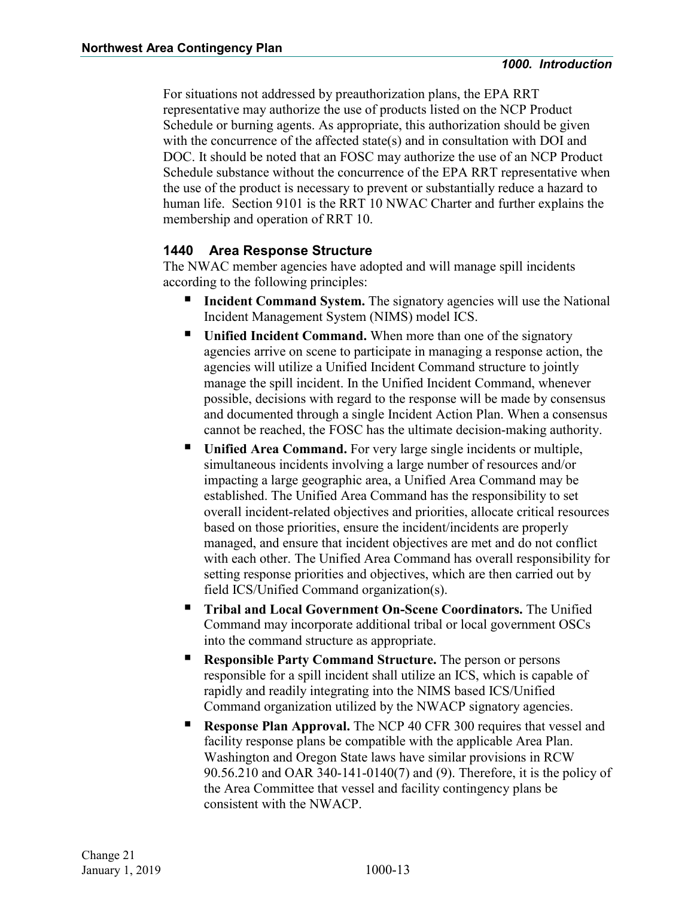For situations not addressed by preauthorization plans, the EPA RRT representative may authorize the use of products listed on the NCP Product Schedule or burning agents. As appropriate, this authorization should be given with the concurrence of the affected state(s) and in consultation with DOI and DOC. It should be noted that an FOSC may authorize the use of an NCP Product Schedule substance without the concurrence of the EPA RRT representative when the use of the product is necessary to prevent or substantially reduce a hazard to human life. Section 9101 is the RRT 10 NWAC Charter and further explains the membership and operation of RRT 10.

### 1440 Area Response Structure

The NWAC member agencies have adopted and will manage spill incidents according to the following principles:

- **Incident Command System.** The signatory agencies will use the National Incident Management System (NIMS) model ICS.
- **Unified Incident Command.** When more than one of the signatory agencies arrive on scene to participate in managing a response action, the agencies will utilize a Unified Incident Command structure to jointly manage the spill incident. In the Unified Incident Command, whenever possible, decisions with regard to the response will be made by consensus and documented through a single Incident Action Plan. When a consensus cannot be reached, the FOSC has the ultimate decision-making authority.
- **Unified Area Command.** For very large single incidents or multiple, simultaneous incidents involving a large number of resources and/or impacting a large geographic area, a Unified Area Command may be established. The Unified Area Command has the responsibility to set overall incident-related objectives and priorities, allocate critical resources based on those priorities, ensure the incident/incidents are properly managed, and ensure that incident objectives are met and do not conflict with each other. The Unified Area Command has overall responsibility for setting response priorities and objectives, which are then carried out by field ICS/Unified Command organization(s).
- **Tribal and Local Government On-Scene Coordinators.** The Unified Command may incorporate additional tribal or local government OSCs into the command structure as appropriate.
- **Responsible Party Command Structure.** The person or persons responsible for a spill incident shall utilize an ICS, which is capable of rapidly and readily integrating into the NIMS based ICS/Unified Command organization utilized by the NWACP signatory agencies.
- **Response Plan Approval.** The NCP 40 CFR 300 requires that vessel and facility response plans be compatible with the applicable Area Plan. Washington and Oregon State laws have similar provisions in RCW 90.56.210 and OAR 340-141-0140(7) and (9). Therefore, it is the policy of the Area Committee that vessel and facility contingency plans be consistent with the NWACP.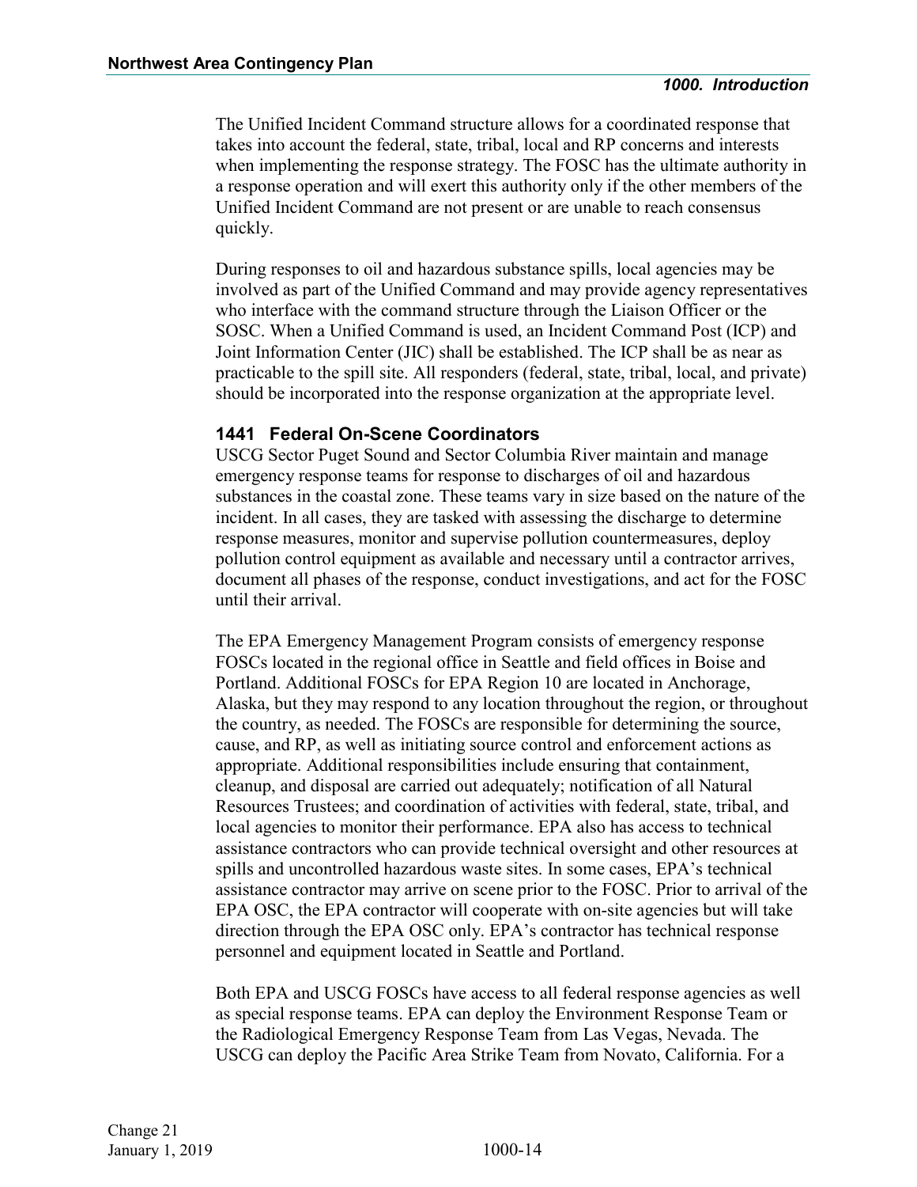The Unified Incident Command structure allows for a coordinated response that takes into account the federal, state, tribal, local and RP concerns and interests when implementing the response strategy. The FOSC has the ultimate authority in a response operation and will exert this authority only if the other members of the Unified Incident Command are not present or are unable to reach consensus quickly.

During responses to oil and hazardous substance spills, local agencies may be involved as part of the Unified Command and may provide agency representatives who interface with the command structure through the Liaison Officer or the SOSC. When a Unified Command is used, an Incident Command Post (ICP) and Joint Information Center (JIC) shall be established. The ICP shall be as near as practicable to the spill site. All responders (federal, state, tribal, local, and private) should be incorporated into the response organization at the appropriate level.

### 1441 Federal On-Scene Coordinators

USCG Sector Puget Sound and Sector Columbia River maintain and manage emergency response teams for response to discharges of oil and hazardous substances in the coastal zone. These teams vary in size based on the nature of the incident. In all cases, they are tasked with assessing the discharge to determine response measures, monitor and supervise pollution countermeasures, deploy pollution control equipment as available and necessary until a contractor arrives, document all phases of the response, conduct investigations, and act for the FOSC until their arrival.

The EPA Emergency Management Program consists of emergency response FOSCs located in the regional office in Seattle and field offices in Boise and Portland. Additional FOSCs for EPA Region 10 are located in Anchorage, Alaska, but they may respond to any location throughout the region, or throughout the country, as needed. The FOSCs are responsible for determining the source, cause, and RP, as well as initiating source control and enforcement actions as appropriate. Additional responsibilities include ensuring that containment, cleanup, and disposal are carried out adequately; notification of all Natural Resources Trustees; and coordination of activities with federal, state, tribal, and local agencies to monitor their performance. EPA also has access to technical assistance contractors who can provide technical oversight and other resources at spills and uncontrolled hazardous waste sites. In some cases, EPA's technical assistance contractor may arrive on scene prior to the FOSC. Prior to arrival of the EPA OSC, the EPA contractor will cooperate with on-site agencies but will take direction through the EPA OSC only. EPA's contractor has technical response personnel and equipment located in Seattle and Portland.

Both EPA and USCG FOSCs have access to all federal response agencies as well as special response teams. EPA can deploy the Environment Response Team or the Radiological Emergency Response Team from Las Vegas, Nevada. The USCG can deploy the Pacific Area Strike Team from Novato, California. For a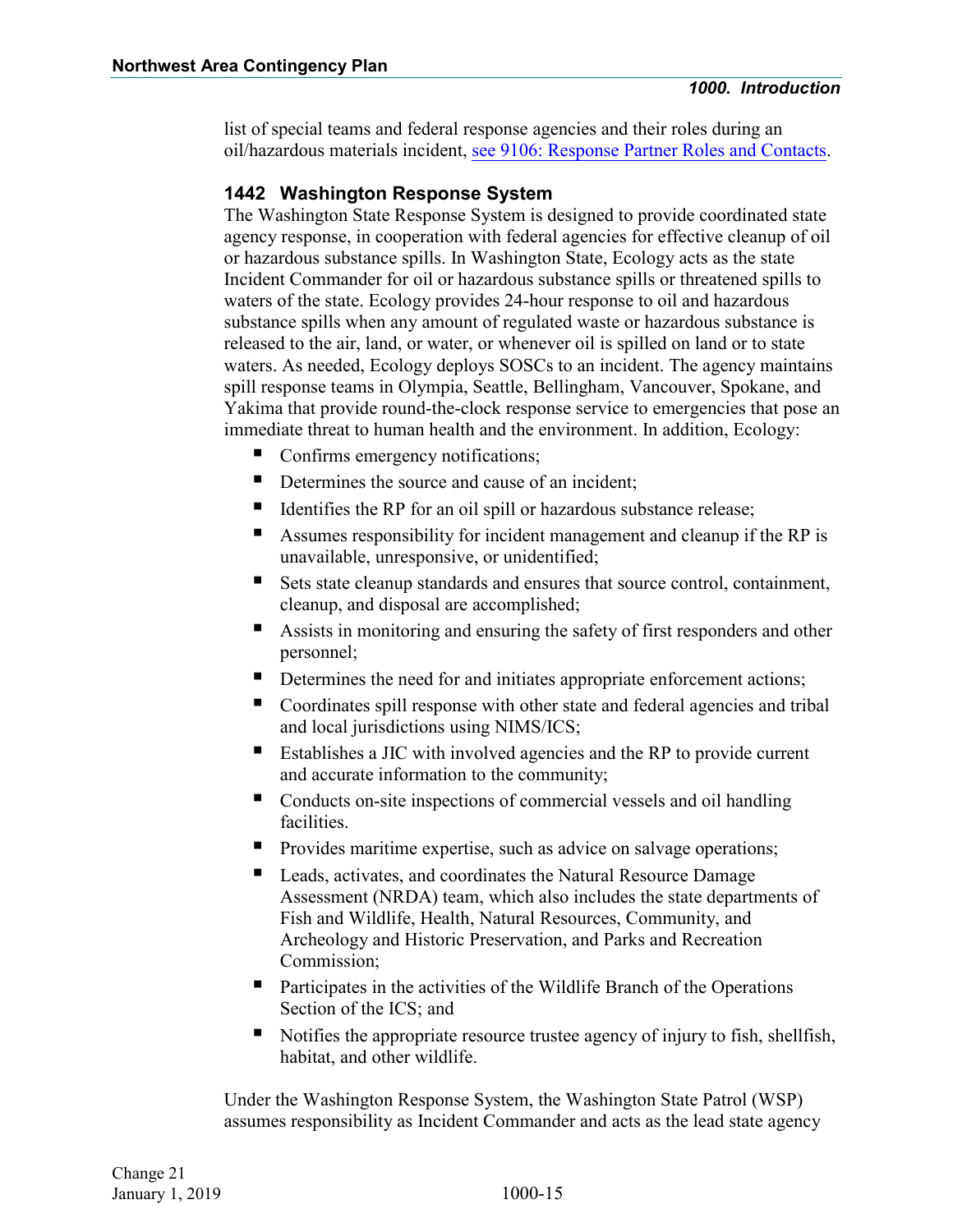list of special teams and federal response agencies and their roles during an oil/hazardous materials incident, [see 9106: Response Partner Roles and Contacts](#).

### 1442 Washington Response System

The Washington State Response System is designed to provide coordinated state agency response, in cooperation with federal agencies for effective cleanup of oil or hazardous substance spills. In Washington State, Ecology acts as the state Incident Commander for oil or hazardous substance spills or threatened spills to waters of the state. Ecology provides 24-hour response to oil and hazardous substance spills when any amount of regulated waste or hazardous substance is released to the air, land, or water, or whenever oil is spilled on land or to state waters. As needed, Ecology deploys SOSCs to an incident. The agency maintains spill response teams in Olympia, Seattle, Bellingham, Vancouver, Spokane, and Yakima that provide round-the-clock response service to emergencies that pose an immediate threat to human health and the environment. In addition, Ecology:

- Confirms emergency notifications;
- Determines the source and cause of an incident;
- Identifies the RP for an oil spill or hazardous substance release;
- Assumes responsibility for incident management and cleanup if the RP is unavailable, unresponsive, or unidentified;
- Sets state cleanup standards and ensures that source control, containment, cleanup, and disposal are accomplished;
- Assists in monitoring and ensuring the safety of first responders and other personnel;
- Determines the need for and initiates appropriate enforcement actions;
- Coordinates spill response with other state and federal agencies and tribal and local jurisdictions using NIMS/ICS;
- Establishes a JIC with involved agencies and the RP to provide current and accurate information to the community;
- Conducts on-site inspections of commercial vessels and oil handling facilities.
- Provides maritime expertise, such as advice on salvage operations;
- Leads, activates, and coordinates the Natural Resource Damage Assessment (NRDA) team, which also includes the state departments of Fish and Wildlife, Health, Natural Resources, Community, and Archeology and Historic Preservation, and Parks and Recreation Commission;
- Participates in the activities of the Wildlife Branch of the Operations Section of the ICS; and
- Notifies the appropriate resource trustee agency of injury to fish, shellfish, habitat, and other wildlife.

Under the Washington Response System, the Washington State Patrol (WSP) assumes responsibility as Incident Commander and acts as the lead state agency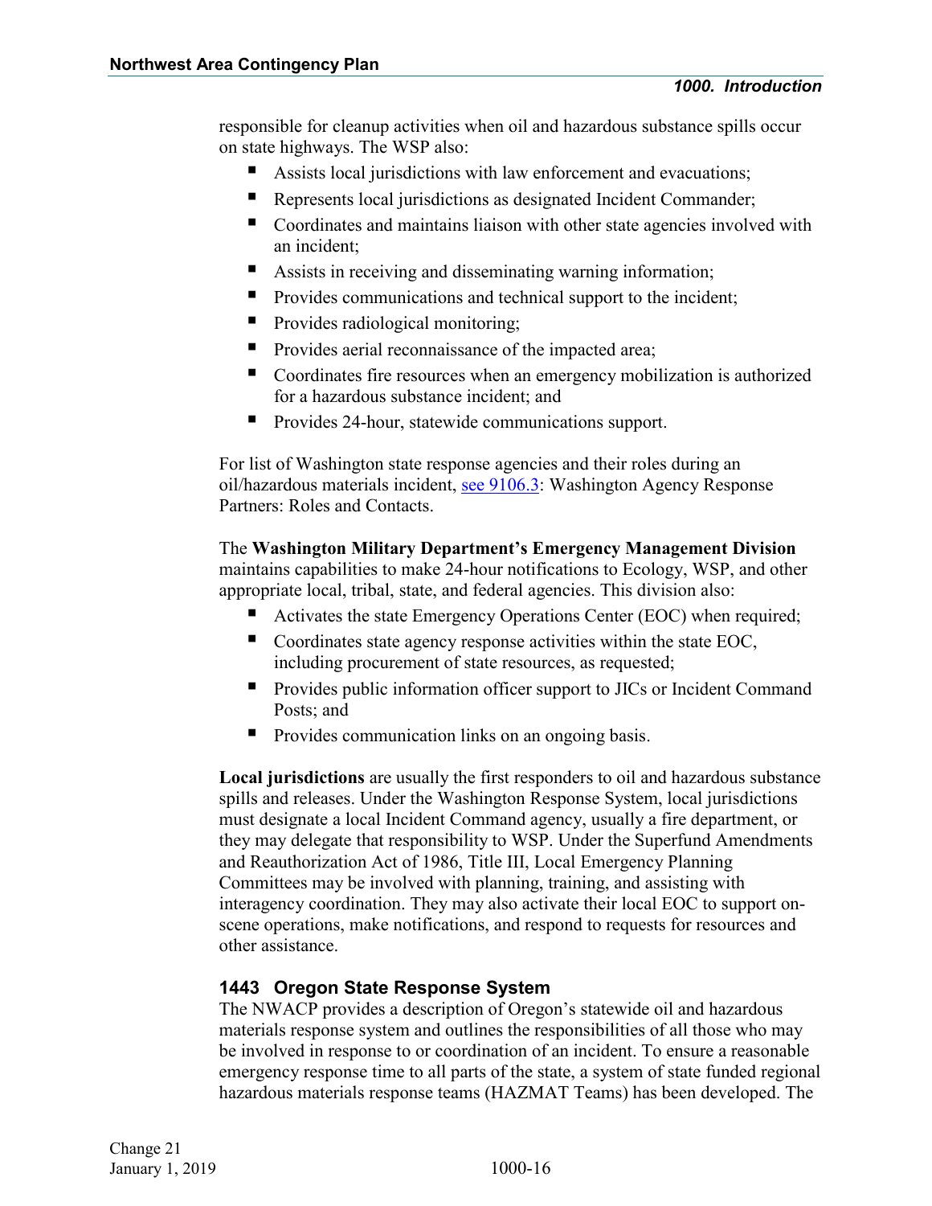responsible for cleanup activities when oil and hazardous substance spills occur on state highways. The WSP also:

- Assists local jurisdictions with law enforcement and evacuations;
- Represents local jurisdictions as designated Incident Commander;
- Coordinates and maintains liaison with other state agencies involved with an incident;
- Assists in receiving and disseminating warning information;
- Provides communications and technical support to the incident;
- Provides radiological monitoring;
- Provides aerial reconnaissance of the impacted area;
- Coordinates fire resources when an emergency mobilization is authorized for a hazardous substance incident; and
- Provides 24-hour, statewide communications support.

For list of Washington state response agencies and their roles during an oil/hazardous materials incident, see 9106.3: Washington Agency Response Partners: Roles and Contacts.

The **Washington Military Department's Emergency Management Division** maintains capabilities to make 24-hour notifications to Ecology, WSP, and other appropriate local, tribal, state, and federal agencies. This division also:

- Activates the state Emergency Operations Center (EOC) when required;
- Coordinates state agency response activities within the state EOC, including procurement of state resources, as requested;
- Provides public information officer support to JICs or Incident Command Posts; and
- Provides communication links on an ongoing basis.

**Local jurisdictions** are usually the first responders to oil and hazardous substance spills and releases. Under the Washington Response System, local jurisdictions must designate a local Incident Command agency, usually a fire department, or they may delegate that responsibility to WSP. Under the Superfund Amendments and Reauthorization Act of 1986, Title III, Local Emergency Planning Committees may be involved with planning, training, and assisting with interagency coordination. They may also activate their local EOC to support on-scene operations, make notifications, and respond to requests for resources and other assistance.

### 1443 Oregon State Response System

The NWACP provides a description of Oregon's statewide oil and hazardous materials response system and outlines the responsibilities of all those who may be involved in response to or coordination of an incident. To ensure a reasonable emergency response time to all parts of the state, a system of state funded regional hazardous materials response teams (HAZMAT Teams) has been developed. The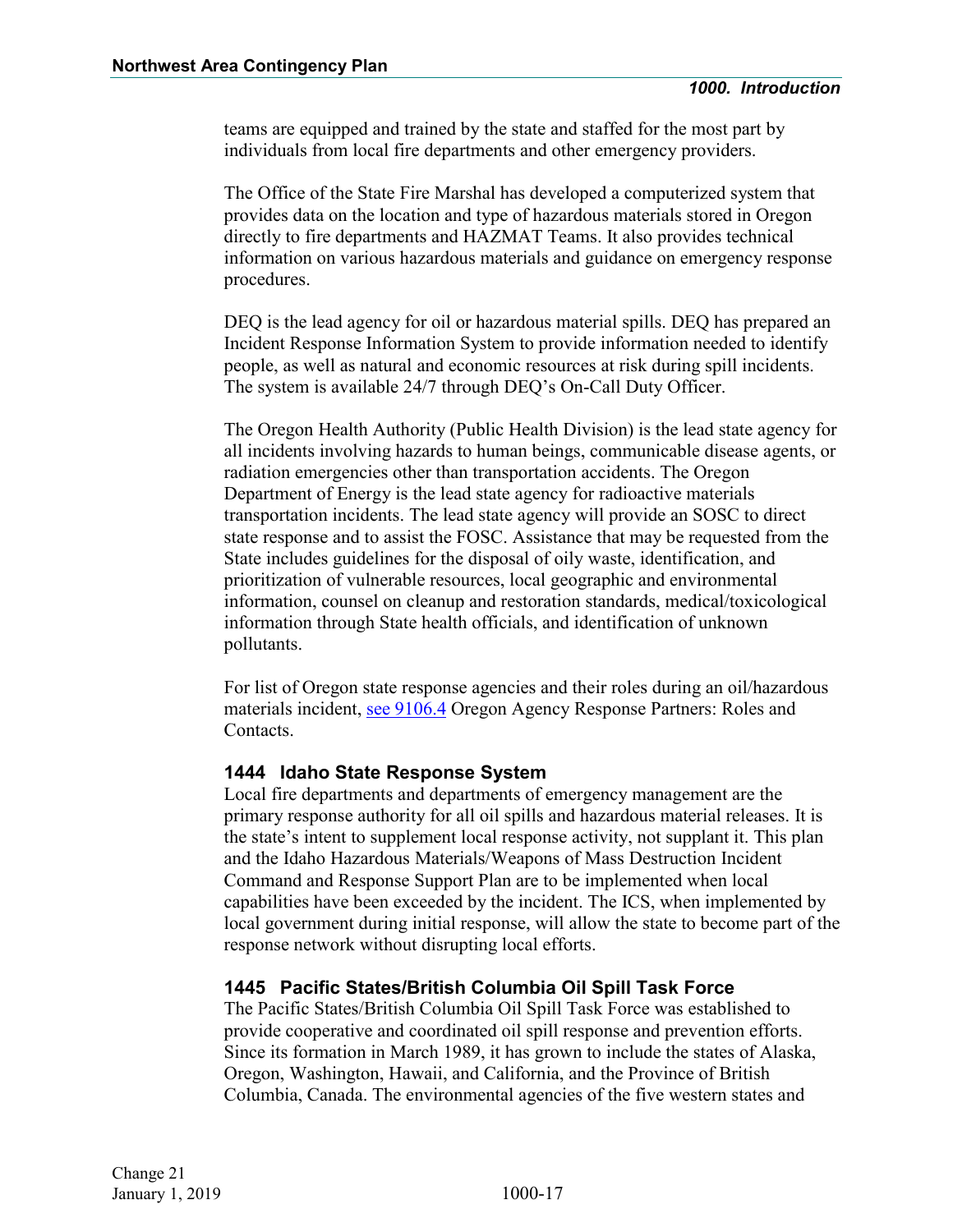teams are equipped and trained by the state and staffed for the most part by individuals from local fire departments and other emergency providers.

The Office of the State Fire Marshal has developed a computerized system that provides data on the location and type of hazardous materials stored in Oregon directly to fire departments and HAZMAT Teams. It also provides technical information on various hazardous materials and guidance on emergency response procedures.

DEQ is the lead agency for oil or hazardous material spills. DEQ has prepared an Incident Response Information System to provide information needed to identify people, as well as natural and economic resources at risk during spill incidents. The system is available 24/7 through DEQ's On-Call Duty Officer.

The Oregon Health Authority (Public Health Division) is the lead state agency for all incidents involving hazards to human beings, communicable disease agents, or radiation emergencies other than transportation accidents. The Oregon Department of Energy is the lead state agency for radioactive materials transportation incidents. The lead state agency will provide an SOSC to direct state response and to assist the FOSC. Assistance that may be requested from the State includes guidelines for the disposal of oily waste, identification, and prioritization of vulnerable resources, local geographic and environmental information, counsel on cleanup and restoration standards, medical/toxicological information through State health officials, and identification of unknown pollutants.

For list of Oregon state response agencies and their roles during an oil/hazardous materials incident, see 9106.4 Oregon Agency Response Partners: Roles and Contacts.

### 1444 Idaho State Response System

Local fire departments and departments of emergency management are the primary response authority for all oil spills and hazardous material releases. It is the state's intent to supplement local response activity, not supplant it. This plan and the Idaho Hazardous Materials/Weapons of Mass Destruction Incident Command and Response Support Plan are to be implemented when local capabilities have been exceeded by the incident. The ICS, when implemented by local government during initial response, will allow the state to become part of the response network without disrupting local efforts.

### 1445 Pacific States/British Columbia Oil Spill Task Force

The Pacific States/British Columbia Oil Spill Task Force was established to provide cooperative and coordinated oil spill response and prevention efforts. Since its formation in March 1989, it has grown to include the states of Alaska, Oregon, Washington, Hawaii, and California, and the Province of British Columbia, Canada. The environmental agencies of the five western states and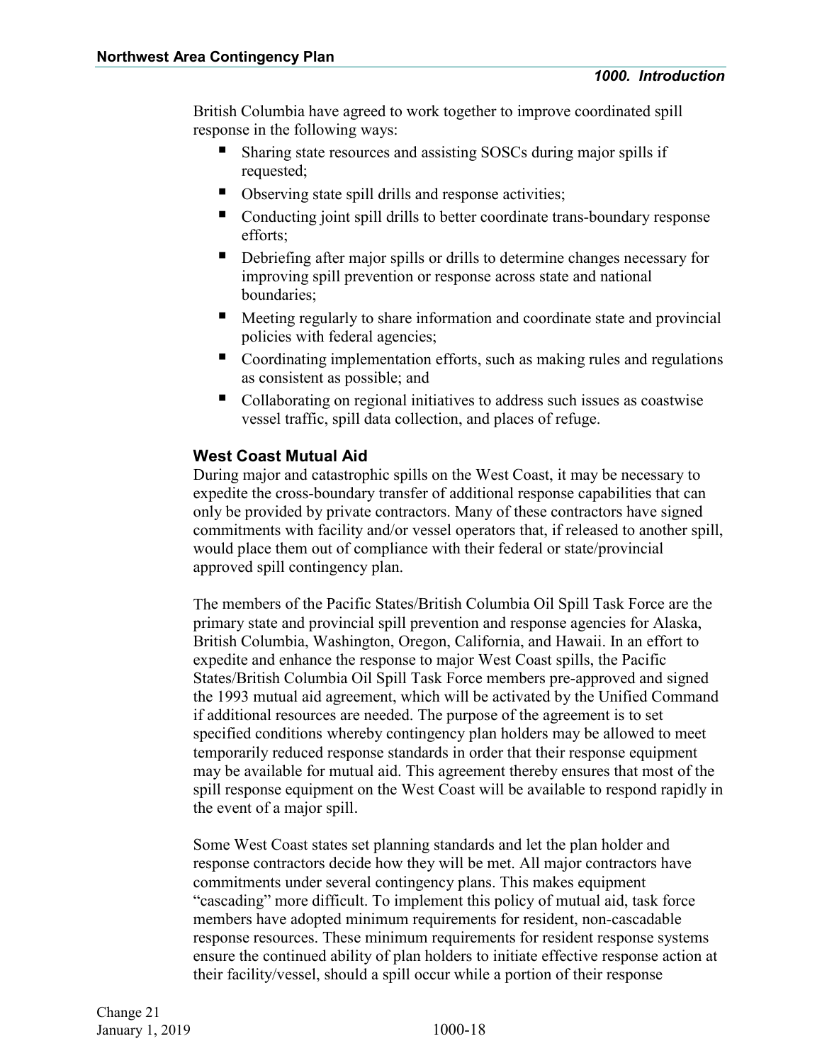British Columbia have agreed to work together to improve coordinated spill response in the following ways:

- Sharing state resources and assisting SOSCs during major spills if requested;
- Observing state spill drills and response activities;
- Conducting joint spill drills to better coordinate trans-boundary response efforts;
- Debriefing after major spills or drills to determine changes necessary for improving spill prevention or response across state and national boundaries;
- Meeting regularly to share information and coordinate state and provincial policies with federal agencies;
- Coordinating implementation efforts, such as making rules and regulations as consistent as possible; and
- Collaborating on regional initiatives to address such issues as coastwise vessel traffic, spill data collection, and places of refuge.

### West Coast Mutual Aid

During major and catastrophic spills on the West Coast, it may be necessary to expedite the cross-boundary transfer of additional response capabilities that can only be provided by private contractors. Many of these contractors have signed commitments with facility and/or vessel operators that, if released to another spill, would place them out of compliance with their federal or state/provincial approved spill contingency plan.

The members of the Pacific States/British Columbia Oil Spill Task Force are the primary state and provincial spill prevention and response agencies for Alaska, British Columbia, Washington, Oregon, California, and Hawaii. In an effort to expedite and enhance the response to major West Coast spills, the Pacific States/British Columbia Oil Spill Task Force members pre-approved and signed the 1993 mutual aid agreement, which will be activated by the Unified Command if additional resources are needed. The purpose of the agreement is to set specified conditions whereby contingency plan holders may be allowed to meet temporarily reduced response standards in order that their response equipment may be available for mutual aid. This agreement thereby ensures that most of the spill response equipment on the West Coast will be available to respond rapidly in the event of a major spill.

Some West Coast states set planning standards and let the plan holder and response contractors decide how they will be met. All major contractors have commitments under several contingency plans. This makes equipment "cascading" more difficult. To implement this policy of mutual aid, task force members have adopted minimum requirements for resident, non-cascadable response resources. These minimum requirements for resident response systems ensure the continued ability of plan holders to initiate effective response action at their facility/vessel, should a spill occur while a portion of their response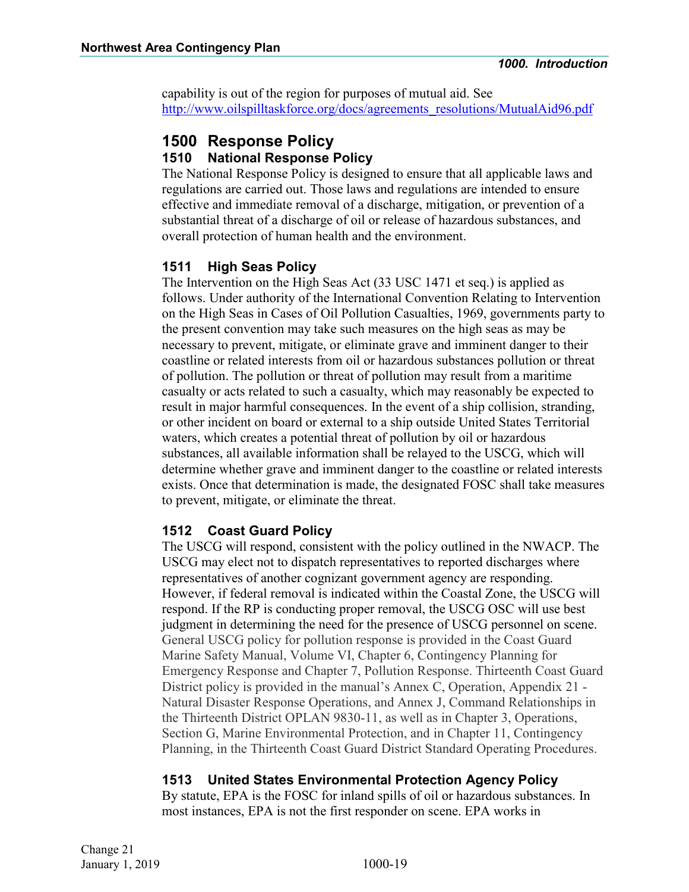capability is out of the region for purposes of mutual aid. See http://www.oilspilltaskforce.org/docs/agreements_resolutions/MutualAid96.pdf

# 1500 Response Policy

## 1510 National Response Policy

The National Response Policy is designed to ensure that all applicable laws and regulations are carried out. Those laws and regulations are intended to ensure effective and immediate removal of a discharge, mitigation, or prevention of a substantial threat of a discharge of oil or release of hazardous substances, and overall protection of human health and the environment.

### 1511 High Seas Policy

The Intervention on the High Seas Act (33 USC 1471 et seq.) is applied as follows. Under authority of the International Convention Relating to Intervention on the High Seas in Cases of Oil Pollution Casualties, 1969, governments party to the present convention may take such measures on the high seas as may be necessary to prevent, mitigate, or eliminate grave and imminent danger to their coastline or related interests from oil or hazardous substances pollution or threat of pollution. The pollution or threat of pollution may result from a maritime casualty or acts related to such a casualty, which may reasonably be expected to result in major harmful consequences. In the event of a ship collision, stranding, or other incident on board or external to a ship outside United States Territorial waters, which creates a potential threat of pollution by oil or hazardous substances, all available information shall be relayed to the USCG, which will determine whether grave and imminent danger to the coastline or related interests exists. Once that determination is made, the designated FOSC shall take measures to prevent, mitigate, or eliminate the threat.

### 1512 Coast Guard Policy

The USCG will respond, consistent with the policy outlined in the NWACP. The USCG may elect not to dispatch representatives to reported discharges where representatives of another cognizant government agency are responding. However, if federal removal is indicated within the Coastal Zone, the USCG will respond. If the RP is conducting proper removal, the USCG OSC will use best judgment in determining the need for the presence of USCG personnel on scene. General USCG policy for pollution response is provided in the Coast Guard Marine Safety Manual, Volume VI, Chapter 6, Contingency Planning for Emergency Response and Chapter 7, Pollution Response. Thirteenth Coast Guard District policy is provided in the manual's Annex C, Operation, Appendix 21 - Natural Disaster Response Operations, and Annex J, Command Relationships in the Thirteenth District OPLAN 9830-11, as well as in Chapter 3, Operations, Section G, Marine Environmental Protection, and in Chapter 11, Contingency Planning, in the Thirteenth Coast Guard District Standard Operating Procedures.

### 1513 United States Environmental Protection Agency Policy

By statute, EPA is the FOSC for inland spills of oil or hazardous substances. In most instances, EPA is not the first responder on scene. EPA works in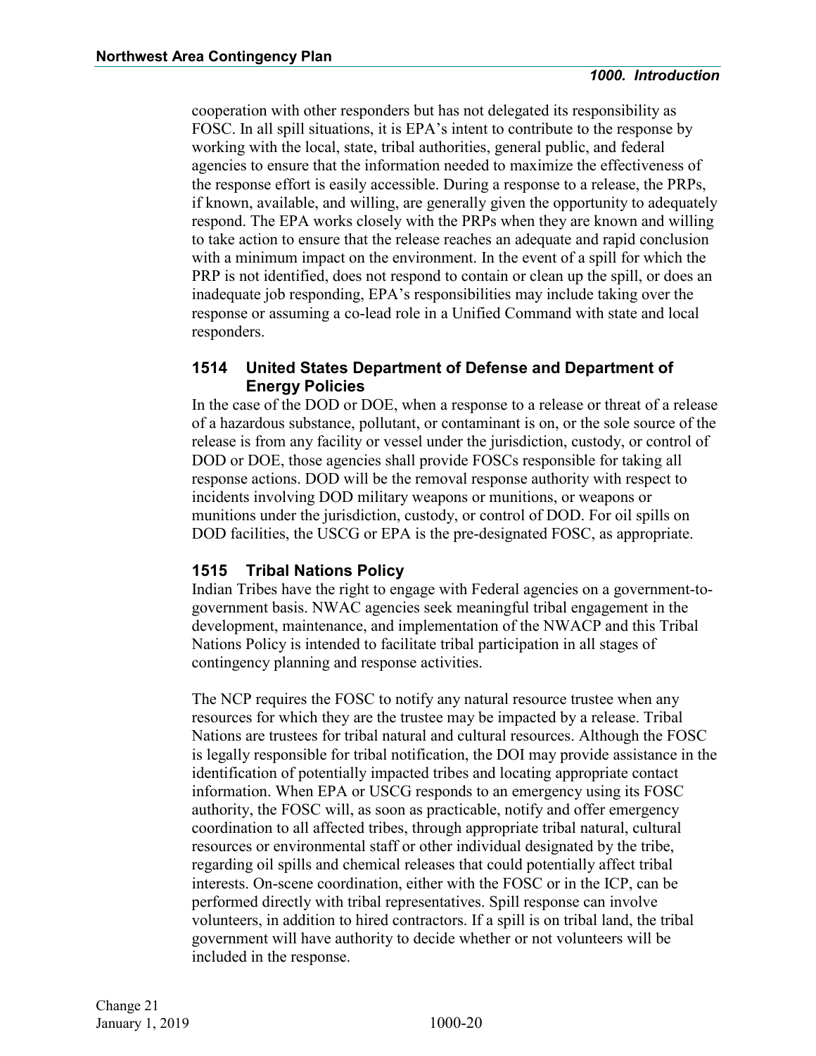cooperation with other responders but has not delegated its responsibility as FOSC. In all spill situations, it is EPA's intent to contribute to the response by working with the local, state, tribal authorities, general public, and federal agencies to ensure that the information needed to maximize the effectiveness of the response effort is easily accessible. During a response to a release, the PRPs, if known, available, and willing, are generally given the opportunity to adequately respond. The EPA works closely with the PRPs when they are known and willing to take action to ensure that the release reaches an adequate and rapid conclusion with a minimum impact on the environment. In the event of a spill for which the PRP is not identified, does not respond to contain or clean up the spill, or does an inadequate job responding, EPA's responsibilities may include taking over the response or assuming a co-lead role in a Unified Command with state and local responders.

### 1514 United States Department of Defense and Department of Energy Policies

In the case of the DOD or DOE, when a response to a release or threat of a release of a hazardous substance, pollutant, or contaminant is on, or the sole source of the release is from any facility or vessel under the jurisdiction, custody, or control of DOD or DOE, those agencies shall provide FOSCs responsible for taking all response actions. DOD will be the removal response authority with respect to incidents involving DOD military weapons or munitions, or weapons or munitions under the jurisdiction, custody, or control of DOD. For oil spills on DOD facilities, the USCG or EPA is the pre-designated FOSC, as appropriate.

### 1515 Tribal Nations Policy

Indian Tribes have the right to engage with Federal agencies on a government-to-government basis. NWAC agencies seek meaningful tribal engagement in the development, maintenance, and implementation of the NWACP and this Tribal Nations Policy is intended to facilitate tribal participation in all stages of contingency planning and response activities.

The NCP requires the FOSC to notify any natural resource trustee when any resources for which they are the trustee may be impacted by a release. Tribal Nations are trustees for tribal natural and cultural resources. Although the FOSC is legally responsible for tribal notification, the DOI may provide assistance in the identification of potentially impacted tribes and locating appropriate contact information. When EPA or USCG responds to an emergency using its FOSC authority, the FOSC will, as soon as practicable, notify and offer emergency coordination to all affected tribes, through appropriate tribal natural, cultural resources or environmental staff or other individual designated by the tribe, regarding oil spills and chemical releases that could potentially affect tribal interests. On-scene coordination, either with the FOSC or in the ICP, can be performed directly with tribal representatives. Spill response can involve volunteers, in addition to hired contractors. If a spill is on tribal land, the tribal government will have authority to decide whether or not volunteers will be included in the response.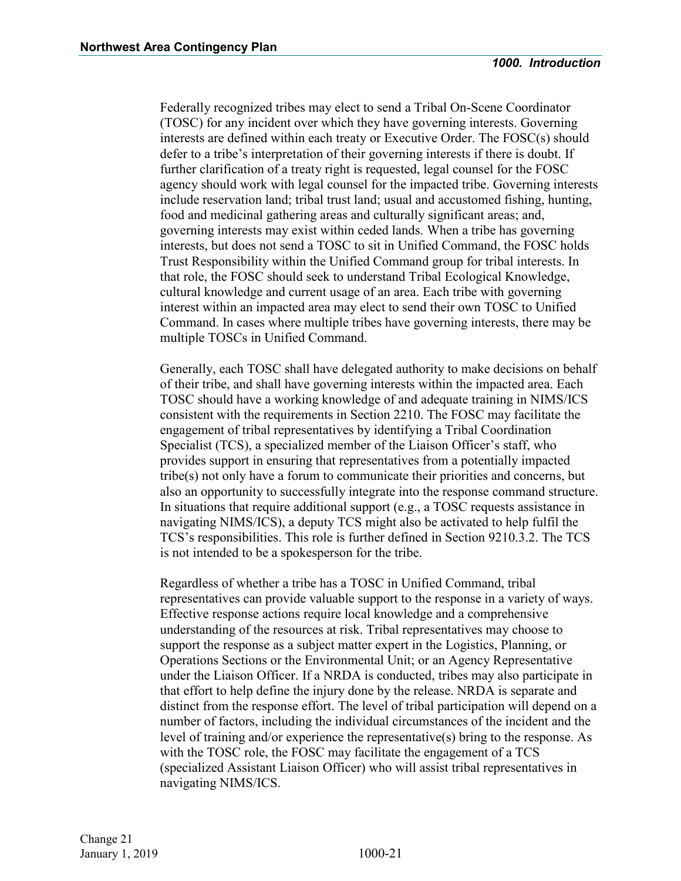Federally recognized tribes may elect to send a Tribal On-Scene Coordinator (TOSC) for any incident over which they have governing interests. Governing interests are defined within each treaty or Executive Order. The FOSC(s) should defer to a tribe's interpretation of their governing interests if there is doubt. If further clarification of a treaty right is requested, legal counsel for the FOSC agency should work with legal counsel for the impacted tribe. Governing interests include reservation land; tribal trust land; usual and accustomed fishing, hunting, food and medicinal gathering areas and culturally significant areas; and, governing interests may exist within ceded lands. When a tribe has governing interests, but does not send a TOSC to sit in Unified Command, the FOSC holds Trust Responsibility within the Unified Command group for tribal interests. In that role, the FOSC should seek to understand Tribal Ecological Knowledge, cultural knowledge and current usage of an area. Each tribe with governing interest within an impacted area may elect to send their own TOSC to Unified Command. In cases where multiple tribes have governing interests, there may be multiple TOSCs in Unified Command.

Generally, each TOSC shall have delegated authority to make decisions on behalf of their tribe, and shall have governing interests within the impacted area. Each TOSC should have a working knowledge of and adequate training in NIMS/ICS consistent with the requirements in Section 2210. The FOSC may facilitate the engagement of tribal representatives by identifying a Tribal Coordination Specialist (TCS), a specialized member of the Liaison Officer's staff, who provides support in ensuring that representatives from a potentially impacted tribe(s) not only have a forum to communicate their priorities and concerns, but also an opportunity to successfully integrate into the response command structure. In situations that require additional support (e.g., a TOSC requests assistance in navigating NIMS/ICS), a deputy TCS might also be activated to help fulfil the TCS's responsibilities. This role is further defined in Section 9210.3.2. The TCS is not intended to be a spokesperson for the tribe.

Regardless of whether a tribe has a TOSC in Unified Command, tribal representatives can provide valuable support to the response in a variety of ways. Effective response actions require local knowledge and a comprehensive understanding of the resources at risk. Tribal representatives may choose to support the response as a subject matter expert in the Logistics, Planning, or Operations Sections or the Environmental Unit; or an Agency Representative under the Liaison Officer. If a NRDA is conducted, tribes may also participate in that effort to help define the injury done by the release. NRDA is separate and distinct from the response effort. The level of tribal participation will depend on a number of factors, including the individual circumstances of the incident and the level of training and/or experience the representative(s) bring to the response. As with the TOSC role, the FOSC may facilitate the engagement of a TCS (specialized Assistant Liaison Officer) who will assist tribal representatives in navigating NIMS/ICS.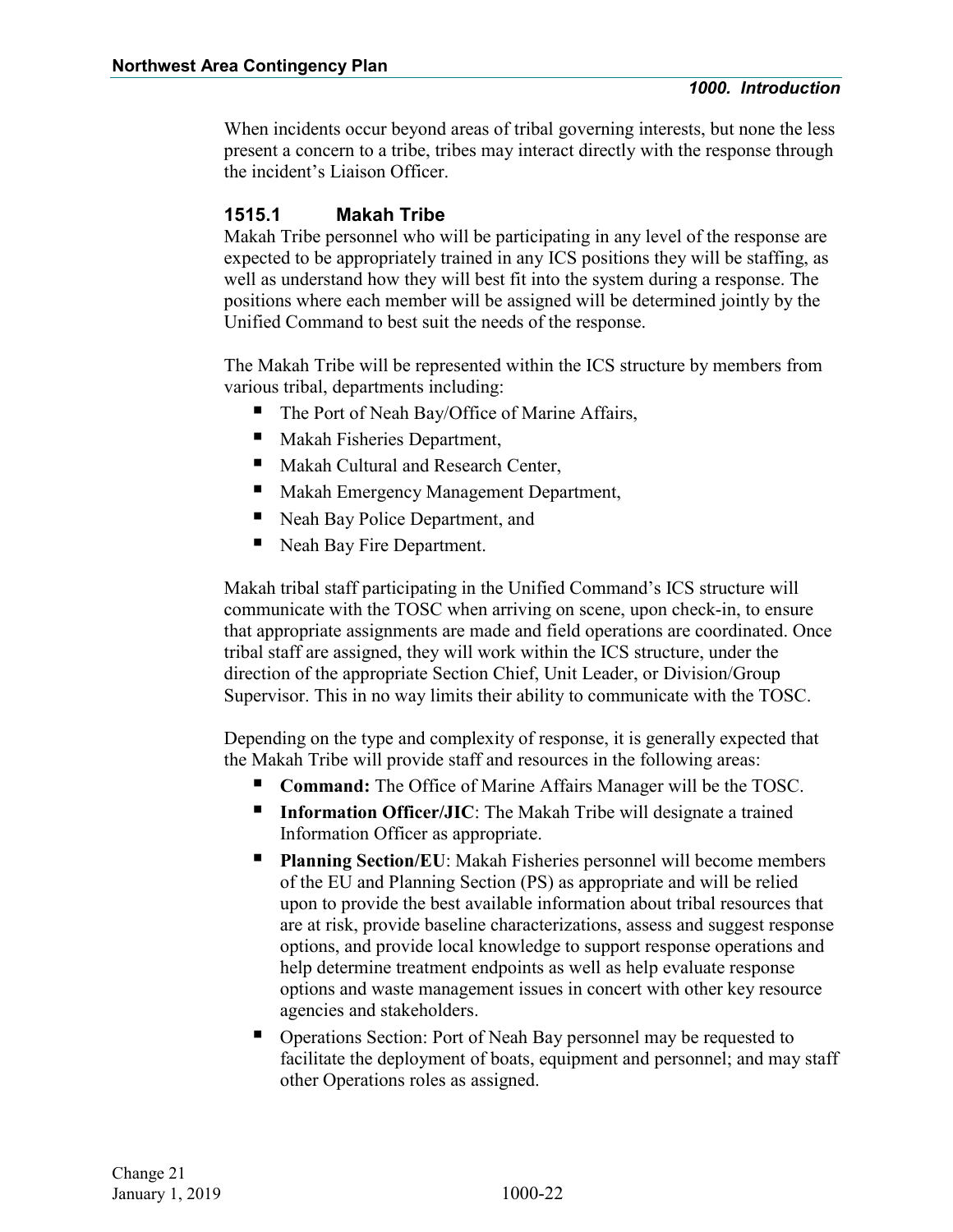When incidents occur beyond areas of tribal governing interests, but none the less present a concern to a tribe, tribes may interact directly with the response through the incident's Liaison Officer.

### 1515.1 Makah Tribe

Makah Tribe personnel who will be participating in any level of the response are expected to be appropriately trained in any ICS positions they will be staffing, as well as understand how they will best fit into the system during a response. The positions where each member will be assigned will be determined jointly by the Unified Command to best suit the needs of the response.

The Makah Tribe will be represented within the ICS structure by members from various tribal, departments including:

- The Port of Neah Bay/Office of Marine Affairs,
- Makah Fisheries Department,
- Makah Cultural and Research Center,
- Makah Emergency Management Department,
- Neah Bay Police Department, and
- Neah Bay Fire Department.

Makah tribal staff participating in the Unified Command's ICS structure will communicate with the TOSC when arriving on scene, upon check-in, to ensure that appropriate assignments are made and field operations are coordinated. Once tribal staff are assigned, they will work within the ICS structure, under the direction of the appropriate Section Chief, Unit Leader, or Division/Group Supervisor. This in no way limits their ability to communicate with the TOSC.

Depending on the type and complexity of response, it is generally expected that the Makah Tribe will provide staff and resources in the following areas:

- **Command:** The Office of Marine Affairs Manager will be the TOSC.
- **Information Officer/JIC**: The Makah Tribe will designate a trained Information Officer as appropriate.
- **Planning Section/EU**: Makah Fisheries personnel will become members of the EU and Planning Section (PS) as appropriate and will be relied upon to provide the best available information about tribal resources that are at risk, provide baseline characterizations, assess and suggest response options, and provide local knowledge to support response operations and help determine treatment endpoints as well as help evaluate response options and waste management issues in concert with other key resource agencies and stakeholders.
- Operations Section: Port of Neah Bay personnel may be requested to facilitate the deployment of boats, equipment and personnel; and may staff other Operations roles as assigned.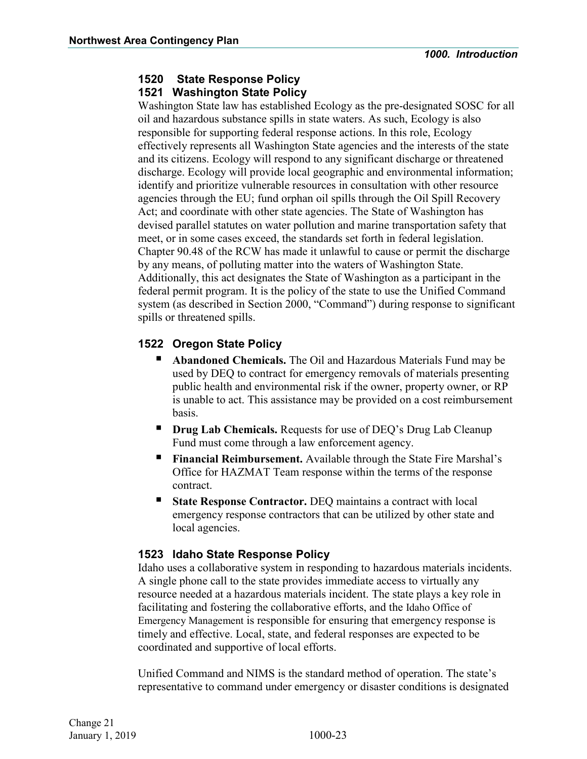### 1520 State Response Policy

### 1521 Washington State Policy

Washington State law has established Ecology as the pre-designated SOSC for all oil and hazardous substance spills in state waters. As such, Ecology is also responsible for supporting federal response actions. In this role, Ecology effectively represents all Washington State agencies and the interests of the state and its citizens. Ecology will respond to any significant discharge or threatened discharge. Ecology will provide local geographic and environmental information; identify and prioritize vulnerable resources in consultation with other resource agencies through the EU; fund orphan oil spills through the Oil Spill Recovery Act; and coordinate with other state agencies. The State of Washington has devised parallel statutes on water pollution and marine transportation safety that meet, or in some cases exceed, the standards set forth in federal legislation. Chapter 90.48 of the RCW has made it unlawful to cause or permit the discharge by any means, of polluting matter into the waters of Washington State. Additionally, this act designates the State of Washington as a participant in the federal permit program. It is the policy of the state to use the Unified Command system (as described in Section 2000, "Command") during response to significant spills or threatened spills.

### 1522 Oregon State Policy

- **Abandoned Chemicals.** The Oil and Hazardous Materials Fund may be used by DEQ to contract for emergency removals of materials presenting public health and environmental risk if the owner, property owner, or RP is unable to act. This assistance may be provided on a cost reimbursement basis.
- **Drug Lab Chemicals.** Requests for use of DEQ's Drug Lab Cleanup Fund must come through a law enforcement agency.
- **Financial Reimbursement.** Available through the State Fire Marshal's Office for HAZMAT Team response within the terms of the response contract.
- **State Response Contractor.** DEQ maintains a contract with local emergency response contractors that can be utilized by other state and local agencies.

### 1523 Idaho State Response Policy

Idaho uses a collaborative system in responding to hazardous materials incidents. A single phone call to the state provides immediate access to virtually any resource needed at a hazardous materials incident. The state plays a key role in facilitating and fostering the collaborative efforts, and the Idaho Office of Emergency Management is responsible for ensuring that emergency response is timely and effective. Local, state, and federal responses are expected to be coordinated and supportive of local efforts.

Unified Command and NIMS is the standard method of operation. The state's representative to command under emergency or disaster conditions is designated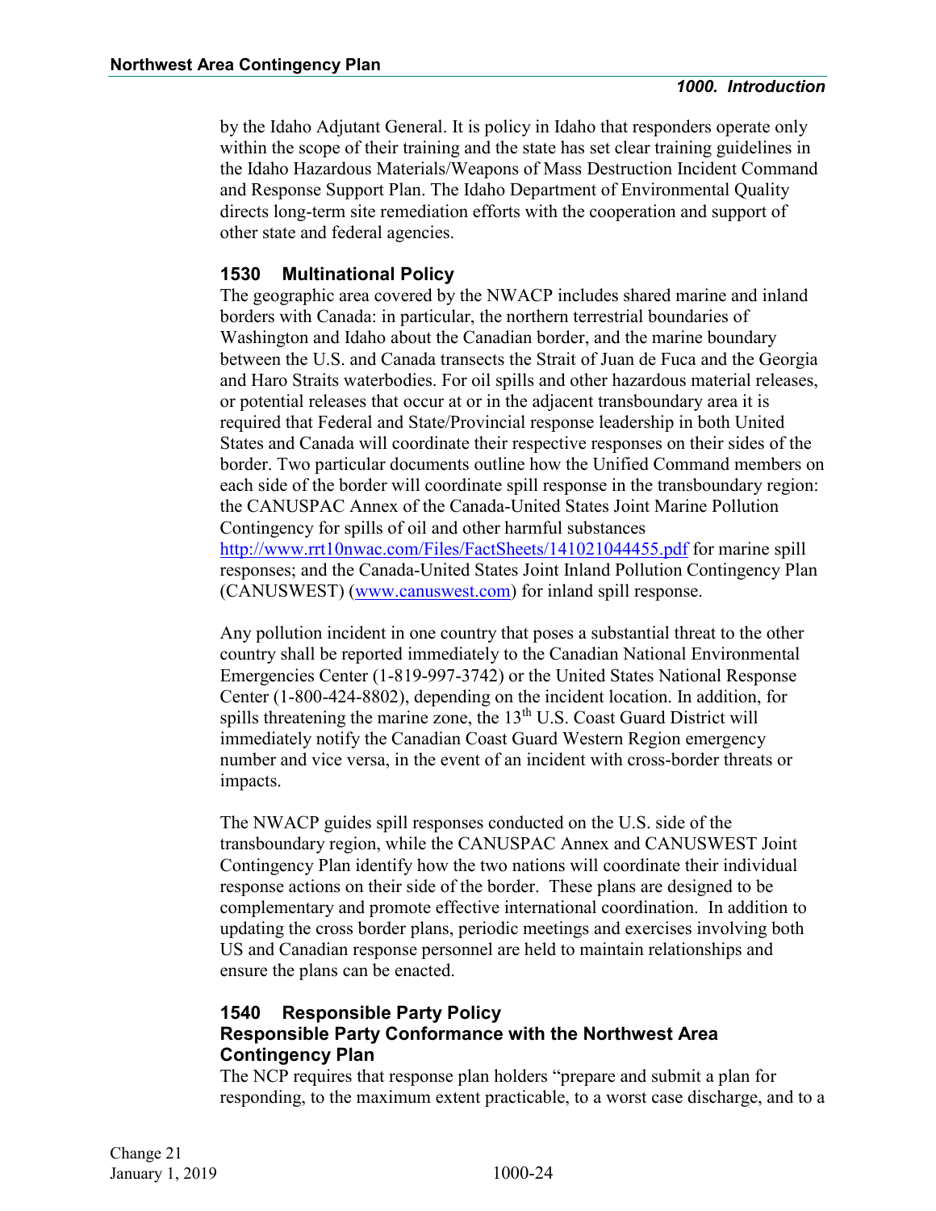by the Idaho Adjutant General. It is policy in Idaho that responders operate only within the scope of their training and the state has set clear training guidelines in the Idaho Hazardous Materials/Weapons of Mass Destruction Incident Command and Response Support Plan. The Idaho Department of Environmental Quality directs long-term site remediation efforts with the cooperation and support of other state and federal agencies.

### 1530 Multinational Policy

The geographic area covered by the NWACP includes shared marine and inland borders with Canada: in particular, the northern terrestrial boundaries of Washington and Idaho about the Canadian border, and the marine boundary between the U.S. and Canada transects the Strait of Juan de Fuca and the Georgia and Haro Straits waterbodies. For oil spills and other hazardous material releases, or potential releases that occur at or in the adjacent transboundary area it is required that Federal and State/Provincial response leadership in both United States and Canada will coordinate their respective responses on their sides of the border. Two particular documents outline how the Unified Command members on each side of the border will coordinate spill response in the transboundary region: the CANUSPAC Annex of the Canada-United States Joint Marine Pollution Contingency for spills of oil and other harmful substances http://www.rrt10nwac.com/Files/FactSheets/141021044455.pdf for marine spill responses; and the Canada-United States Joint Inland Pollution Contingency Plan (CANUSWEST) (www.canuswest.com) for inland spill response.

Any pollution incident in one country that poses a substantial threat to the other country shall be reported immediately to the Canadian National Environmental Emergencies Center (1-819-997-3742) or the United States National Response Center (1-800-424-8802), depending on the incident location. In addition, for spills threatening the marine zone, the 13th U.S. Coast Guard District will immediately notify the Canadian Coast Guard Western Region emergency number and vice versa, in the event of an incident with cross-border threats or impacts.

The NWACP guides spill responses conducted on the U.S. side of the transboundary region, while the CANUSPAC Annex and CANUSWEST Joint Contingency Plan identify how the two nations will coordinate their individual response actions on their side of the border. These plans are designed to be complementary and promote effective international coordination. In addition to updating the cross border plans, periodic meetings and exercises involving both US and Canadian response personnel are held to maintain relationships and ensure the plans can be enacted.

### 1540 Responsible Party Policy

#### Responsible Party Conformance with the Northwest Area Contingency Plan

The NCP requires that response plan holders "prepare and submit a plan for responding, to the maximum extent practicable, to a worst case discharge, and to a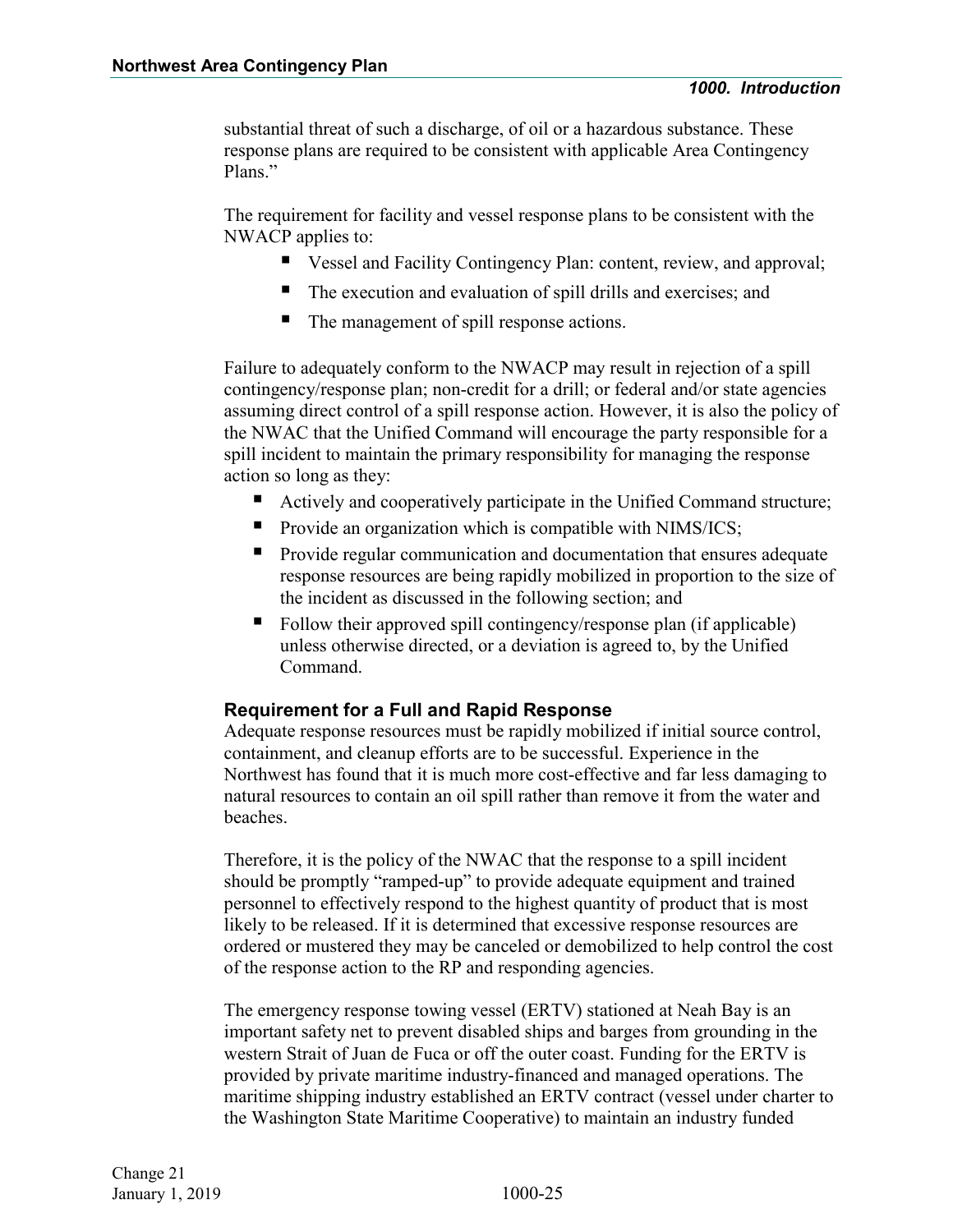substantial threat of such a discharge, of oil or a hazardous substance. These response plans are required to be consistent with applicable Area Contingency Plans."

The requirement for facility and vessel response plans to be consistent with the NWACP applies to:

- Vessel and Facility Contingency Plan: content, review, and approval;
- The execution and evaluation of spill drills and exercises; and
- The management of spill response actions.

Failure to adequately conform to the NWACP may result in rejection of a spill contingency/response plan; non-credit for a drill; or federal and/or state agencies assuming direct control of a spill response action. However, it is also the policy of the NWAC that the Unified Command will encourage the party responsible for a spill incident to maintain the primary responsibility for managing the response action so long as they:

- Actively and cooperatively participate in the Unified Command structure;
- Provide an organization which is compatible with NIMS/ICS;
- Provide regular communication and documentation that ensures adequate response resources are being rapidly mobilized in proportion to the size of the incident as discussed in the following section; and
- Follow their approved spill contingency/response plan (if applicable) unless otherwise directed, or a deviation is agreed to, by the Unified Command.

### Requirement for a Full and Rapid Response

Adequate response resources must be rapidly mobilized if initial source control, containment, and cleanup efforts are to be successful. Experience in the Northwest has found that it is much more cost-effective and far less damaging to natural resources to contain an oil spill rather than remove it from the water and beaches.

Therefore, it is the policy of the NWAC that the response to a spill incident should be promptly "ramped-up" to provide adequate equipment and trained personnel to effectively respond to the highest quantity of product that is most likely to be released. If it is determined that excessive response resources are ordered or mustered they may be canceled or demobilized to help control the cost of the response action to the RP and responding agencies.

The emergency response towing vessel (ERTV) stationed at Neah Bay is an important safety net to prevent disabled ships and barges from grounding in the western Strait of Juan de Fuca or off the outer coast. Funding for the ERTV is provided by private maritime industry-financed and managed operations. The maritime shipping industry established an ERTV contract (vessel under charter to the Washington State Maritime Cooperative) to maintain an industry funded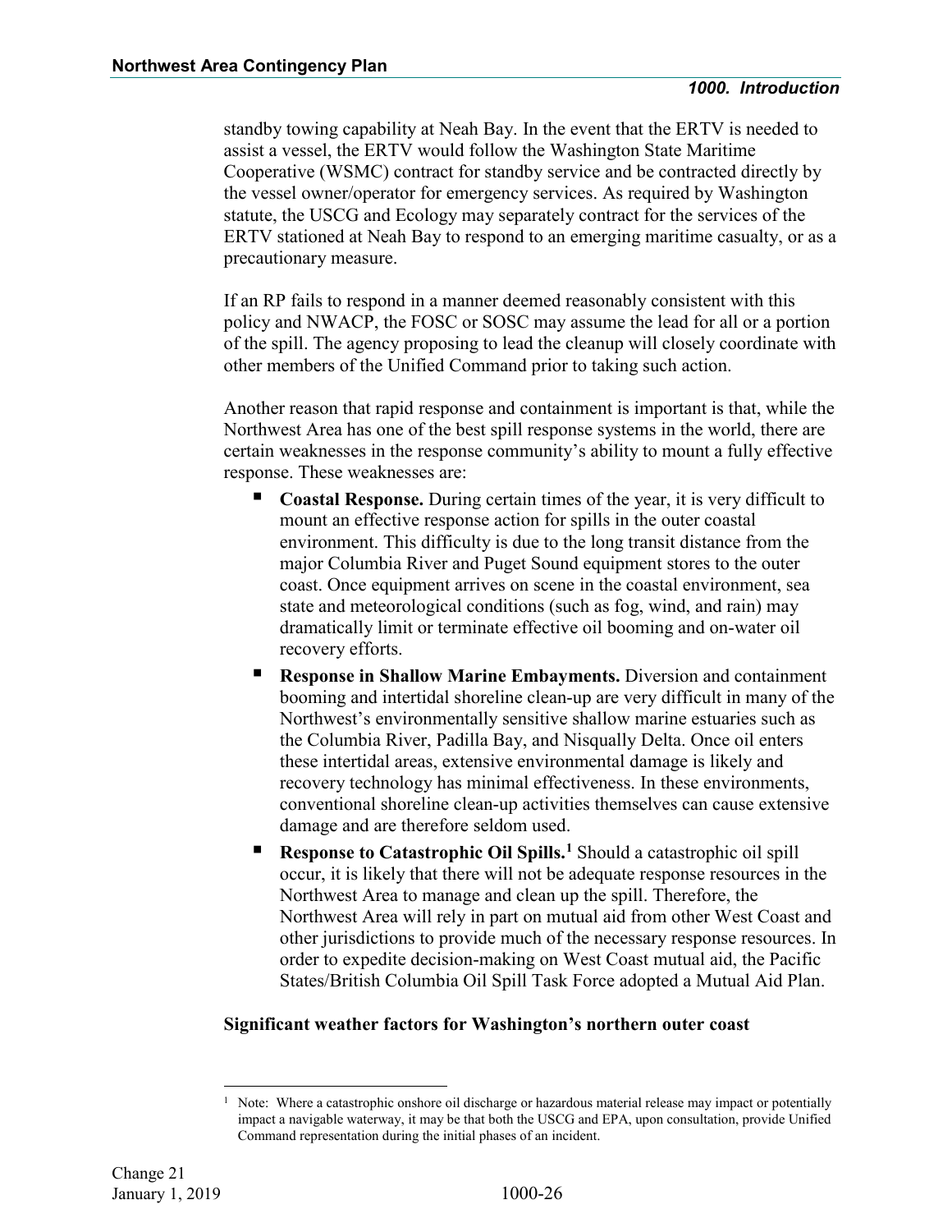standby towing capability at Neah Bay. In the event that the ERTV is needed to assist a vessel, the ERTV would follow the Washington State Maritime Cooperative (WSMC) contract for standby service and be contracted directly by the vessel owner/operator for emergency services. As required by Washington statute, the USCG and Ecology may separately contract for the services of the ERTV stationed at Neah Bay to respond to an emerging maritime casualty, or as a precautionary measure.

If an RP fails to respond in a manner deemed reasonably consistent with this policy and NWACP, the FOSC or SOSC may assume the lead for all or a portion of the spill. The agency proposing to lead the cleanup will closely coordinate with other members of the Unified Command prior to taking such action.

Another reason that rapid response and containment is important is that, while the Northwest Area has one of the best spill response systems in the world, there are certain weaknesses in the response community's ability to mount a fully effective response. These weaknesses are:

- **Coastal Response.** During certain times of the year, it is very difficult to mount an effective response action for spills in the outer coastal environment. This difficulty is due to the long transit distance from the major Columbia River and Puget Sound equipment stores to the outer coast. Once equipment arrives on scene in the coastal environment, sea state and meteorological conditions (such as fog, wind, and rain) may dramatically limit or terminate effective oil booming and on-water oil recovery efforts.
- **Response in Shallow Marine Embayments.** Diversion and containment booming and intertidal shoreline clean-up are very difficult in many of the Northwest's environmentally sensitive shallow marine estuaries such as the Columbia River, Padilla Bay, and Nisqually Delta. Once oil enters these intertidal areas, extensive environmental damage is likely and recovery technology has minimal effectiveness. In these environments, conventional shoreline clean-up activities themselves can cause extensive damage and are therefore seldom used.
- **Response to Catastrophic Oil Spills.**[1] Should a catastrophic oil spill occur, it is likely that there will not be adequate response resources in the Northwest Area to manage and clean up the spill. Therefore, the Northwest Area will rely in part on mutual aid from other West Coast and other jurisdictions to provide much of the necessary response resources. In order to expedite decision-making on West Coast mutual aid, the Pacific States/British Columbia Oil Spill Task Force adopted a Mutual Aid Plan.

**Significant weather factors for Washington's northern outer coast**

[1] Note: Where a catastrophic onshore oil discharge or hazardous material release may impact or potentially impact a navigable waterway, it may be that both the USCG and EPA, upon consultation, provide Unified Command representation during the initial phases of an incident.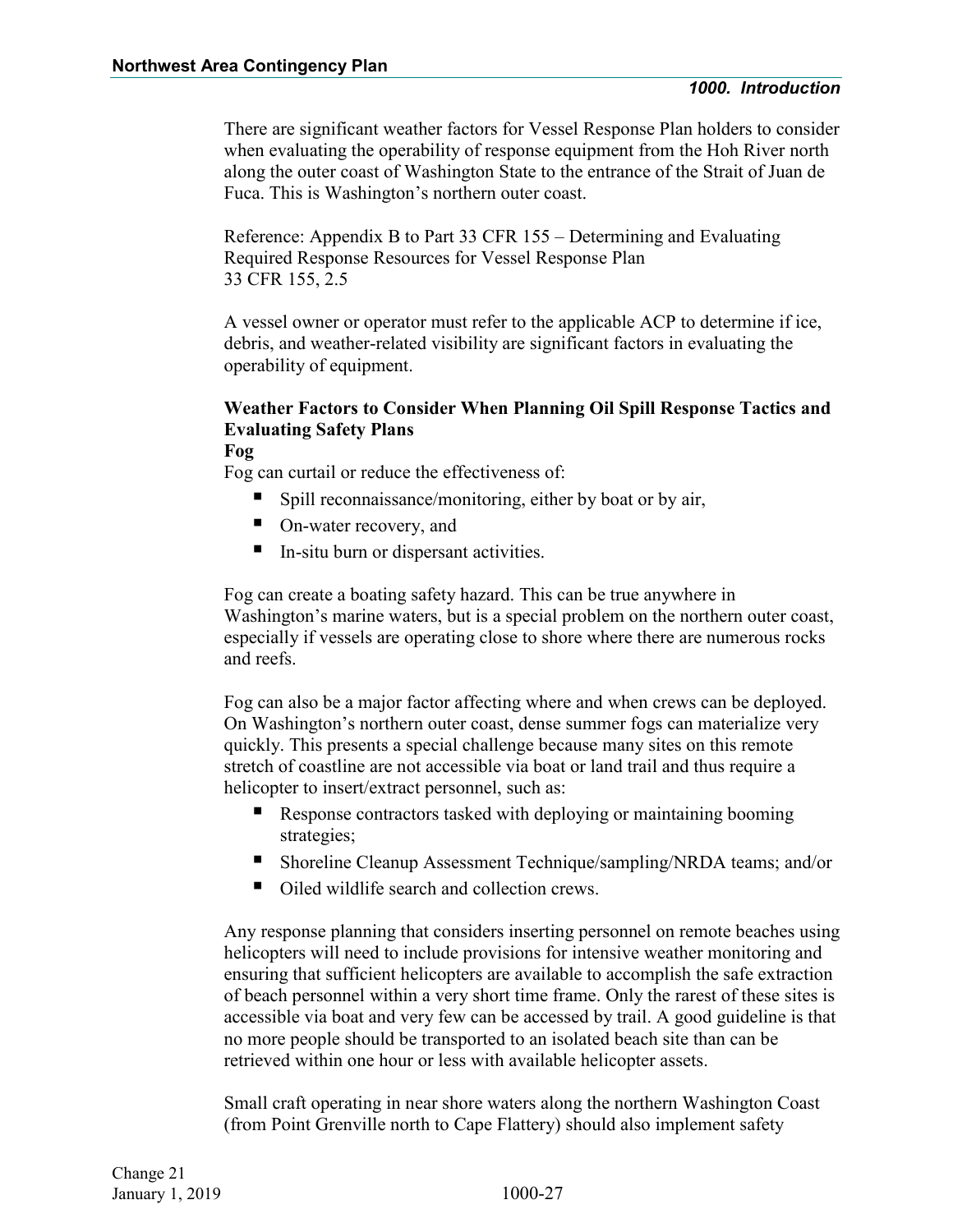There are significant weather factors for Vessel Response Plan holders to consider when evaluating the operability of response equipment from the Hoh River north along the outer coast of Washington State to the entrance of the Strait of Juan de Fuca. This is Washington's northern outer coast.

Reference: Appendix B to Part 33 CFR 155 – Determining and Evaluating Required Response Resources for Vessel Response Plan
33 CFR 155, 2.5

A vessel owner or operator must refer to the applicable ACP to determine if ice, debris, and weather-related visibility are significant factors in evaluating the operability of equipment.

**Weather Factors to Consider When Planning Oil Spill Response Tactics and Evaluating Safety Plans**

**Fog**

Fog can curtail or reduce the effectiveness of:

- Spill reconnaissance/monitoring, either by boat or by air,
- On-water recovery, and
- In-situ burn or dispersant activities.

Fog can create a boating safety hazard. This can be true anywhere in Washington's marine waters, but is a special problem on the northern outer coast, especially if vessels are operating close to shore where there are numerous rocks and reefs.

Fog can also be a major factor affecting where and when crews can be deployed. On Washington's northern outer coast, dense summer fogs can materialize very quickly. This presents a special challenge because many sites on this remote stretch of coastline are not accessible via boat or land trail and thus require a helicopter to insert/extract personnel, such as:

- Response contractors tasked with deploying or maintaining booming strategies;
- Shoreline Cleanup Assessment Technique/sampling/NRDA teams; and/or
- Oiled wildlife search and collection crews.

Any response planning that considers inserting personnel on remote beaches using helicopters will need to include provisions for intensive weather monitoring and ensuring that sufficient helicopters are available to accomplish the safe extraction of beach personnel within a very short time frame. Only the rarest of these sites is accessible via boat and very few can be accessed by trail. A good guideline is that no more people should be transported to an isolated beach site than can be retrieved within one hour or less with available helicopter assets.

Small craft operating in near shore waters along the northern Washington Coast (from Point Grenville north to Cape Flattery) should also implement safety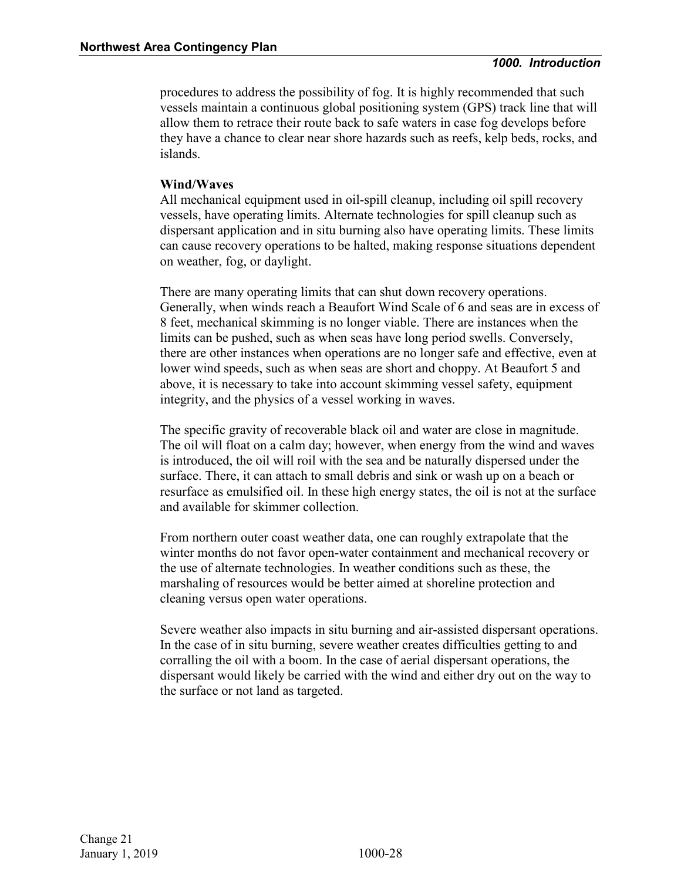procedures to address the possibility of fog. It is highly recommended that such vessels maintain a continuous global positioning system (GPS) track line that will allow them to retrace their route back to safe waters in case fog develops before they have a chance to clear near shore hazards such as reefs, kelp beds, rocks, and islands.

**Wind/Waves**

All mechanical equipment used in oil-spill cleanup, including oil spill recovery vessels, have operating limits. Alternate technologies for spill cleanup such as dispersant application and in situ burning also have operating limits. These limits can cause recovery operations to be halted, making response situations dependent on weather, fog, or daylight.

There are many operating limits that can shut down recovery operations. Generally, when winds reach a Beaufort Wind Scale of 6 and seas are in excess of 8 feet, mechanical skimming is no longer viable. There are instances when the limits can be pushed, such as when seas have long period swells. Conversely, there are other instances when operations are no longer safe and effective, even at lower wind speeds, such as when seas are short and choppy. At Beaufort 5 and above, it is necessary to take into account skimming vessel safety, equipment integrity, and the physics of a vessel working in waves.

The specific gravity of recoverable black oil and water are close in magnitude. The oil will float on a calm day; however, when energy from the wind and waves is introduced, the oil will roil with the sea and be naturally dispersed under the surface. There, it can attach to small debris and sink or wash up on a beach or resurface as emulsified oil. In these high energy states, the oil is not at the surface and available for skimmer collection.

From northern outer coast weather data, one can roughly extrapolate that the winter months do not favor open-water containment and mechanical recovery or the use of alternate technologies. In weather conditions such as these, the marshaling of resources would be better aimed at shoreline protection and cleaning versus open water operations.

Severe weather also impacts in situ burning and air-assisted dispersant operations. In the case of in situ burning, severe weather creates difficulties getting to and corralling the oil with a boom. In the case of aerial dispersant operations, the dispersant would likely be carried with the wind and either dry out on the way to the surface or not land as targeted.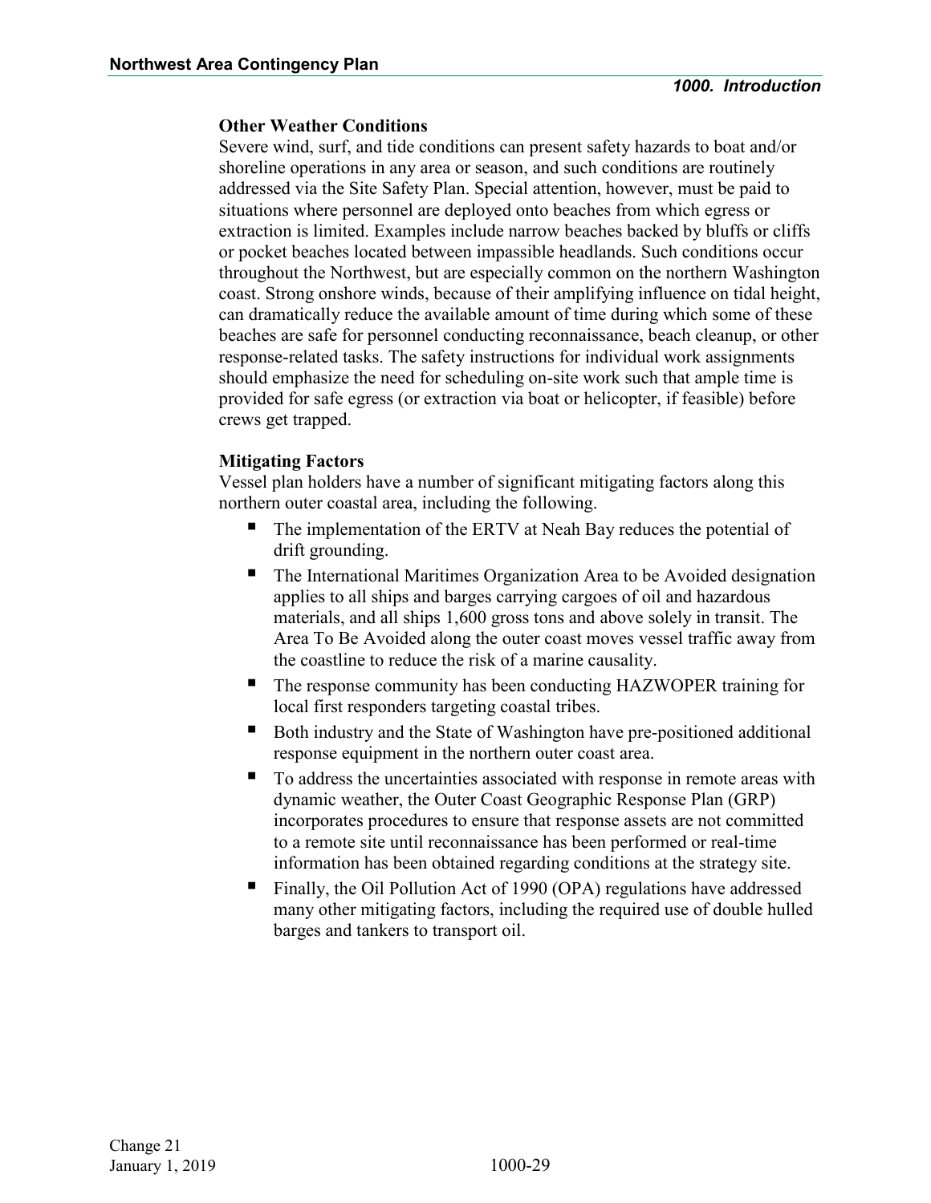### Other Weather Conditions

Severe wind, surf, and tide conditions can present safety hazards to boat and/or shoreline operations in any area or season, and such conditions are routinely addressed via the Site Safety Plan. Special attention, however, must be paid to situations where personnel are deployed onto beaches from which egress or extraction is limited. Examples include narrow beaches backed by bluffs or cliffs or pocket beaches located between impassible headlands. Such conditions occur throughout the Northwest, but are especially common on the northern Washington coast. Strong onshore winds, because of their amplifying influence on tidal height, can dramatically reduce the available amount of time during which some of these beaches are safe for personnel conducting reconnaissance, beach cleanup, or other response-related tasks. The safety instructions for individual work assignments should emphasize the need for scheduling on-site work such that ample time is provided for safe egress (or extraction via boat or helicopter, if feasible) before crews get trapped.

### Mitigating Factors

Vessel plan holders have a number of significant mitigating factors along this northern outer coastal area, including the following.

- The implementation of the ERTV at Neah Bay reduces the potential of drift grounding.
- The International Maritimes Organization Area to be Avoided designation applies to all ships and barges carrying cargoes of oil and hazardous materials, and all ships 1,600 gross tons and above solely in transit. The Area To Be Avoided along the outer coast moves vessel traffic away from the coastline to reduce the risk of a marine causality.
- The response community has been conducting HAZWOPER training for local first responders targeting coastal tribes.
- Both industry and the State of Washington have pre-positioned additional response equipment in the northern outer coast area.
- To address the uncertainties associated with response in remote areas with dynamic weather, the Outer Coast Geographic Response Plan (GRP) incorporates procedures to ensure that response assets are not committed to a remote site until reconnaissance has been performed or real-time information has been obtained regarding conditions at the strategy site.
- Finally, the Oil Pollution Act of 1990 (OPA) regulations have addressed many other mitigating factors, including the required use of double hulled barges and tankers to transport oil.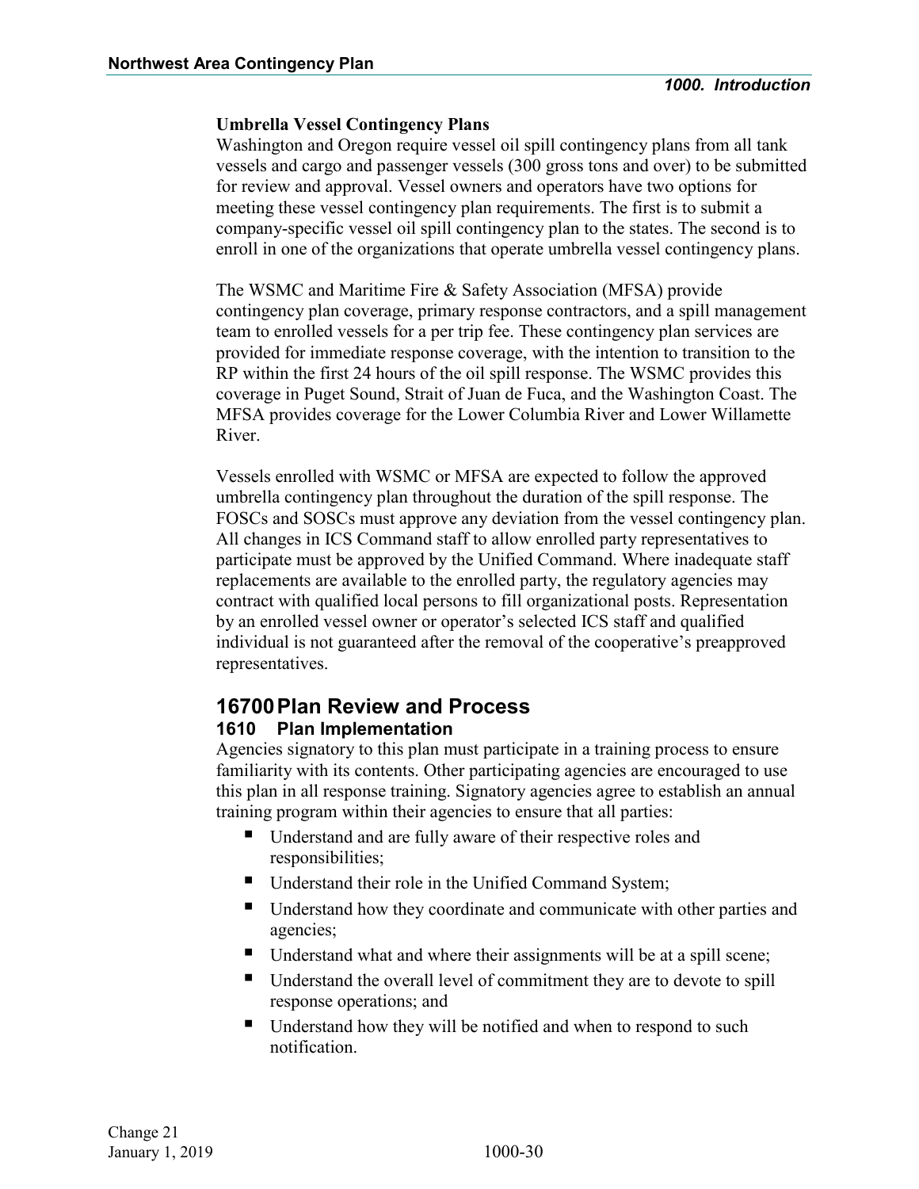**Umbrella Vessel Contingency Plans**

Washington and Oregon require vessel oil spill contingency plans from all tank vessels and cargo and passenger vessels (300 gross tons and over) to be submitted for review and approval. Vessel owners and operators have two options for meeting these vessel contingency plan requirements. The first is to submit a company-specific vessel oil spill contingency plan to the states. The second is to enroll in one of the organizations that operate umbrella vessel contingency plans.

The WSMC and Maritime Fire & Safety Association (MFSA) provide contingency plan coverage, primary response contractors, and a spill management team to enrolled vessels for a per trip fee. These contingency plan services are provided for immediate response coverage, with the intention to transition to the RP within the first 24 hours of the oil spill response. The WSMC provides this coverage in Puget Sound, Strait of Juan de Fuca, and the Washington Coast. The MFSA provides coverage for the Lower Columbia River and Lower Willamette River.

Vessels enrolled with WSMC or MFSA are expected to follow the approved umbrella contingency plan throughout the duration of the spill response. The FOSCs and SOSCs must approve any deviation from the vessel contingency plan. All changes in ICS Command staff to allow enrolled party representatives to participate must be approved by the Unified Command. Where inadequate staff replacements are available to the enrolled party, the regulatory agencies may contract with qualified local persons to fill organizational posts. Representation by an enrolled vessel owner or operator's selected ICS staff and qualified individual is not guaranteed after the removal of the cooperative's preapproved representatives.

## 16700 Plan Review and Process

### 1610 Plan Implementation

Agencies signatory to this plan must participate in a training process to ensure familiarity with its contents. Other participating agencies are encouraged to use this plan in all response training. Signatory agencies agree to establish an annual training program within their agencies to ensure that all parties:

- Understand and are fully aware of their respective roles and responsibilities;
- Understand their role in the Unified Command System;
- Understand how they coordinate and communicate with other parties and agencies;
- Understand what and where their assignments will be at a spill scene;
- Understand the overall level of commitment they are to devote to spill response operations; and
- Understand how they will be notified and when to respond to such notification.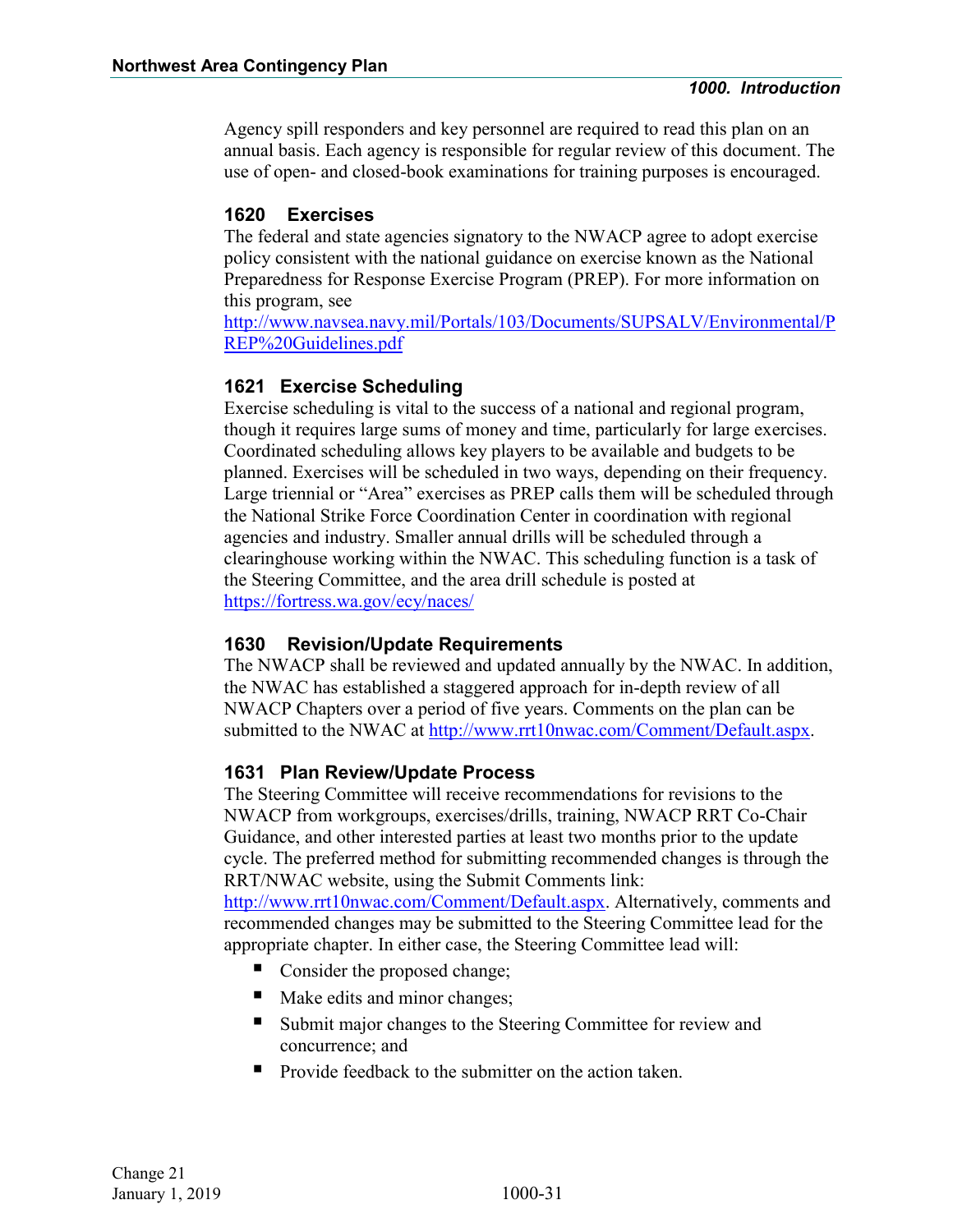Agency spill responders and key personnel are required to read this plan on an annual basis. Each agency is responsible for regular review of this document. The use of open- and closed-book examinations for training purposes is encouraged.

### 1620 Exercises

The federal and state agencies signatory to the NWACP agree to adopt exercise policy consistent with the national guidance on exercise known as the National Preparedness for Response Exercise Program (PREP). For more information on this program, see http://www.navsea.navy.mil/Portals/103/Documents/SUPSALV/Environmental/PREP%20Guidelines.pdf

### 1621 Exercise Scheduling

Exercise scheduling is vital to the success of a national and regional program, though it requires large sums of money and time, particularly for large exercises. Coordinated scheduling allows key players to be available and budgets to be planned. Exercises will be scheduled in two ways, depending on their frequency. Large triennial or "Area" exercises as PREP calls them will be scheduled through the National Strike Force Coordination Center in coordination with regional agencies and industry. Smaller annual drills will be scheduled through a clearinghouse working within the NWAC. This scheduling function is a task of the Steering Committee, and the area drill schedule is posted at https://fortress.wa.gov/ecy/naces/

### 1630 Revision/Update Requirements

The NWACP shall be reviewed and updated annually by the NWAC. In addition, the NWAC has established a staggered approach for in-depth review of all NWACP Chapters over a period of five years. Comments on the plan can be submitted to the NWAC at http://www.rrt10nwac.com/Comment/Default.aspx.

### 1631 Plan Review/Update Process

The Steering Committee will receive recommendations for revisions to the NWACP from workgroups, exercises/drills, training, NWACP RRT Co-Chair Guidance, and other interested parties at least two months prior to the update cycle. The preferred method for submitting recommended changes is through the RRT/NWAC website, using the Submit Comments link: http://www.rrt10nwac.com/Comment/Default.aspx. Alternatively, comments and recommended changes may be submitted to the Steering Committee lead for the appropriate chapter. In either case, the Steering Committee lead will:

- Consider the proposed change;
- Make edits and minor changes;
- Submit major changes to the Steering Committee for review and concurrence; and
- Provide feedback to the submitter on the action taken.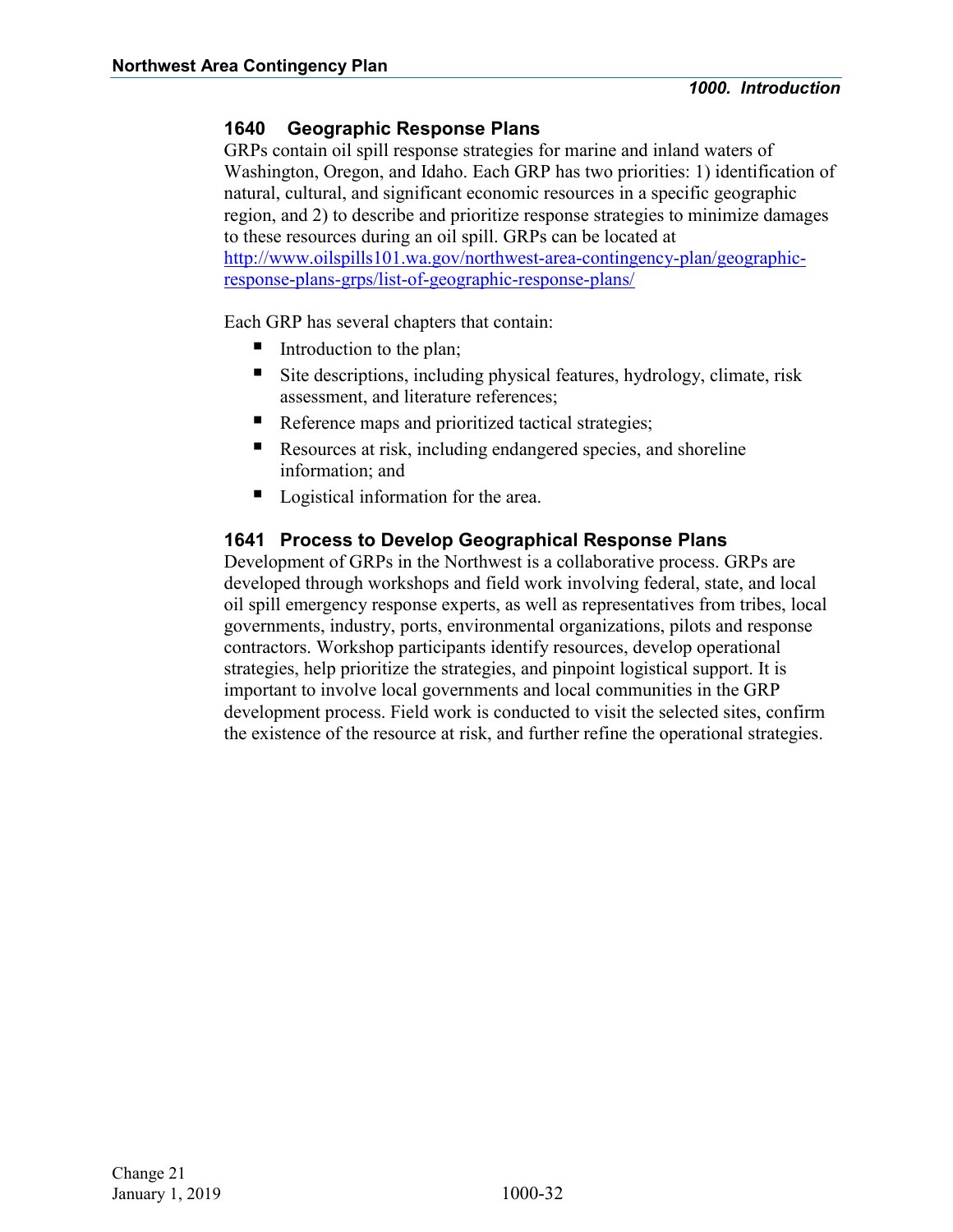## 1640 Geographic Response Plans

GRPs contain oil spill response strategies for marine and inland waters of Washington, Oregon, and Idaho. Each GRP has two priorities: 1) identification of natural, cultural, and significant economic resources in a specific geographic region, and 2) to describe and prioritize response strategies to minimize damages to these resources during an oil spill. GRPs can be located at [http://www.oilspills101.wa.gov/northwest-area-contingency-plan/geographic-response-plans-grps/list-of-geographic-response-plans/](http://www.oilspills101.wa.gov/northwest-area-contingency-plan/geographic-response-plans-grps/list-of-geographic-response-plans/)

Each GRP has several chapters that contain:

- Introduction to the plan;
- Site descriptions, including physical features, hydrology, climate, risk assessment, and literature references;
- Reference maps and prioritized tactical strategies;
- Resources at risk, including endangered species, and shoreline information; and
- Logistical information for the area.

## 1641 Process to Develop Geographical Response Plans

Development of GRPs in the Northwest is a collaborative process. GRPs are developed through workshops and field work involving federal, state, and local oil spill emergency response experts, as well as representatives from tribes, local governments, industry, ports, environmental organizations, pilots and response contractors. Workshop participants identify resources, develop operational strategies, help prioritize the strategies, and pinpoint logistical support. It is important to involve local governments and local communities in the GRP development process. Field work is conducted to visit the selected sites, confirm the existence of the resource at risk, and further refine the operational strategies.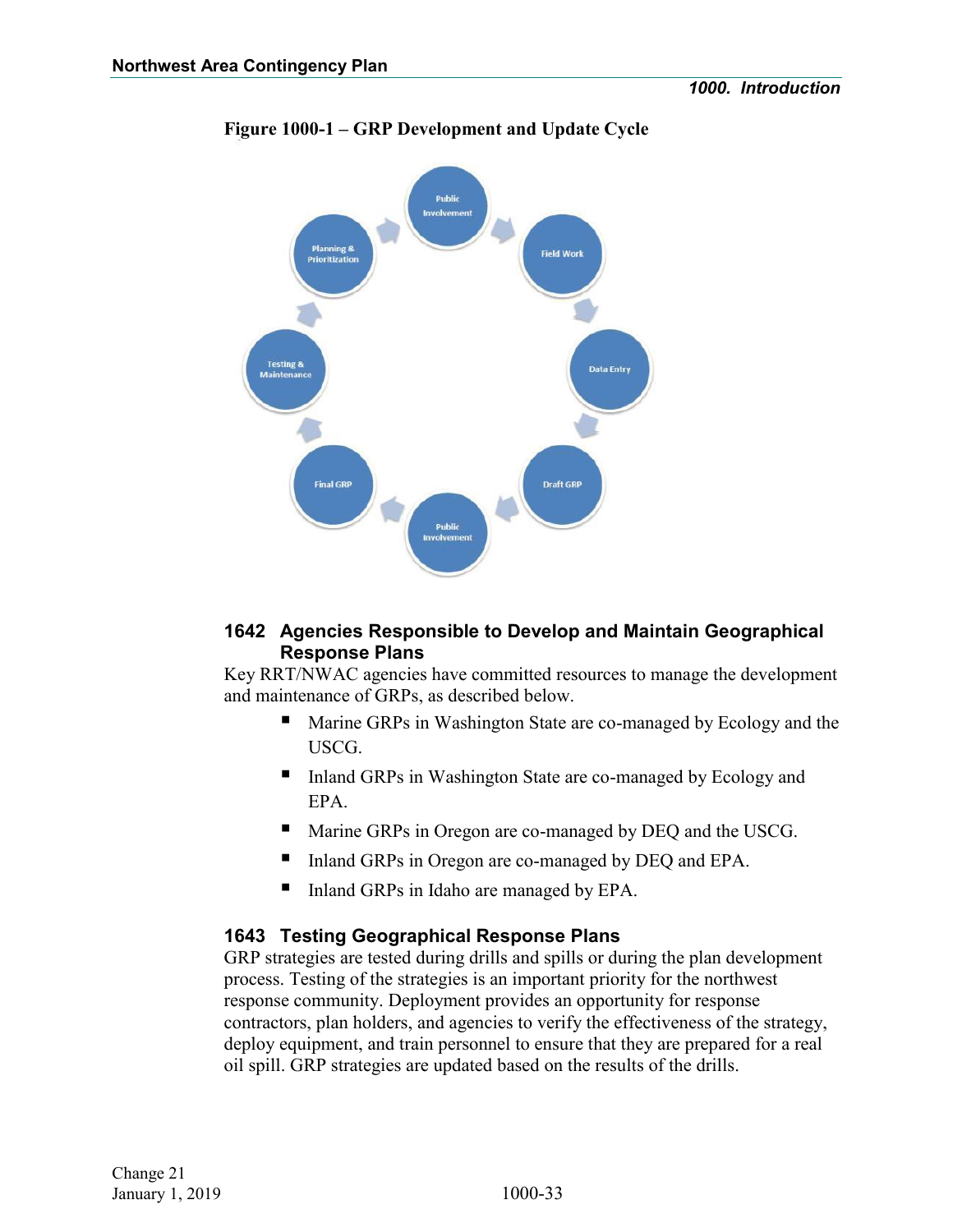**Figure 1000-1 – GRP Development and Update Cycle**

### 1642 Agencies Responsible to Develop and Maintain Geographical Response Plans

Key RRT/NWAC agencies have committed resources to manage the development and maintenance of GRPs, as described below.

- Marine GRPs in Washington State are co-managed by Ecology and the USCG.
- Inland GRPs in Washington State are co-managed by Ecology and EPA.
- Marine GRPs in Oregon are co-managed by DEQ and the USCG.
- Inland GRPs in Oregon are co-managed by DEQ and EPA.
- Inland GRPs in Idaho are managed by EPA.

### 1643 Testing Geographical Response Plans

GRP strategies are tested during drills and spills or during the plan development process. Testing of the strategies is an important priority for the northwest response community. Deployment provides an opportunity for response contractors, plan holders, and agencies to verify the effectiveness of the strategy, deploy equipment, and train personnel to ensure that they are prepared for a real oil spill. GRP strategies are updated based on the results of the drills.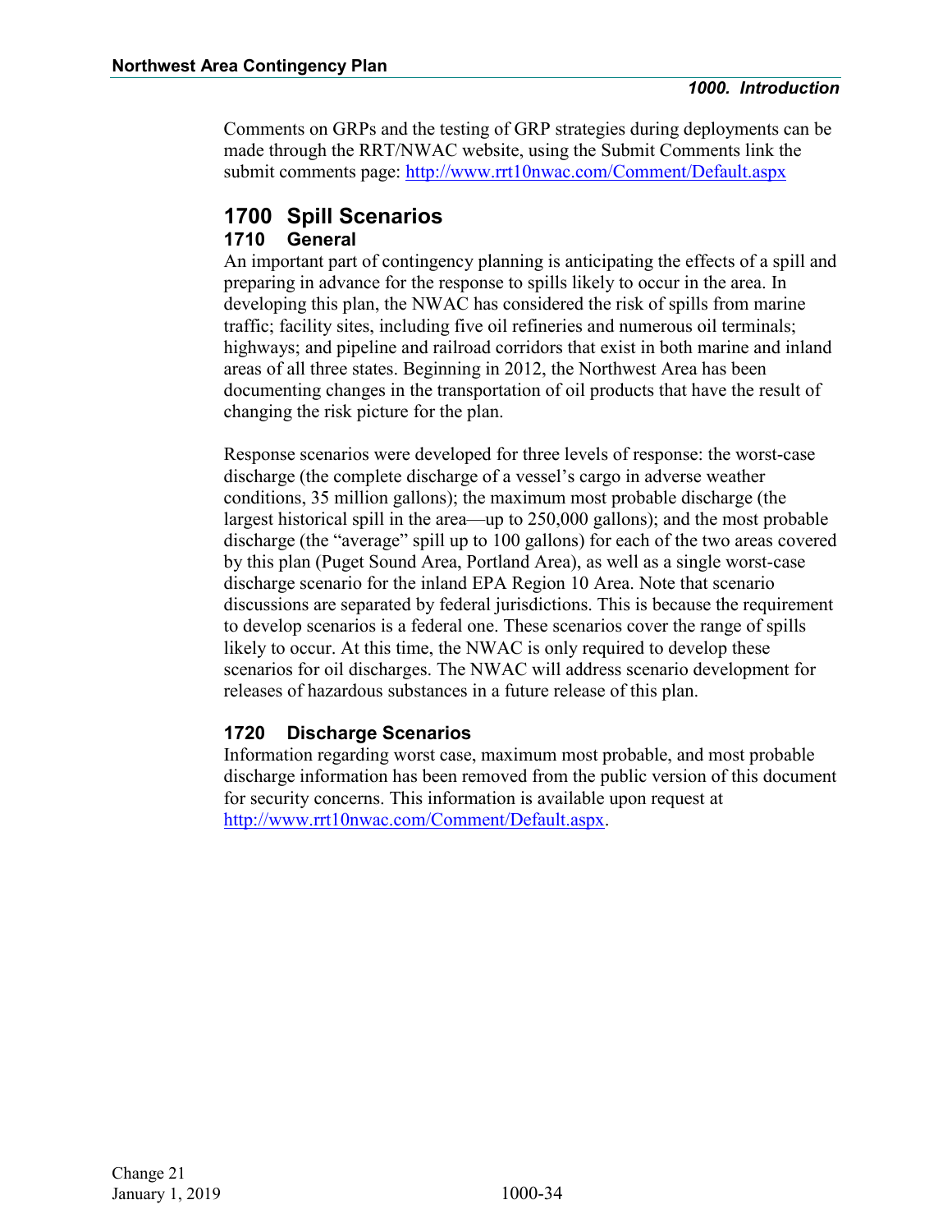Comments on GRPs and the testing of GRP strategies during deployments can be made through the RRT/NWAC website, using the Submit Comments link the submit comments page: http://www.rrt10nwac.com/Comment/Default.aspx

# 1700 Spill Scenarios

## 1710 General

An important part of contingency planning is anticipating the effects of a spill and preparing in advance for the response to spills likely to occur in the area. In developing this plan, the NWAC has considered the risk of spills from marine traffic; facility sites, including five oil refineries and numerous oil terminals; highways; and pipeline and railroad corridors that exist in both marine and inland areas of all three states. Beginning in 2012, the Northwest Area has been documenting changes in the transportation of oil products that have the result of changing the risk picture for the plan.

Response scenarios were developed for three levels of response: the worst-case discharge (the complete discharge of a vessel's cargo in adverse weather conditions, 35 million gallons); the maximum most probable discharge (the largest historical spill in the area—up to 250,000 gallons); and the most probable discharge (the "average" spill up to 100 gallons) for each of the two areas covered by this plan (Puget Sound Area, Portland Area), as well as a single worst-case discharge scenario for the inland EPA Region 10 Area. Note that scenario discussions are separated by federal jurisdictions. This is because the requirement to develop scenarios is a federal one. These scenarios cover the range of spills likely to occur. At this time, the NWAC is only required to develop these scenarios for oil discharges. The NWAC will address scenario development for releases of hazardous substances in a future release of this plan.

## 1720 Discharge Scenarios

Information regarding worst case, maximum most probable, and most probable discharge information has been removed from the public version of this document for security concerns. This information is available upon request at http://www.rrt10nwac.com/Comment/Default.aspx.